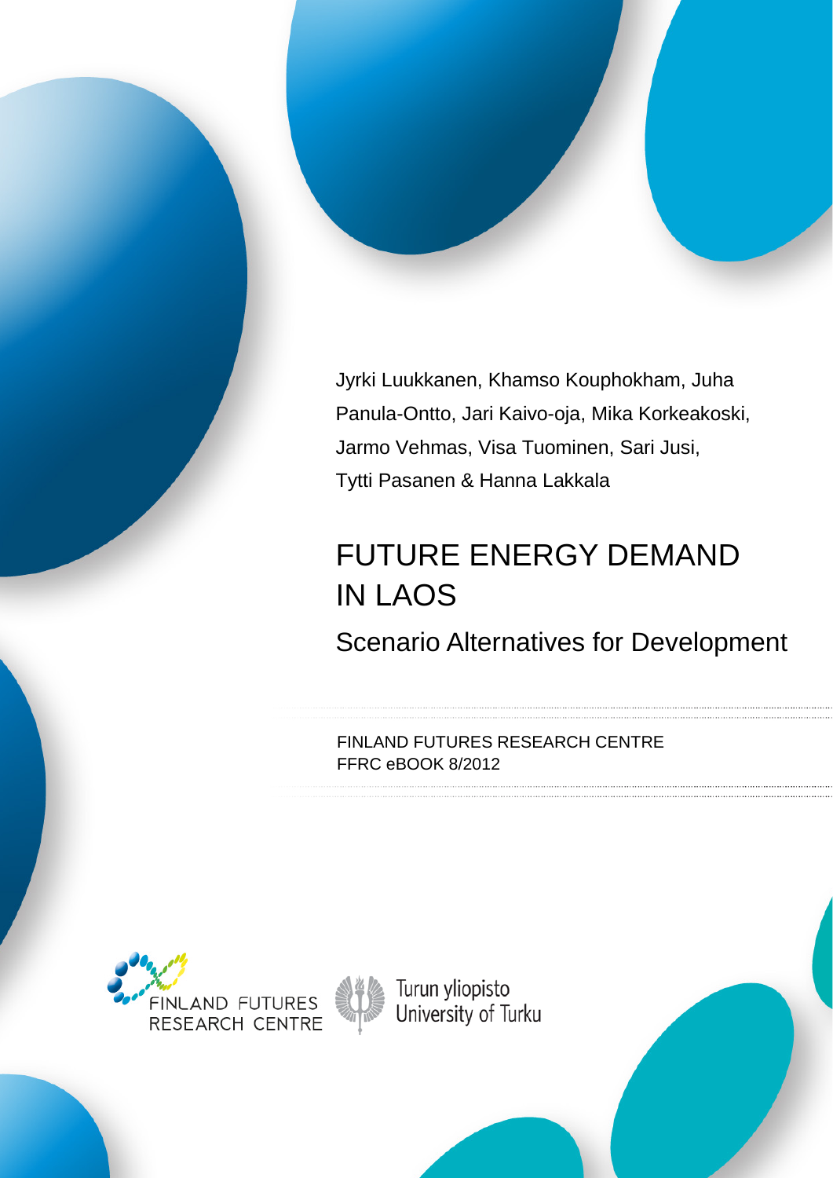Jyrki Luukkanen, Khamso Kouphokham, Juha Panula-Ontto, Jari Kaivo-oja, Mika Korkeakoski, Jarmo Vehmas, Visa Tuominen, Sari Jusi, Tytti Pasanen & Hanna Lakkala

# FUTURE ENERGY DEMAND IN LAOS

## Scenario Alternatives for Development

FINLAND FUTURES RESEARCH CENTRE
FFRC eBOOK 8/2012

FINLAND FUTURES RESEARCH CENTRE

Turun yliopisto
University of Turku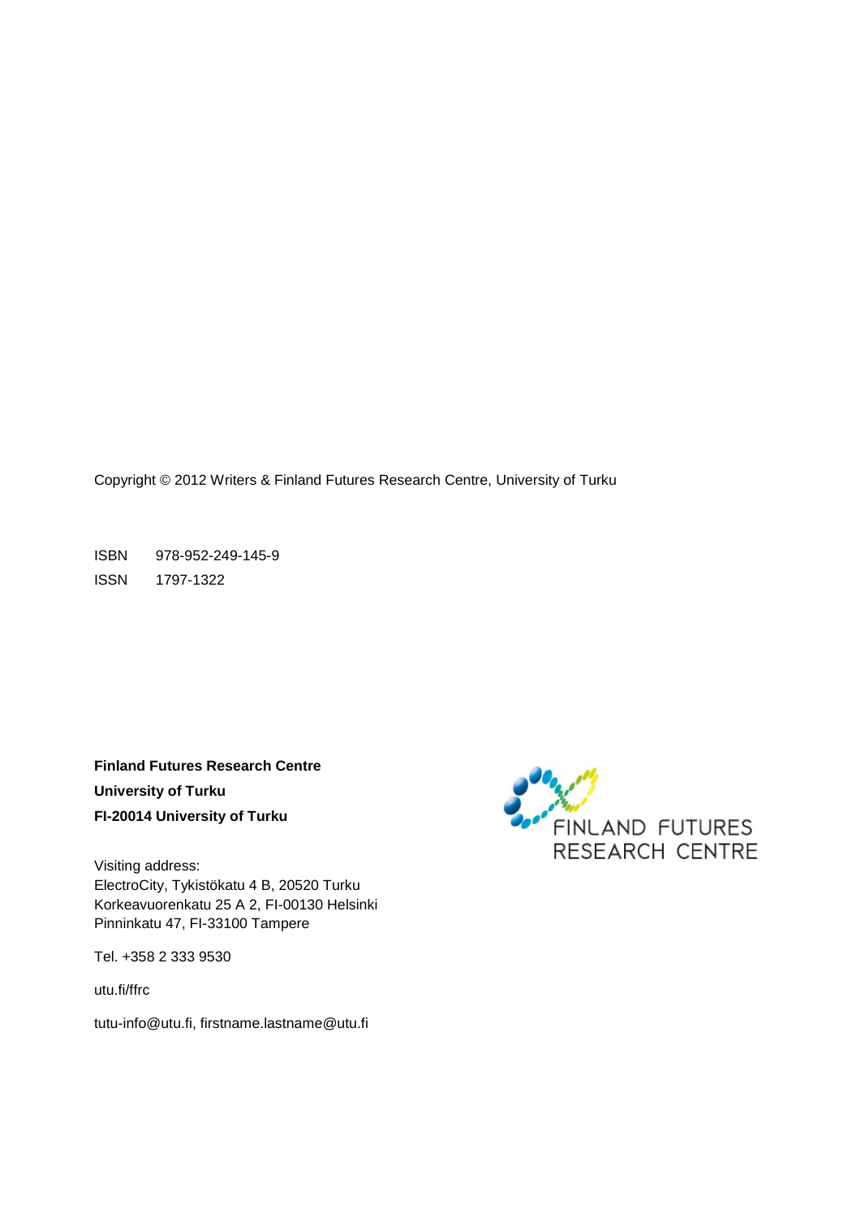Copyright © 2012 Writers & Finland Futures Research Centre, University of Turku

ISBN 978-952-249-145-9

ISSN 1797-1322

**Finland Futures Research Centre**

**University of Turku**

**FI-20014 University of Turku**

Visiting address:
ElectroCity, Tykistökatu 4 B, 20520 Turku
Korkeavuorenkatu 25 A 2, FI-00130 Helsinki
Pinninkatu 47, FI-33100 Tampere

Tel. +358 2 333 9530

utu.fi/ffrc

tutu-info@utu.fi, firstname.lastname@utu.fi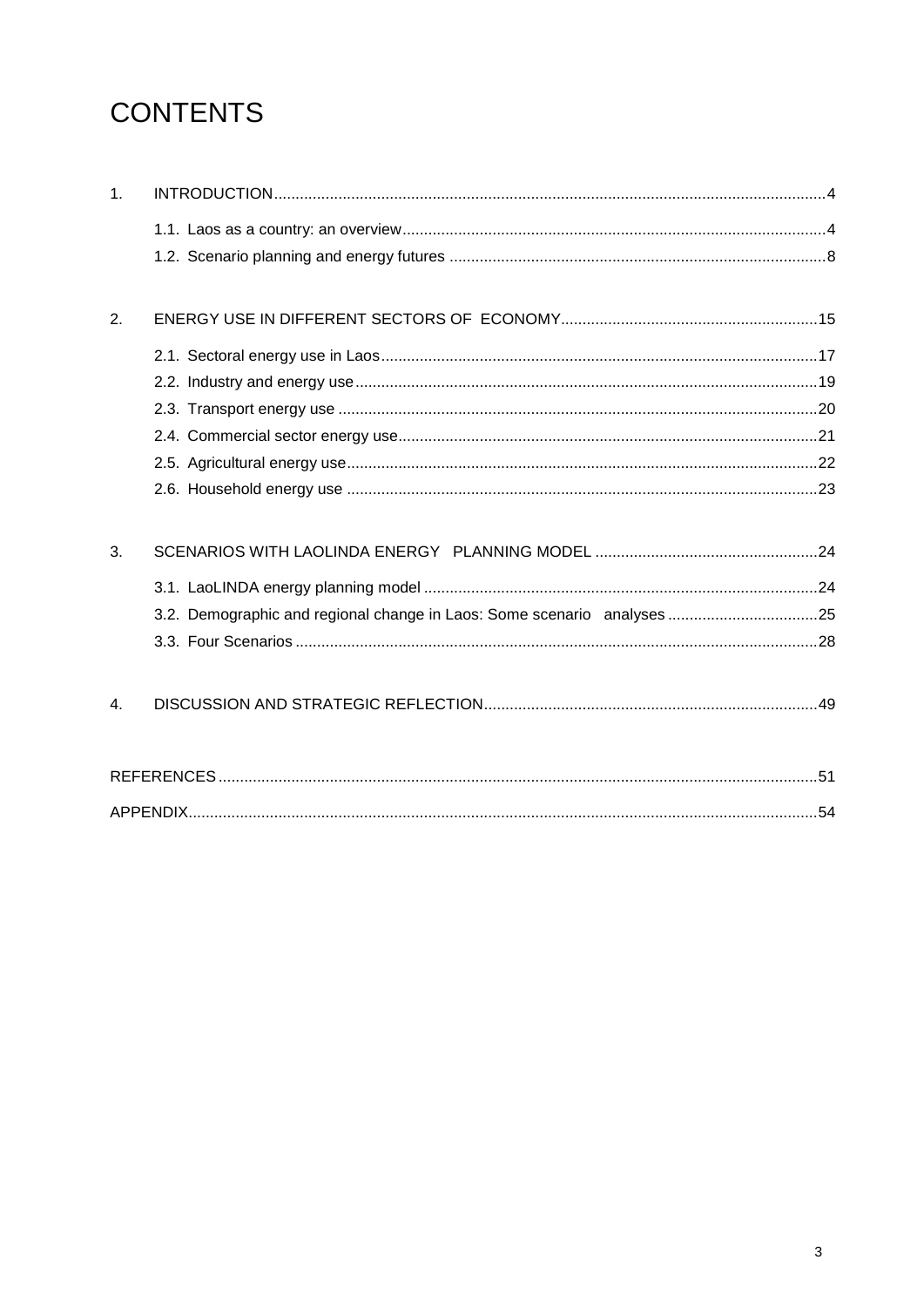# CONTENTS

1. INTRODUCTION ........................................ 4
   - 1.1. Laos as a country: an overview ........................................ 4
   - 1.2. Scenario planning and energy futures ........................................ 8

2. ENERGY USE IN DIFFERENT SECTORS OF ECONOMY ........................................ 15
   - 2.1. Sectoral energy use in Laos ........................................ 17
   - 2.2. Industry and energy use ........................................ 19
   - 2.3. Transport energy use ........................................ 20
   - 2.4. Commercial sector energy use ........................................ 21
   - 2.5. Agricultural energy use ........................................ 22
   - 2.6. Household energy use ........................................ 23

3. SCENARIOS WITH LAOLINDA ENERGY PLANNING MODEL ........................................ 24
   - 3.1. LaoLINDA energy planning model ........................................ 24
   - 3.2. Demographic and regional change in Laos: Some scenario analyses ........................................ 25
   - 3.3. Four Scenarios ........................................ 28

4. DISCUSSION AND STRATEGIC REFLECTION ........................................ 49

REFERENCES ........................................ 51

APPENDIX ........................................ 54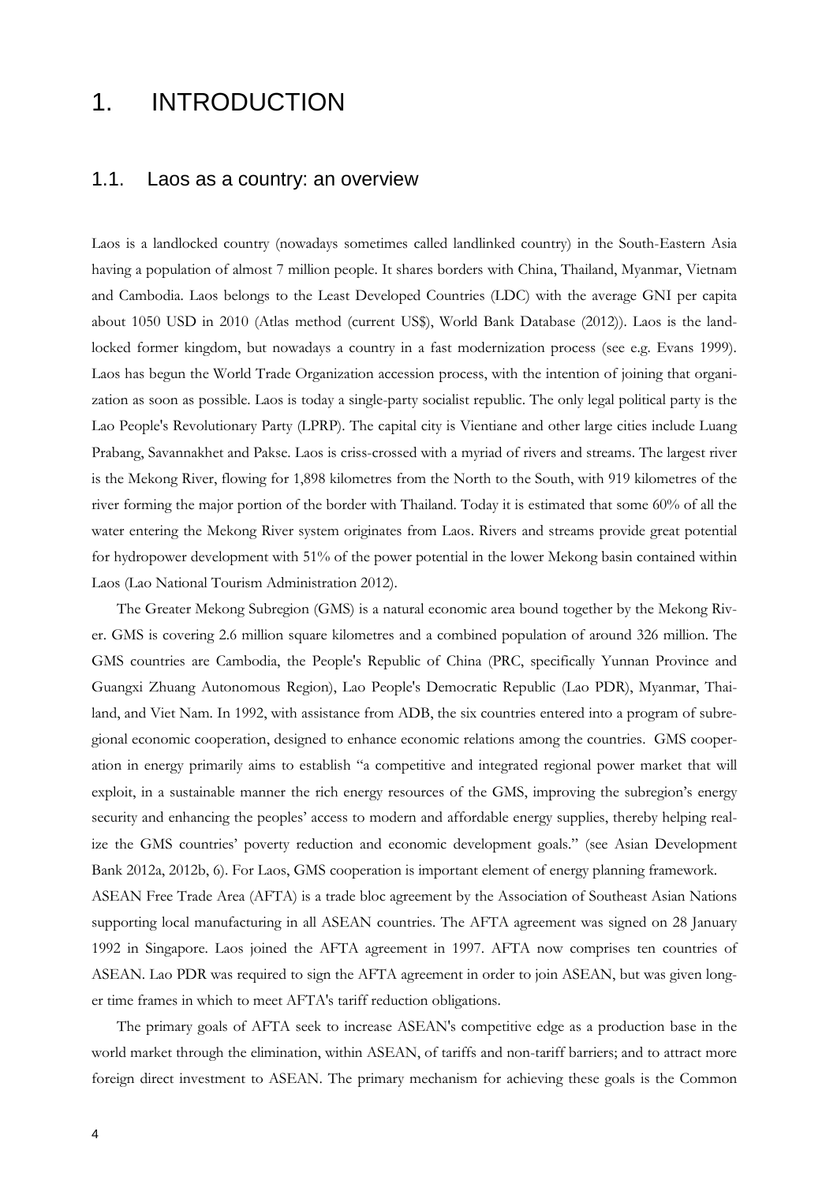# 1. INTRODUCTION

## 1.1. Laos as a country: an overview

Laos is a landlocked country (nowadays sometimes called landlinked country) in the South-Eastern Asia having a population of almost 7 million people. It shares borders with China, Thailand, Myanmar, Vietnam and Cambodia. Laos belongs to the Least Developed Countries (LDC) with the average GNI per capita about 1050 USD in 2010 (Atlas method (current US$), World Bank Database (2012)). Laos is the land-locked former kingdom, but nowadays a country in a fast modernization process (see e.g. Evans 1999). Laos has begun the World Trade Organization accession process, with the intention of joining that organization as soon as possible. Laos is today a single-party socialist republic. The only legal political party is the Lao People's Revolutionary Party (LPRP). The capital city is Vientiane and other large cities include Luang Prabang, Savannakhet and Pakse. Laos is criss-crossed with a myriad of rivers and streams. The largest river is the Mekong River, flowing for 1,898 kilometres from the North to the South, with 919 kilometres of the river forming the major portion of the border with Thailand. Today it is estimated that some 60% of all the water entering the Mekong River system originates from Laos. Rivers and streams provide great potential for hydropower development with 51% of the power potential in the lower Mekong basin contained within Laos (Lao National Tourism Administration 2012).

The Greater Mekong Subregion (GMS) is a natural economic area bound together by the Mekong River. GMS is covering 2.6 million square kilometres and a combined population of around 326 million. The GMS countries are Cambodia, the People's Republic of China (PRC, specifically Yunnan Province and Guangxi Zhuang Autonomous Region), Lao People's Democratic Republic (Lao PDR), Myanmar, Thailand, and Viet Nam. In 1992, with assistance from ADB, the six countries entered into a program of subregional economic cooperation, designed to enhance economic relations among the countries. GMS cooperation in energy primarily aims to establish "a competitive and integrated regional power market that will exploit, in a sustainable manner the rich energy resources of the GMS, improving the subregion's energy security and enhancing the peoples' access to modern and affordable energy supplies, thereby helping realize the GMS countries' poverty reduction and economic development goals." (see Asian Development Bank 2012a, 2012b, 6). For Laos, GMS cooperation is important element of energy planning framework.

ASEAN Free Trade Area (AFTA) is a trade bloc agreement by the Association of Southeast Asian Nations supporting local manufacturing in all ASEAN countries. The AFTA agreement was signed on 28 January 1992 in Singapore. Laos joined the AFTA agreement in 1997. AFTA now comprises ten countries of ASEAN. Lao PDR was required to sign the AFTA agreement in order to join ASEAN, but was given longer time frames in which to meet AFTA's tariff reduction obligations.

The primary goals of AFTA seek to increase ASEAN's competitive edge as a production base in the world market through the elimination, within ASEAN, of tariffs and non-tariff barriers; and to attract more foreign direct investment to ASEAN. The primary mechanism for achieving these goals is the Common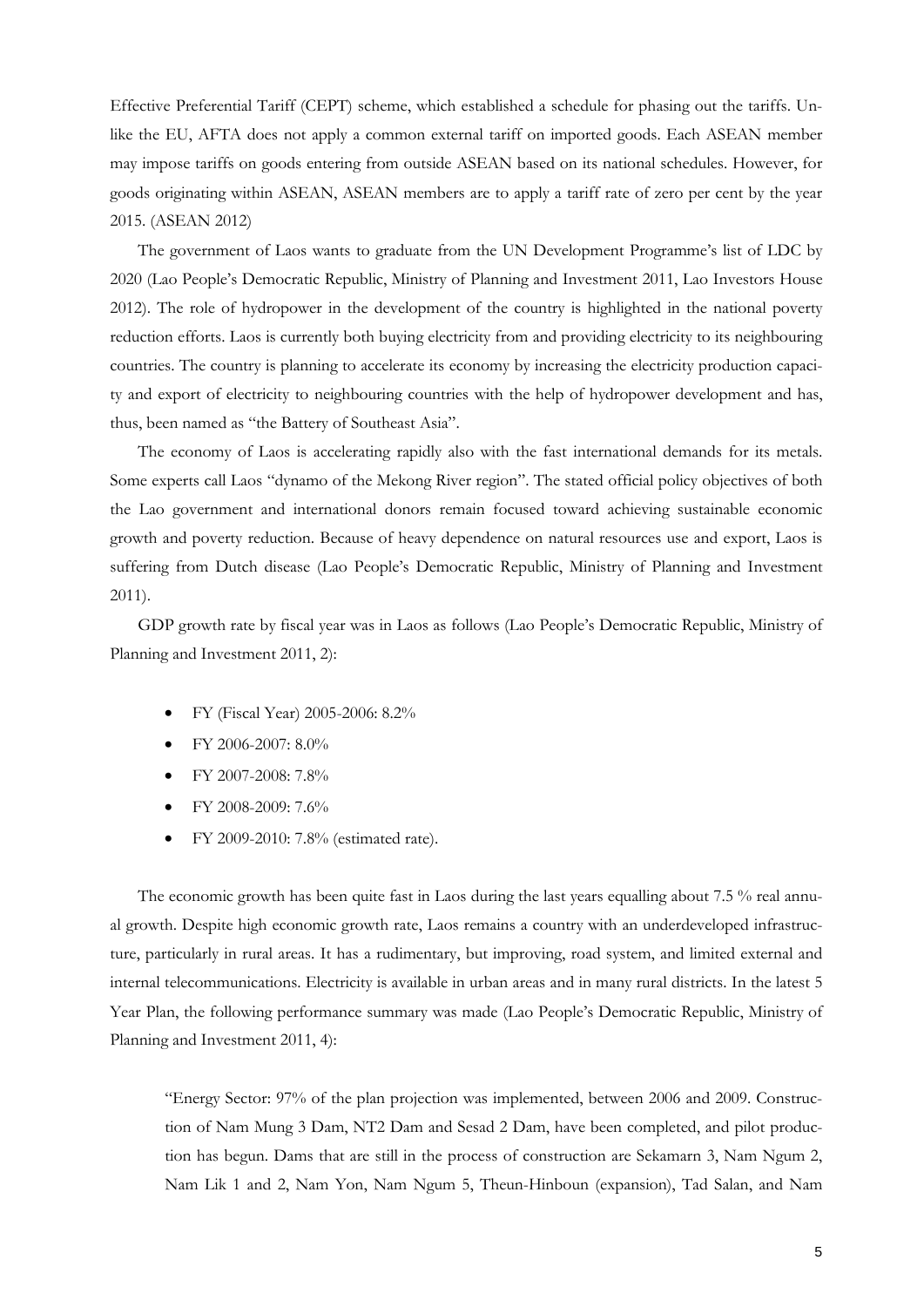Effective Preferential Tariff (CEPT) scheme, which established a schedule for phasing out the tariffs. Unlike the EU, AFTA does not apply a common external tariff on imported goods. Each ASEAN member may impose tariffs on goods entering from outside ASEAN based on its national schedules. However, for goods originating within ASEAN, ASEAN members are to apply a tariff rate of zero per cent by the year 2015. (ASEAN 2012)

The government of Laos wants to graduate from the UN Development Programme's list of LDC by 2020 (Lao People's Democratic Republic, Ministry of Planning and Investment 2011, Lao Investors House 2012). The role of hydropower in the development of the country is highlighted in the national poverty reduction efforts. Laos is currently both buying electricity from and providing electricity to its neighbouring countries. The country is planning to accelerate its economy by increasing the electricity production capacity and export of electricity to neighbouring countries with the help of hydropower development and has, thus, been named as "the Battery of Southeast Asia".

The economy of Laos is accelerating rapidly also with the fast international demands for its metals. Some experts call Laos "dynamo of the Mekong River region". The stated official policy objectives of both the Lao government and international donors remain focused toward achieving sustainable economic growth and poverty reduction. Because of heavy dependence on natural resources use and export, Laos is suffering from Dutch disease (Lao People's Democratic Republic, Ministry of Planning and Investment 2011).

GDP growth rate by fiscal year was in Laos as follows (Lao People's Democratic Republic, Ministry of Planning and Investment 2011, 2):

- FY (Fiscal Year) 2005-2006: 8.2%
- FY 2006-2007: 8.0%
- FY 2007-2008: 7.8%
- FY 2008-2009: 7.6%
- FY 2009-2010: 7.8% (estimated rate).

The economic growth has been quite fast in Laos during the last years equalling about 7.5 % real annual growth. Despite high economic growth rate, Laos remains a country with an underdeveloped infrastructure, particularly in rural areas. It has a rudimentary, but improving, road system, and limited external and internal telecommunications. Electricity is available in urban areas and in many rural districts. In the latest 5 Year Plan, the following performance summary was made (Lao People's Democratic Republic, Ministry of Planning and Investment 2011, 4):

> "Energy Sector: 97% of the plan projection was implemented, between 2006 and 2009. Construction of Nam Mung 3 Dam, NT2 Dam and Sesad 2 Dam, have been completed, and pilot production has begun. Dams that are still in the process of construction are Sekamarn 3, Nam Ngum 2, Nam Lik 1 and 2, Nam Yon, Nam Ngum 5, Theun-Hinboun (expansion), Tad Salan, and Nam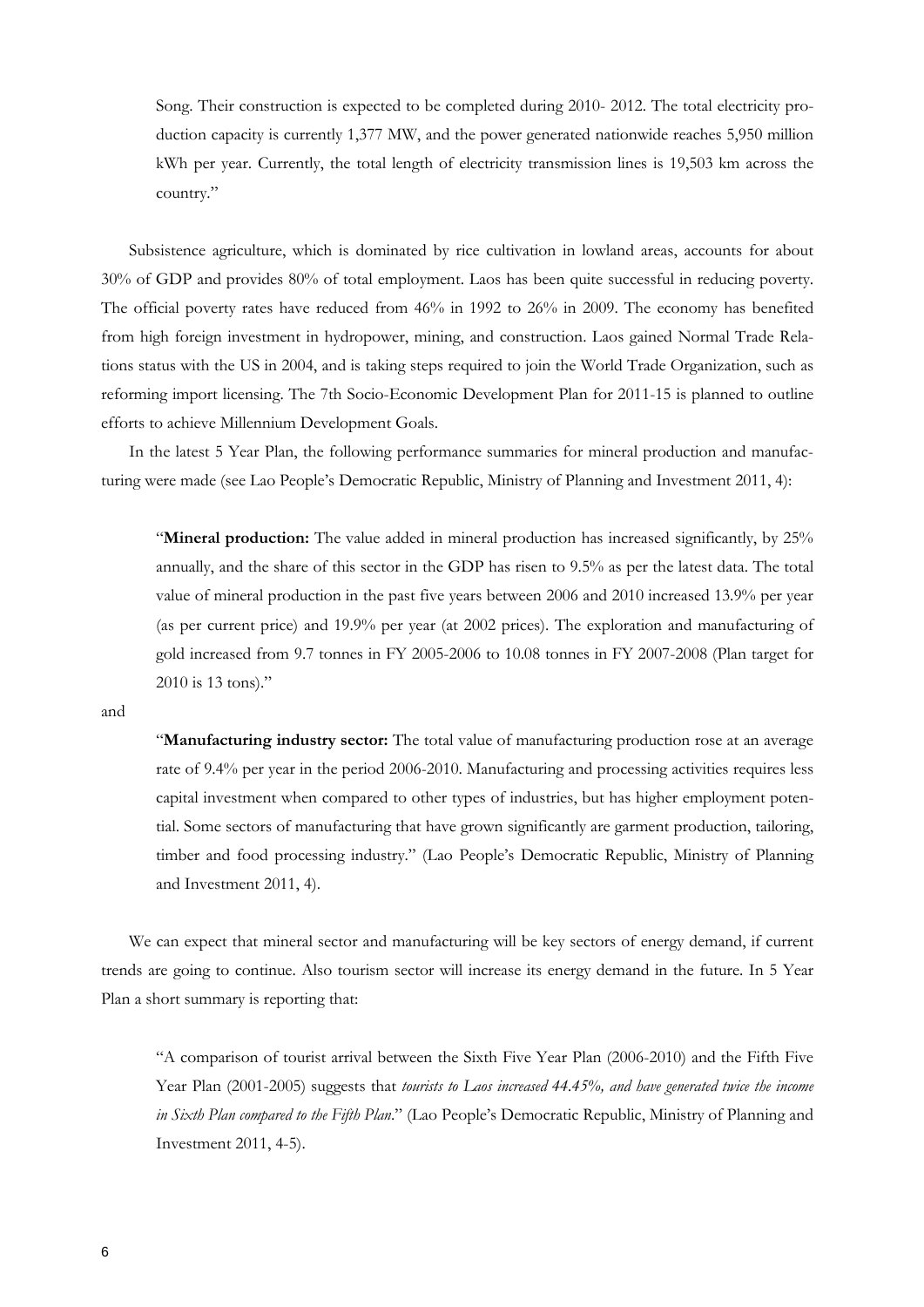Song. Their construction is expected to be completed during 2010- 2012. The total electricity production capacity is currently 1,377 MW, and the power generated nationwide reaches 5,950 million kWh per year. Currently, the total length of electricity transmission lines is 19,503 km across the country."

Subsistence agriculture, which is dominated by rice cultivation in lowland areas, accounts for about 30% of GDP and provides 80% of total employment. Laos has been quite successful in reducing poverty. The official poverty rates have reduced from 46% in 1992 to 26% in 2009. The economy has benefited from high foreign investment in hydropower, mining, and construction. Laos gained Normal Trade Relations status with the US in 2004, and is taking steps required to join the World Trade Organization, such as reforming import licensing. The 7th Socio-Economic Development Plan for 2011-15 is planned to outline efforts to achieve Millennium Development Goals.

In the latest 5 Year Plan, the following performance summaries for mineral production and manufacturing were made (see Lao People's Democratic Republic, Ministry of Planning and Investment 2011, 4):

> "**Mineral production:** The value added in mineral production has increased significantly, by 25% annually, and the share of this sector in the GDP has risen to 9.5% as per the latest data. The total value of mineral production in the past five years between 2006 and 2010 increased 13.9% per year (as per current price) and 19.9% per year (at 2002 prices). The exploration and manufacturing of gold increased from 9.7 tonnes in FY 2005-2006 to 10.08 tonnes in FY 2007-2008 (Plan target for 2010 is 13 tons)."

and

> "**Manufacturing industry sector:** The total value of manufacturing production rose at an average rate of 9.4% per year in the period 2006-2010. Manufacturing and processing activities requires less capital investment when compared to other types of industries, but has higher employment potential. Some sectors of manufacturing that have grown significantly are garment production, tailoring, timber and food processing industry." (Lao People's Democratic Republic, Ministry of Planning and Investment 2011, 4).

We can expect that mineral sector and manufacturing will be key sectors of energy demand, if current trends are going to continue. Also tourism sector will increase its energy demand in the future. In 5 Year Plan a short summary is reporting that:

> "A comparison of tourist arrival between the Sixth Five Year Plan (2006-2010) and the Fifth Five Year Plan (2001-2005) suggests that *tourists to Laos increased 44.45%, and have generated twice the income in Sixth Plan compared to the Fifth Plan*." (Lao People's Democratic Republic, Ministry of Planning and Investment 2011, 4-5).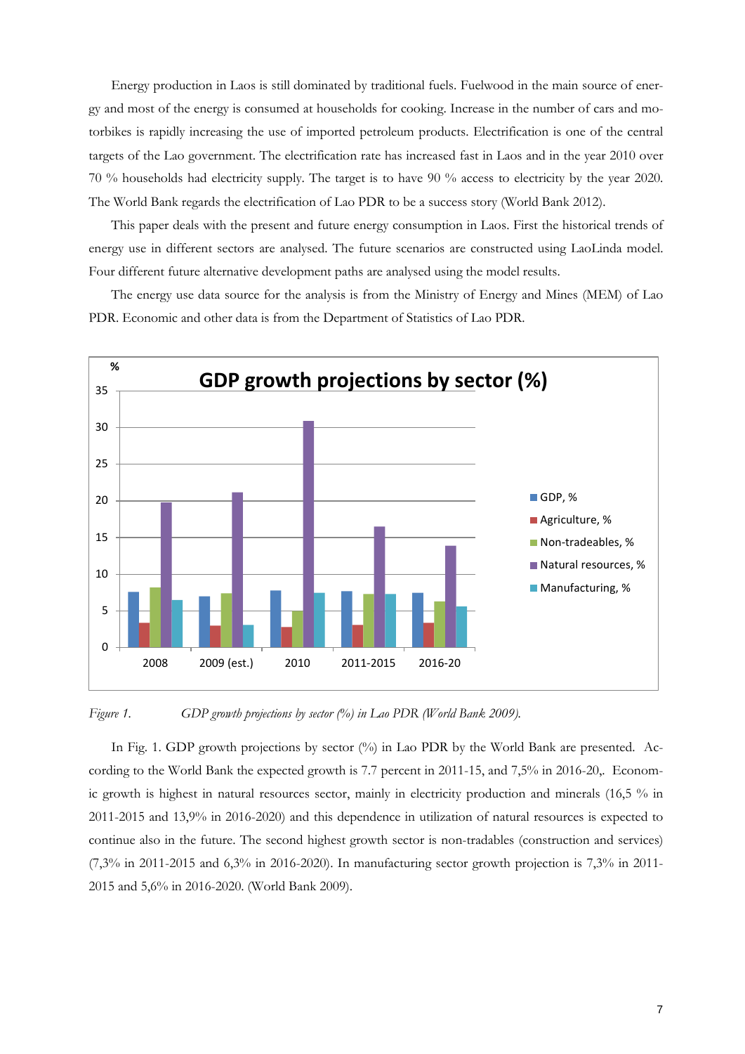Energy production in Laos is still dominated by traditional fuels. Fuelwood in the main source of energy and most of the energy is consumed at households for cooking. Increase in the number of cars and motorbikes is rapidly increasing the use of imported petroleum products. Electrification is one of the central targets of the Lao government. The electrification rate has increased fast in Laos and in the year 2010 over 70 % households had electricity supply. The target is to have 90 % access to electricity by the year 2020. The World Bank regards the electrification of Lao PDR to be a success story (World Bank 2012).

This paper deals with the present and future energy consumption in Laos. First the historical trends of energy use in different sectors are analysed. The future scenarios are constructed using LaoLinda model. Four different future alternative development paths are analysed using the model results.

The energy use data source for the analysis is from the Ministry of Energy and Mines (MEM) of Lao PDR. Economic and other data is from the Department of Statistics of Lao PDR.

*Figure 1.* *GDP growth projections by sector (%) in Lao PDR (World Bank 2009).*

In Fig. 1. GDP growth projections by sector (%) in Lao PDR by the World Bank are presented. According to the World Bank the expected growth is 7.7 percent in 2011-15, and 7,5% in 2016-20,. Economic growth is highest in natural resources sector, mainly in electricity production and minerals (16,5 % in 2011-2015 and 13,9% in 2016-2020) and this dependence in utilization of natural resources is expected to continue also in the future. The second highest growth sector is non-tradables (construction and services) (7,3% in 2011-2015 and 6,3% in 2016-2020). In manufacturing sector growth projection is 7,3% in 2011-2015 and 5,6% in 2016-2020. (World Bank 2009).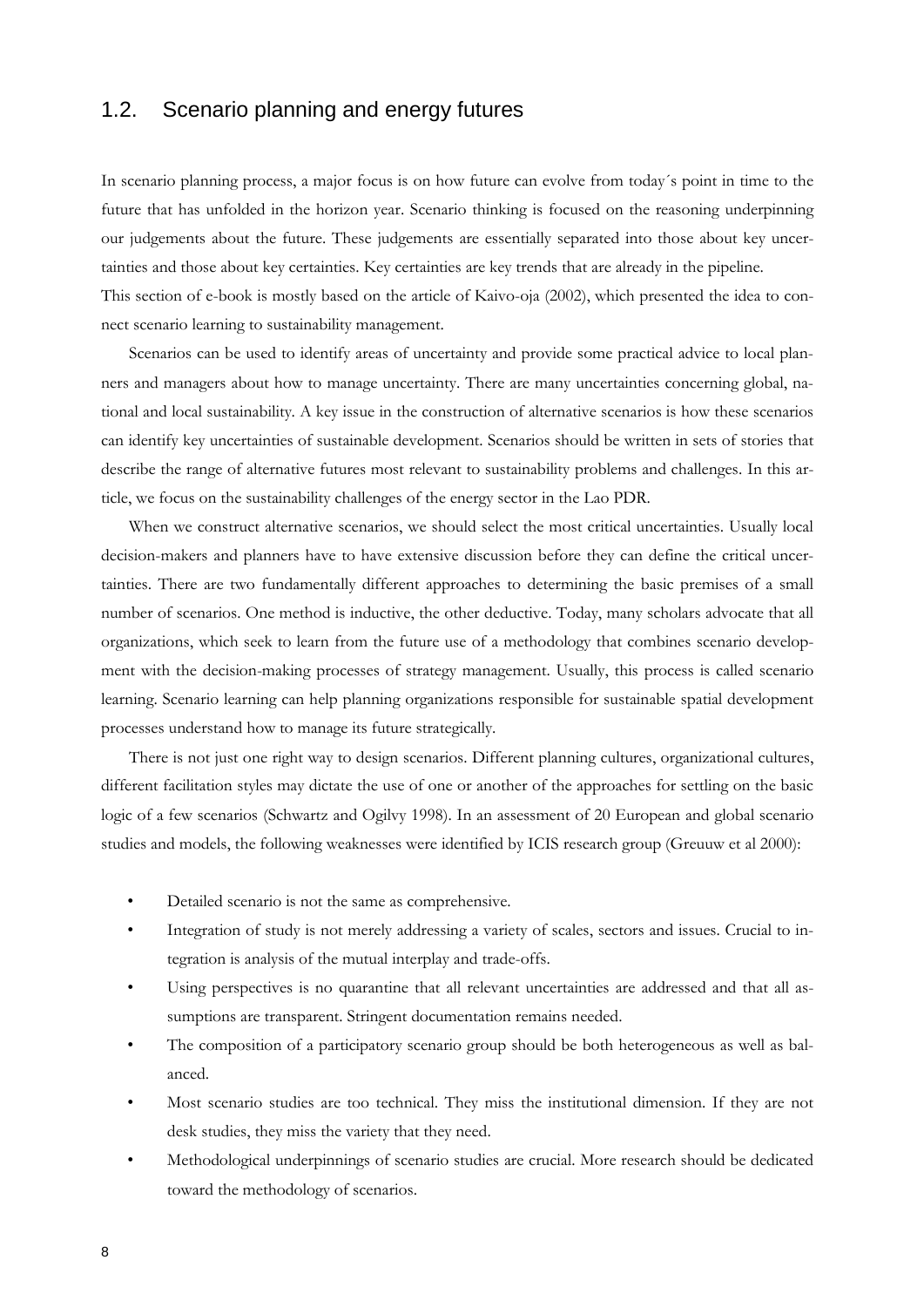## 1.2. Scenario planning and energy futures

In scenario planning process, a major focus is on how future can evolve from today´s point in time to the future that has unfolded in the horizon year. Scenario thinking is focused on the reasoning underpinning our judgements about the future. These judgements are essentially separated into those about key uncertainties and those about key certainties. Key certainties are key trends that are already in the pipeline.
This section of e-book is mostly based on the article of Kaivo-oja (2002), which presented the idea to connect scenario learning to sustainability management.

Scenarios can be used to identify areas of uncertainty and provide some practical advice to local planners and managers about how to manage uncertainty. There are many uncertainties concerning global, national and local sustainability. A key issue in the construction of alternative scenarios is how these scenarios can identify key uncertainties of sustainable development. Scenarios should be written in sets of stories that describe the range of alternative futures most relevant to sustainability problems and challenges. In this article, we focus on the sustainability challenges of the energy sector in the Lao PDR.

When we construct alternative scenarios, we should select the most critical uncertainties. Usually local decision-makers and planners have to have extensive discussion before they can define the critical uncertainties. There are two fundamentally different approaches to determining the basic premises of a small number of scenarios. One method is inductive, the other deductive. Today, many scholars advocate that all organizations, which seek to learn from the future use of a methodology that combines scenario development with the decision-making processes of strategy management. Usually, this process is called scenario learning. Scenario learning can help planning organizations responsible for sustainable spatial development processes understand how to manage its future strategically.

There is not just one right way to design scenarios. Different planning cultures, organizational cultures, different facilitation styles may dictate the use of one or another of the approaches for settling on the basic logic of a few scenarios (Schwartz and Ogilvy 1998). In an assessment of 20 European and global scenario studies and models, the following weaknesses were identified by ICIS research group (Greuuw et al 2000):

- Detailed scenario is not the same as comprehensive.
- Integration of study is not merely addressing a variety of scales, sectors and issues. Crucial to integration is analysis of the mutual interplay and trade-offs.
- Using perspectives is no quarantine that all relevant uncertainties are addressed and that all assumptions are transparent. Stringent documentation remains needed.
- The composition of a participatory scenario group should be both heterogeneous as well as balanced.
- Most scenario studies are too technical. They miss the institutional dimension. If they are not desk studies, they miss the variety that they need.
- Methodological underpinnings of scenario studies are crucial. More research should be dedicated toward the methodology of scenarios.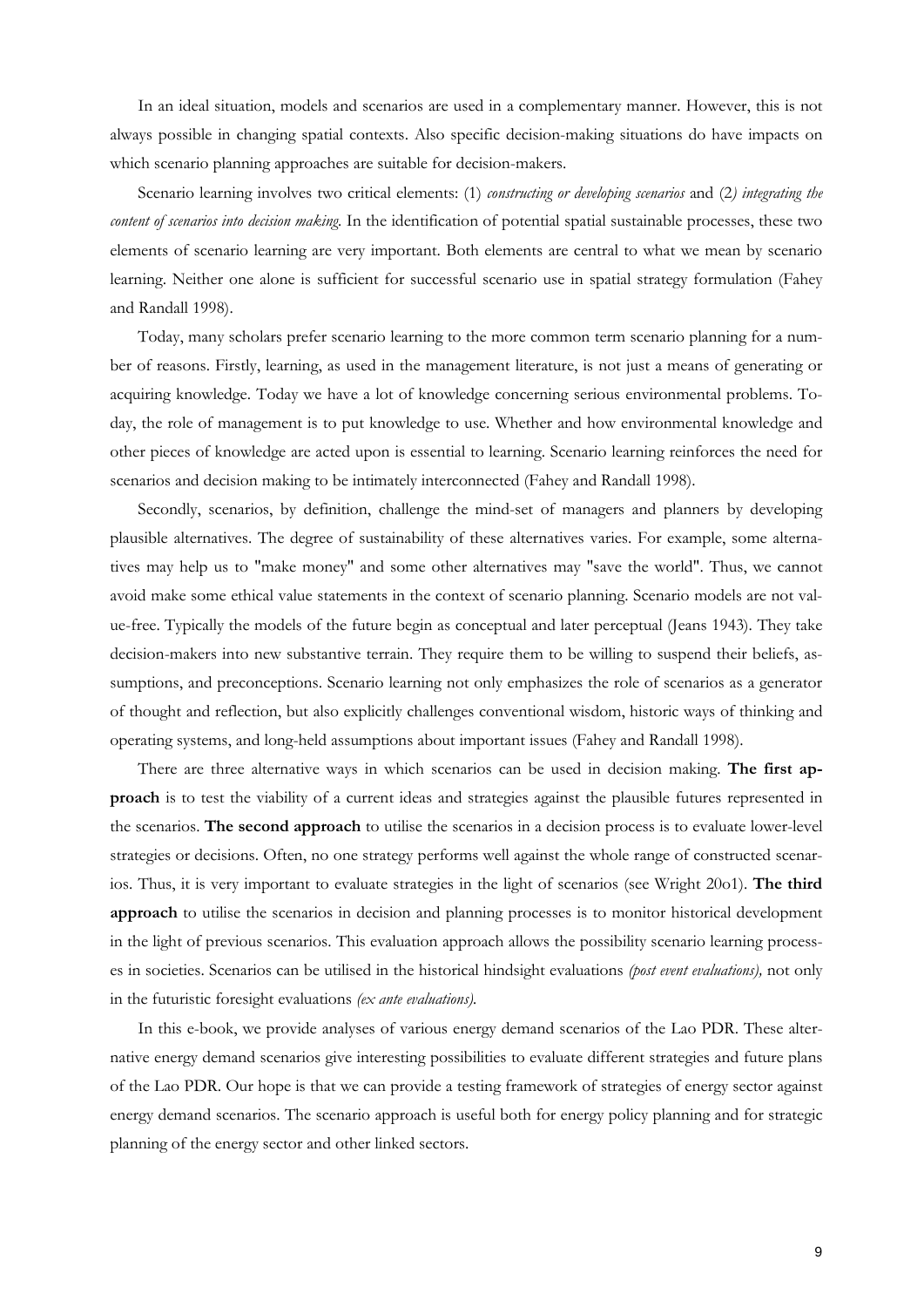In an ideal situation, models and scenarios are used in a complementary manner. However, this is not always possible in changing spatial contexts. Also specific decision-making situations do have impacts on which scenario planning approaches are suitable for decision-makers.

Scenario learning involves two critical elements: (1) *constructing or developing scenarios* and (2*) integrating the content of scenarios into decision making*. In the identification of potential spatial sustainable processes, these two elements of scenario learning are very important. Both elements are central to what we mean by scenario learning. Neither one alone is sufficient for successful scenario use in spatial strategy formulation (Fahey and Randall 1998).

Today, many scholars prefer scenario learning to the more common term scenario planning for a number of reasons. Firstly, learning, as used in the management literature, is not just a means of generating or acquiring knowledge. Today we have a lot of knowledge concerning serious environmental problems. Today, the role of management is to put knowledge to use. Whether and how environmental knowledge and other pieces of knowledge are acted upon is essential to learning. Scenario learning reinforces the need for scenarios and decision making to be intimately interconnected (Fahey and Randall 1998).

Secondly, scenarios, by definition, challenge the mind-set of managers and planners by developing plausible alternatives. The degree of sustainability of these alternatives varies. For example, some alternatives may help us to "make money" and some other alternatives may "save the world". Thus, we cannot avoid make some ethical value statements in the context of scenario planning. Scenario models are not value-free. Typically the models of the future begin as conceptual and later perceptual (Jeans 1943). They take decision-makers into new substantive terrain. They require them to be willing to suspend their beliefs, assumptions, and preconceptions. Scenario learning not only emphasizes the role of scenarios as a generator of thought and reflection, but also explicitly challenges conventional wisdom, historic ways of thinking and operating systems, and long-held assumptions about important issues (Fahey and Randall 1998).

There are three alternative ways in which scenarios can be used in decision making. **The first approach** is to test the viability of a current ideas and strategies against the plausible futures represented in the scenarios. **The second approach** to utilise the scenarios in a decision process is to evaluate lower-level strategies or decisions. Often, no one strategy performs well against the whole range of constructed scenarios. Thus, it is very important to evaluate strategies in the light of scenarios (see Wright 20o1). **The third approach** to utilise the scenarios in decision and planning processes is to monitor historical development in the light of previous scenarios. This evaluation approach allows the possibility scenario learning processes in societies. Scenarios can be utilised in the historical hindsight evaluations *(post event evaluations),* not only in the futuristic foresight evaluations *(ex ante evaluations).*

In this e-book, we provide analyses of various energy demand scenarios of the Lao PDR. These alternative energy demand scenarios give interesting possibilities to evaluate different strategies and future plans of the Lao PDR. Our hope is that we can provide a testing framework of strategies of energy sector against energy demand scenarios. The scenario approach is useful both for energy policy planning and for strategic planning of the energy sector and other linked sectors.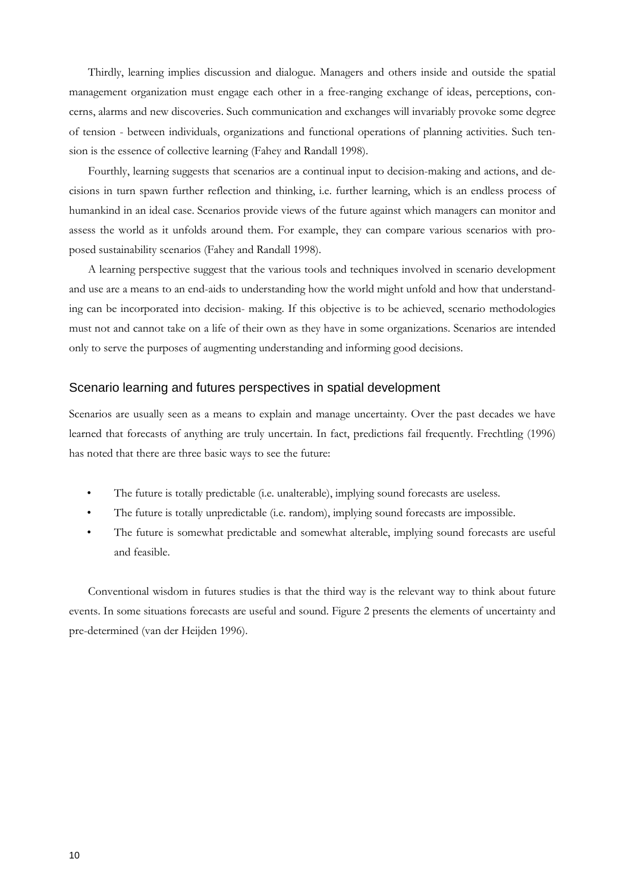Thirdly, learning implies discussion and dialogue. Managers and others inside and outside the spatial management organization must engage each other in a free-ranging exchange of ideas, perceptions, concerns, alarms and new discoveries. Such communication and exchanges will invariably provoke some degree of tension - between individuals, organizations and functional operations of planning activities. Such tension is the essence of collective learning (Fahey and Randall 1998).

Fourthly, learning suggests that scenarios are a continual input to decision-making and actions, and decisions in turn spawn further reflection and thinking, i.e. further learning, which is an endless process of humankind in an ideal case. Scenarios provide views of the future against which managers can monitor and assess the world as it unfolds around them. For example, they can compare various scenarios with proposed sustainability scenarios (Fahey and Randall 1998).

A learning perspective suggest that the various tools and techniques involved in scenario development and use are a means to an end-aids to understanding how the world might unfold and how that understanding can be incorporated into decision- making. If this objective is to be achieved, scenario methodologies must not and cannot take on a life of their own as they have in some organizations. Scenarios are intended only to serve the purposes of augmenting understanding and informing good decisions.

## Scenario learning and futures perspectives in spatial development

Scenarios are usually seen as a means to explain and manage uncertainty. Over the past decades we have learned that forecasts of anything are truly uncertain. In fact, predictions fail frequently. Frechtling (1996) has noted that there are three basic ways to see the future:

- The future is totally predictable (i.e. unalterable), implying sound forecasts are useless.
- The future is totally unpredictable (i.e. random), implying sound forecasts are impossible.
- The future is somewhat predictable and somewhat alterable, implying sound forecasts are useful and feasible.

Conventional wisdom in futures studies is that the third way is the relevant way to think about future events. In some situations forecasts are useful and sound. Figure 2 presents the elements of uncertainty and pre-determined (van der Heijden 1996).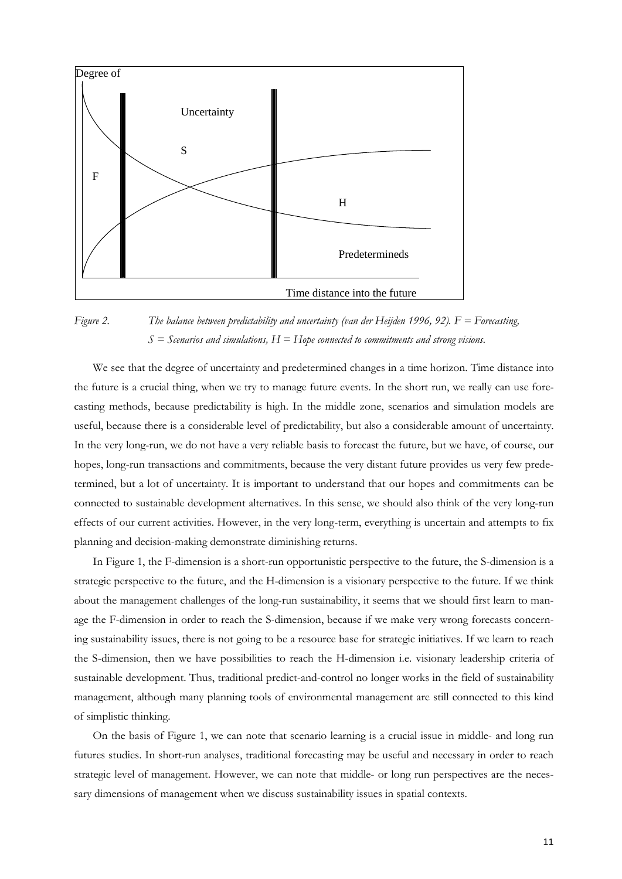Degree of

Uncertainty

S

F

H

Predetermineds

Time distance into the future

*Figure 2. The balance between predictability and uncertainty (van der Heijden 1996, 92). F = Forecasting, S = Scenarios and simulations, H = Hope connected to commitments and strong visions.*

We see that the degree of uncertainty and predetermined changes in a time horizon. Time distance into the future is a crucial thing, when we try to manage future events. In the short run, we really can use forecasting methods, because predictability is high. In the middle zone, scenarios and simulation models are useful, because there is a considerable level of predictability, but also a considerable amount of uncertainty. In the very long-run, we do not have a very reliable basis to forecast the future, but we have, of course, our hopes, long-run transactions and commitments, because the very distant future provides us very few predetermined, but a lot of uncertainty. It is important to understand that our hopes and commitments can be connected to sustainable development alternatives. In this sense, we should also think of the very long-run effects of our current activities. However, in the very long-term, everything is uncertain and attempts to fix planning and decision-making demonstrate diminishing returns.

In Figure 1, the F-dimension is a short-run opportunistic perspective to the future, the S-dimension is a strategic perspective to the future, and the H-dimension is a visionary perspective to the future. If we think about the management challenges of the long-run sustainability, it seems that we should first learn to manage the F-dimension in order to reach the S-dimension, because if we make very wrong forecasts concerning sustainability issues, there is not going to be a resource base for strategic initiatives. If we learn to reach the S-dimension, then we have possibilities to reach the H-dimension i.e. visionary leadership criteria of sustainable development. Thus, traditional predict-and-control no longer works in the field of sustainability management, although many planning tools of environmental management are still connected to this kind of simplistic thinking.

On the basis of Figure 1, we can note that scenario learning is a crucial issue in middle- and long run futures studies. In short-run analyses, traditional forecasting may be useful and necessary in order to reach strategic level of management. However, we can note that middle- or long run perspectives are the necessary dimensions of management when we discuss sustainability issues in spatial contexts.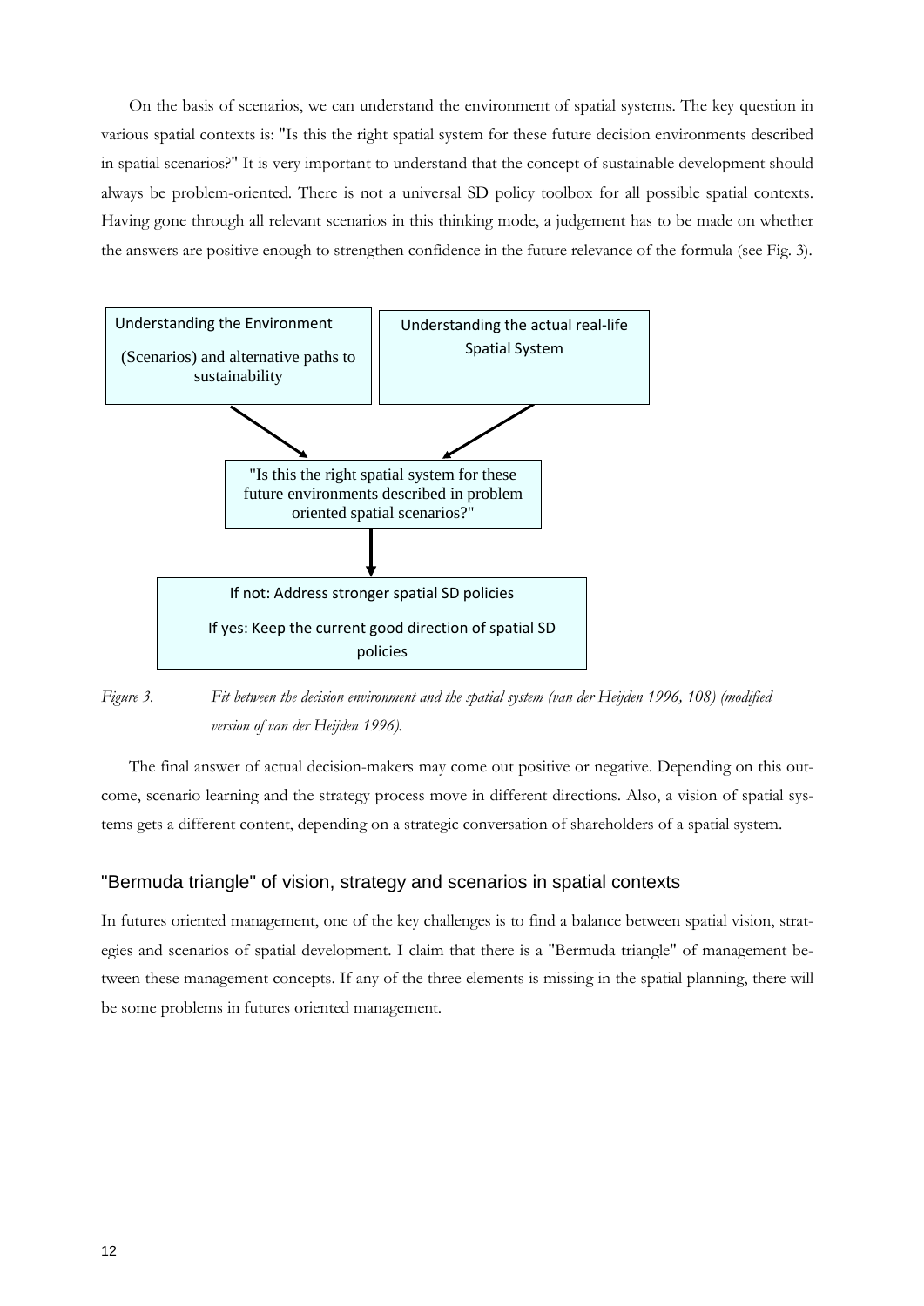On the basis of scenarios, we can understand the environment of spatial systems. The key question in various spatial contexts is: "Is this the right spatial system for these future decision environments described in spatial scenarios?" It is very important to understand that the concept of sustainable development should always be problem-oriented. There is not a universal SD policy toolbox for all possible spatial contexts. Having gone through all relevant scenarios in this thinking mode, a judgement has to be made on whether the answers are positive enough to strengthen confidence in the future relevance of the formula (see Fig. 3).

Understanding the Environment

(Scenarios) and alternative paths to sustainability

Understanding the actual real-life Spatial System

"Is this the right spatial system for these future environments described in problem oriented spatial scenarios?"

If not: Address stronger spatial SD policies

If yes: Keep the current good direction of spatial SD policies

*Figure 3. Fit between the decision environment and the spatial system (van der Heijden 1996, 108) (modified version of van der Heijden 1996).*

The final answer of actual decision-makers may come out positive or negative. Depending on this outcome, scenario learning and the strategy process move in different directions. Also, a vision of spatial systems gets a different content, depending on a strategic conversation of shareholders of a spatial system.

## "Bermuda triangle" of vision, strategy and scenarios in spatial contexts

In futures oriented management, one of the key challenges is to find a balance between spatial vision, strategies and scenarios of spatial development. I claim that there is a "Bermuda triangle" of management between these management concepts. If any of the three elements is missing in the spatial planning, there will be some problems in futures oriented management.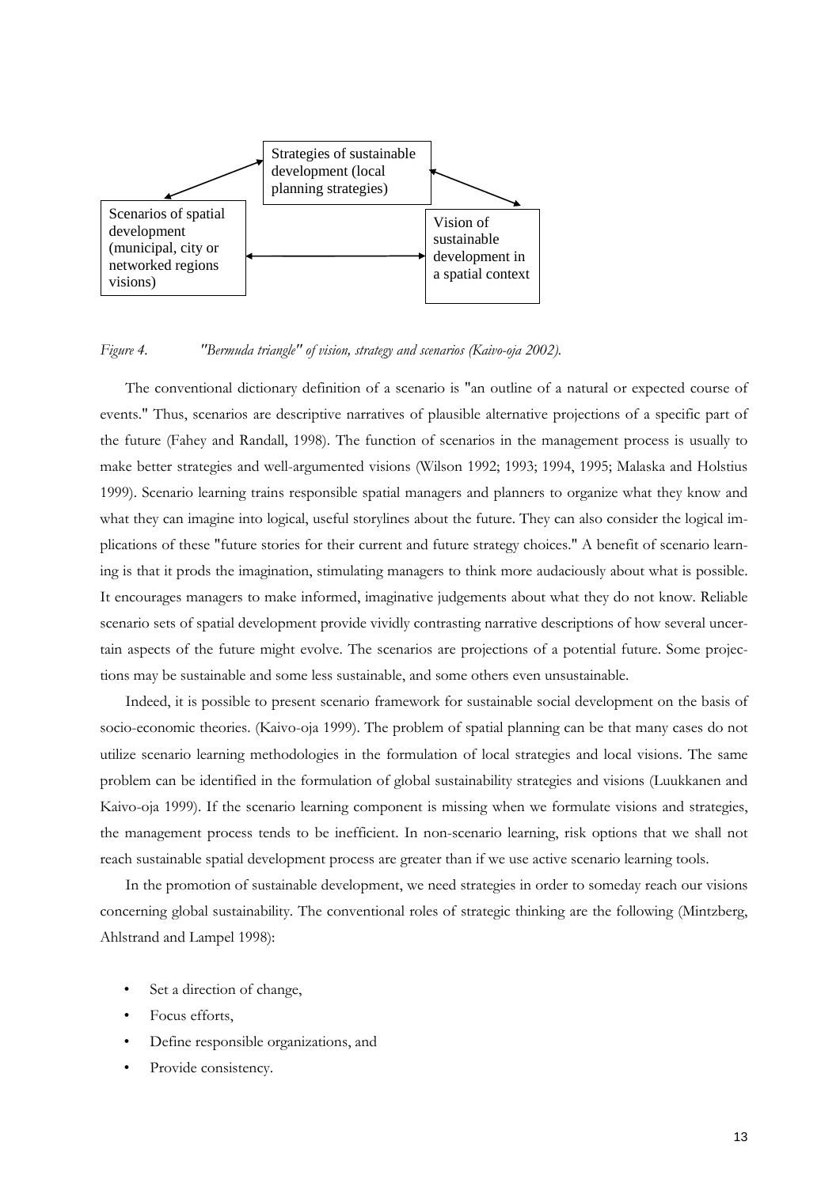Strategies of sustainable development (local planning strategies)

Scenarios of spatial development (municipal, city or networked regions visions)

Vision of sustainable development in a spatial context

*Figure 4. "Bermuda triangle" of vision, strategy and scenarios (Kaivo-oja 2002).*

The conventional dictionary definition of a scenario is "an outline of a natural or expected course of events." Thus, scenarios are descriptive narratives of plausible alternative projections of a specific part of the future (Fahey and Randall, 1998). The function of scenarios in the management process is usually to make better strategies and well-argumented visions (Wilson 1992; 1993; 1994, 1995; Malaska and Holstius 1999). Scenario learning trains responsible spatial managers and planners to organize what they know and what they can imagine into logical, useful storylines about the future. They can also consider the logical implications of these "future stories for their current and future strategy choices." A benefit of scenario learning is that it prods the imagination, stimulating managers to think more audaciously about what is possible. It encourages managers to make informed, imaginative judgements about what they do not know. Reliable scenario sets of spatial development provide vividly contrasting narrative descriptions of how several uncertain aspects of the future might evolve. The scenarios are projections of a potential future. Some projections may be sustainable and some less sustainable, and some others even unsustainable.

Indeed, it is possible to present scenario framework for sustainable social development on the basis of socio-economic theories. (Kaivo-oja 1999). The problem of spatial planning can be that many cases do not utilize scenario learning methodologies in the formulation of local strategies and local visions. The same problem can be identified in the formulation of global sustainability strategies and visions (Luukkanen and Kaivo-oja 1999). If the scenario learning component is missing when we formulate visions and strategies, the management process tends to be inefficient. In non-scenario learning, risk options that we shall not reach sustainable spatial development process are greater than if we use active scenario learning tools.

In the promotion of sustainable development, we need strategies in order to someday reach our visions concerning global sustainability. The conventional roles of strategic thinking are the following (Mintzberg, Ahlstrand and Lampel 1998):

- Set a direction of change,
- Focus efforts,
- Define responsible organizations, and
- Provide consistency.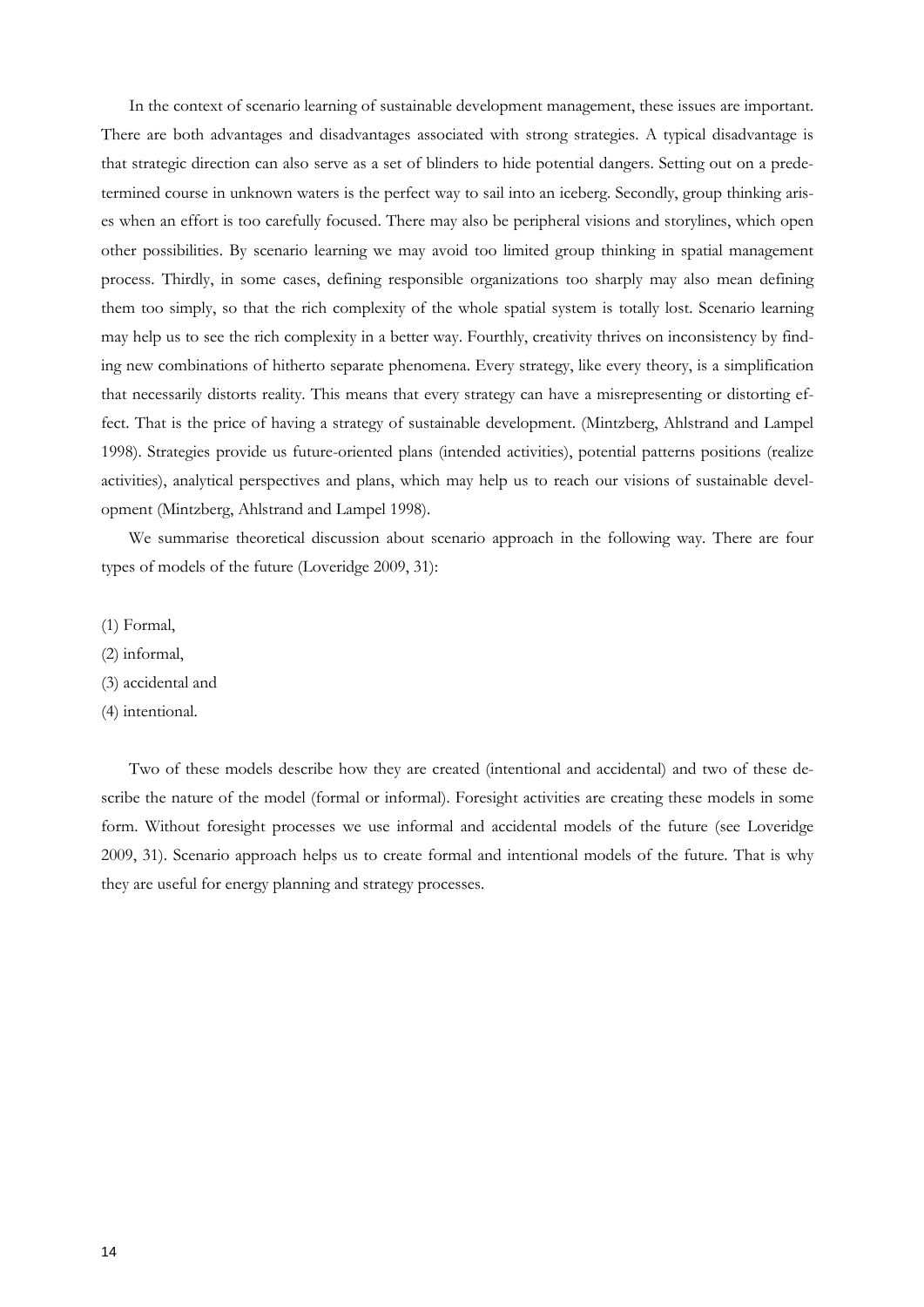In the context of scenario learning of sustainable development management, these issues are important. There are both advantages and disadvantages associated with strong strategies. A typical disadvantage is that strategic direction can also serve as a set of blinders to hide potential dangers. Setting out on a predetermined course in unknown waters is the perfect way to sail into an iceberg. Secondly, group thinking arises when an effort is too carefully focused. There may also be peripheral visions and storylines, which open other possibilities. By scenario learning we may avoid too limited group thinking in spatial management process. Thirdly, in some cases, defining responsible organizations too sharply may also mean defining them too simply, so that the rich complexity of the whole spatial system is totally lost. Scenario learning may help us to see the rich complexity in a better way. Fourthly, creativity thrives on inconsistency by finding new combinations of hitherto separate phenomena. Every strategy, like every theory, is a simplification that necessarily distorts reality. This means that every strategy can have a misrepresenting or distorting effect. That is the price of having a strategy of sustainable development. (Mintzberg, Ahlstrand and Lampel 1998). Strategies provide us future-oriented plans (intended activities), potential patterns positions (realize activities), analytical perspectives and plans, which may help us to reach our visions of sustainable development (Mintzberg, Ahlstrand and Lampel 1998).

We summarise theoretical discussion about scenario approach in the following way. There are four types of models of the future (Loveridge 2009, 31):

(1) Formal,

(2) informal,

(3) accidental and

(4) intentional.

Two of these models describe how they are created (intentional and accidental) and two of these describe the nature of the model (formal or informal). Foresight activities are creating these models in some form. Without foresight processes we use informal and accidental models of the future (see Loveridge 2009, 31). Scenario approach helps us to create formal and intentional models of the future. That is why they are useful for energy planning and strategy processes.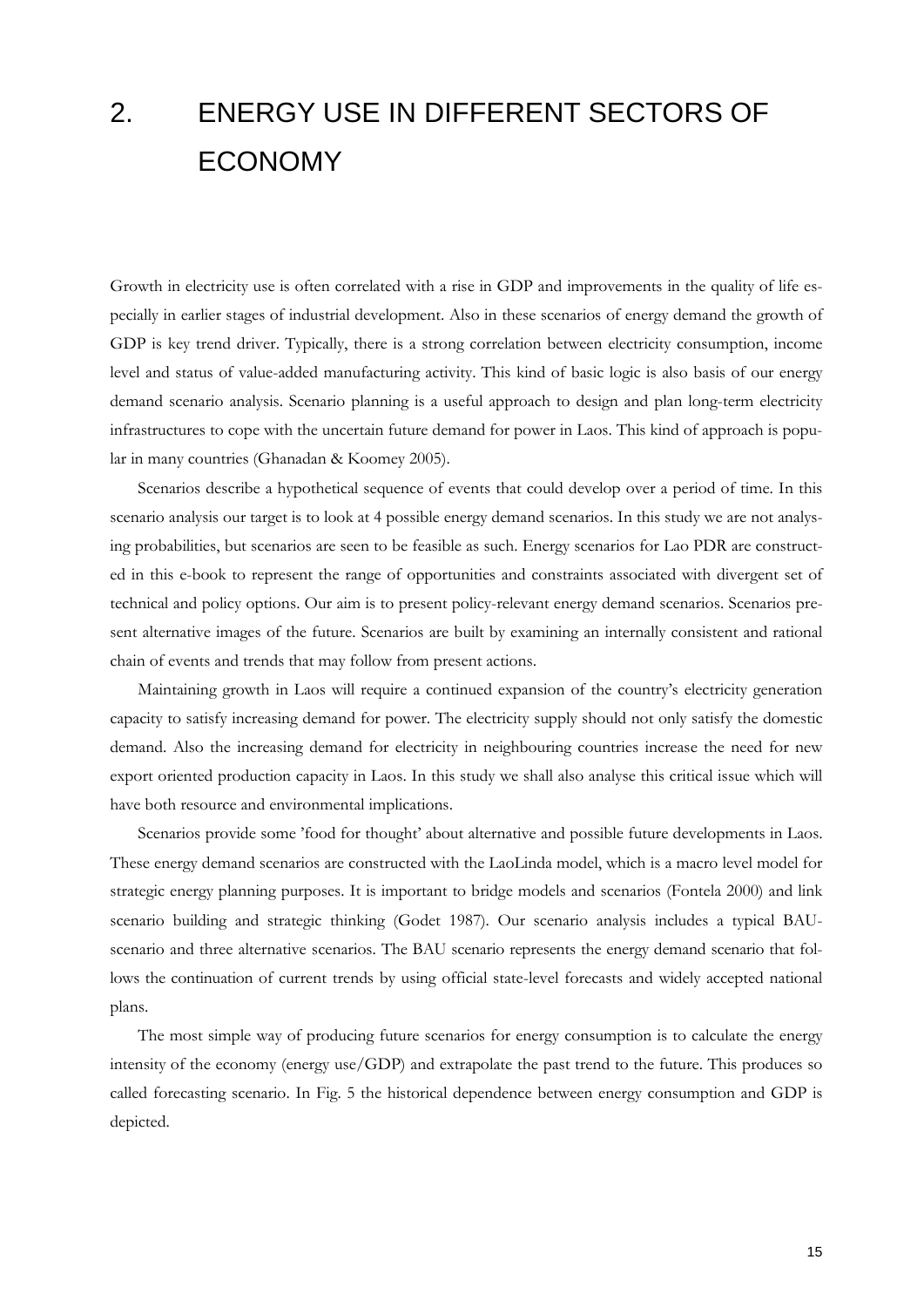# 2. ENERGY USE IN DIFFERENT SECTORS OF ECONOMY

Growth in electricity use is often correlated with a rise in GDP and improvements in the quality of life especially in earlier stages of industrial development. Also in these scenarios of energy demand the growth of GDP is key trend driver. Typically, there is a strong correlation between electricity consumption, income level and status of value-added manufacturing activity. This kind of basic logic is also basis of our energy demand scenario analysis. Scenario planning is a useful approach to design and plan long-term electricity infrastructures to cope with the uncertain future demand for power in Laos. This kind of approach is popular in many countries (Ghanadan & Koomey 2005).

Scenarios describe a hypothetical sequence of events that could develop over a period of time. In this scenario analysis our target is to look at 4 possible energy demand scenarios. In this study we are not analysing probabilities, but scenarios are seen to be feasible as such. Energy scenarios for Lao PDR are constructed in this e-book to represent the range of opportunities and constraints associated with divergent set of technical and policy options. Our aim is to present policy-relevant energy demand scenarios. Scenarios present alternative images of the future. Scenarios are built by examining an internally consistent and rational chain of events and trends that may follow from present actions.

Maintaining growth in Laos will require a continued expansion of the country's electricity generation capacity to satisfy increasing demand for power. The electricity supply should not only satisfy the domestic demand. Also the increasing demand for electricity in neighbouring countries increase the need for new export oriented production capacity in Laos. In this study we shall also analyse this critical issue which will have both resource and environmental implications.

Scenarios provide some 'food for thought' about alternative and possible future developments in Laos. These energy demand scenarios are constructed with the LaoLinda model, which is a macro level model for strategic energy planning purposes. It is important to bridge models and scenarios (Fontela 2000) and link scenario building and strategic thinking (Godet 1987). Our scenario analysis includes a typical BAU-scenario and three alternative scenarios. The BAU scenario represents the energy demand scenario that follows the continuation of current trends by using official state-level forecasts and widely accepted national plans.

The most simple way of producing future scenarios for energy consumption is to calculate the energy intensity of the economy (energy use/GDP) and extrapolate the past trend to the future. This produces so called forecasting scenario. In Fig. 5 the historical dependence between energy consumption and GDP is depicted.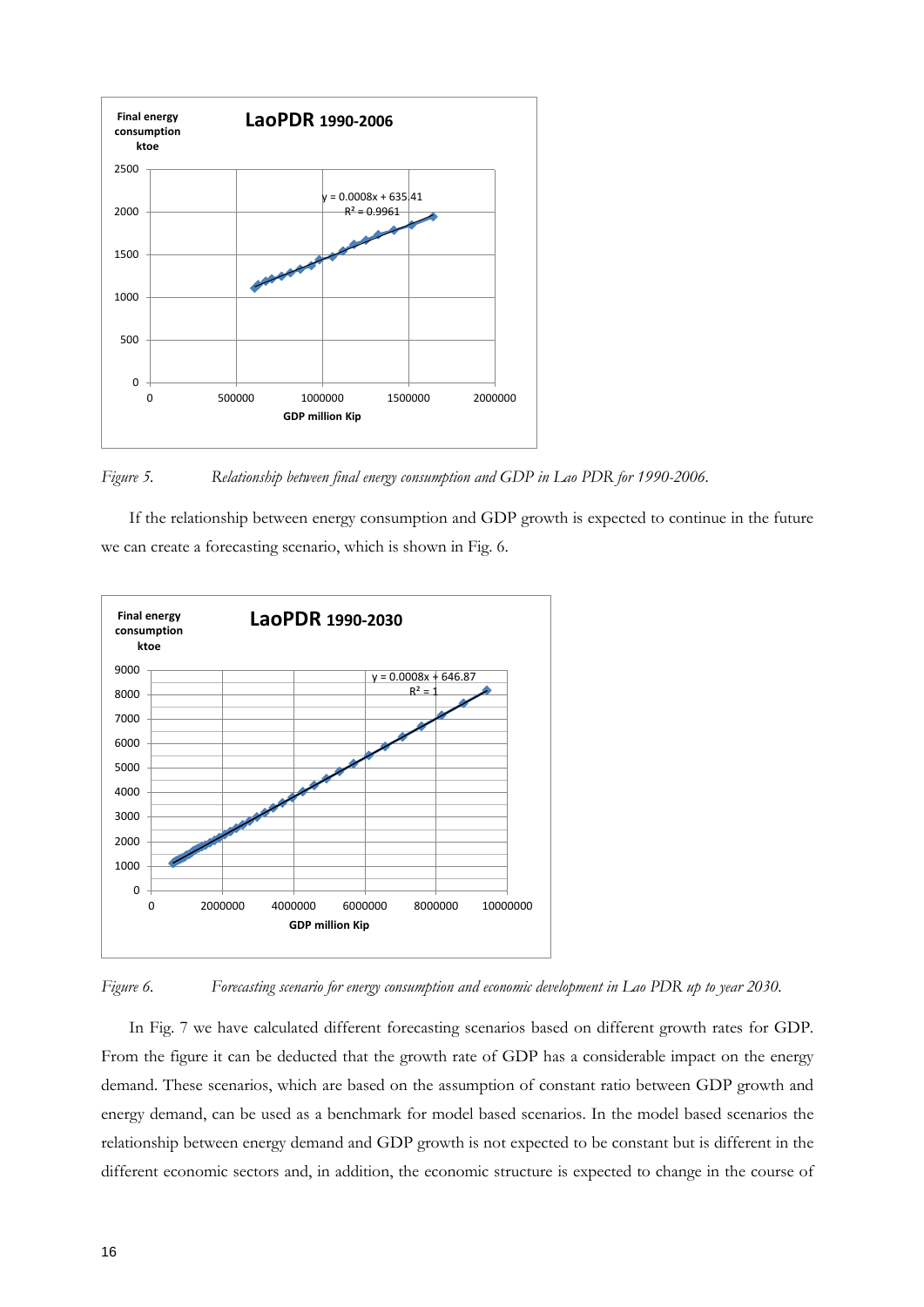*Figure 5. Relationship between final energy consumption and GDP in Lao PDR for 1990-2006.*

If the relationship between energy consumption and GDP growth is expected to continue in the future we can create a forecasting scenario, which is shown in Fig. 6.

*Figure 6. Forecasting scenario for energy consumption and economic development in Lao PDR up to year 2030.*

In Fig. 7 we have calculated different forecasting scenarios based on different growth rates for GDP. From the figure it can be deducted that the growth rate of GDP has a considerable impact on the energy demand. These scenarios, which are based on the assumption of constant ratio between GDP growth and energy demand, can be used as a benchmark for model based scenarios. In the model based scenarios the relationship between energy demand and GDP growth is not expected to be constant but is different in the different economic sectors and, in addition, the economic structure is expected to change in the course of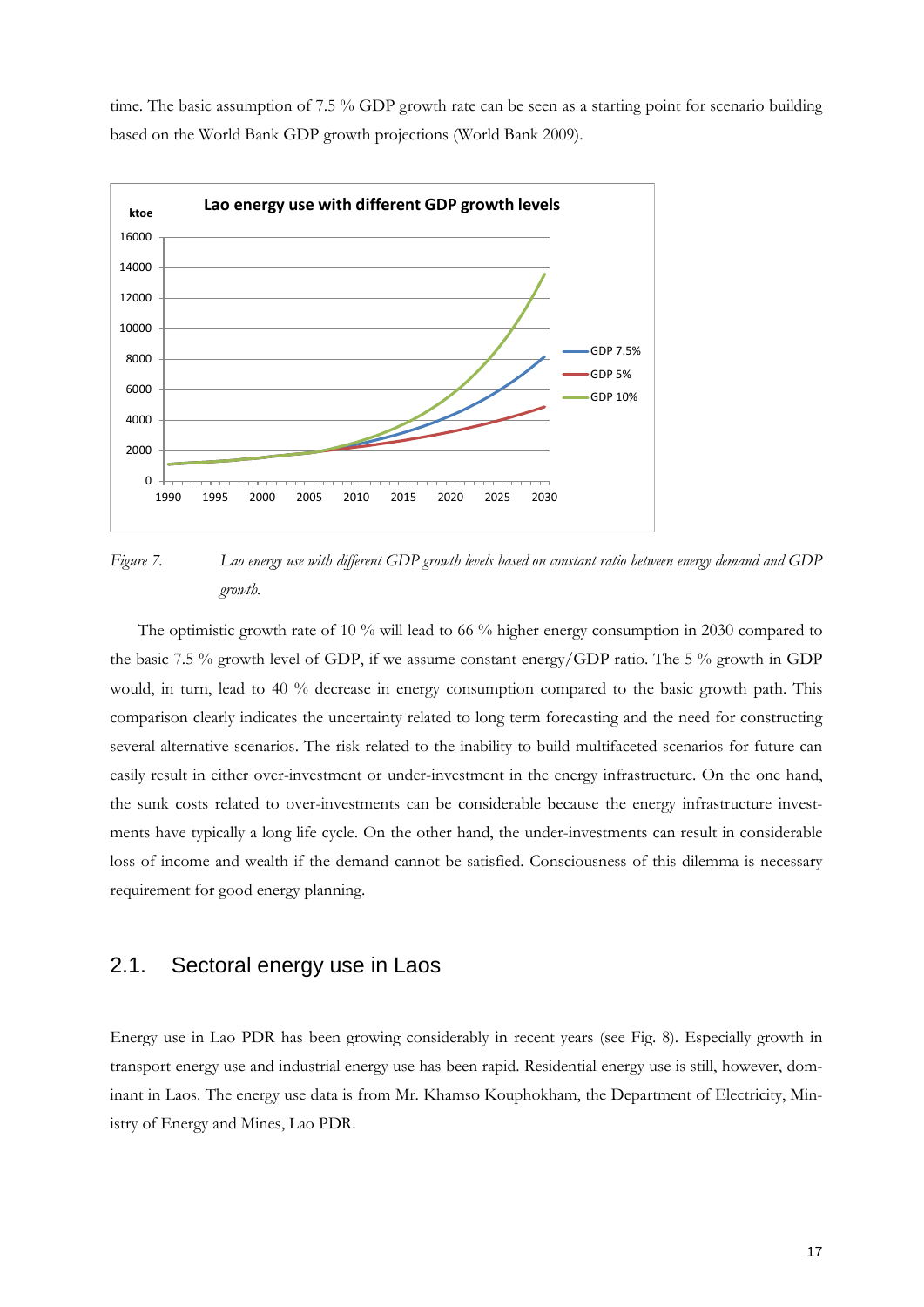time. The basic assumption of 7.5 % GDP growth rate can be seen as a starting point for scenario building based on the World Bank GDP growth projections (World Bank 2009).

*Figure 7. Lao energy use with different GDP growth levels based on constant ratio between energy demand and GDP growth.*

The optimistic growth rate of 10 % will lead to 66 % higher energy consumption in 2030 compared to the basic 7.5 % growth level of GDP, if we assume constant energy/GDP ratio. The 5 % growth in GDP would, in turn, lead to 40 % decrease in energy consumption compared to the basic growth path. This comparison clearly indicates the uncertainty related to long term forecasting and the need for constructing several alternative scenarios. The risk related to the inability to build multifaceted scenarios for future can easily result in either over-investment or under-investment in the energy infrastructure. On the one hand, the sunk costs related to over-investments can be considerable because the energy infrastructure investments have typically a long life cycle. On the other hand, the under-investments can result in considerable loss of income and wealth if the demand cannot be satisfied. Consciousness of this dilemma is necessary requirement for good energy planning.

## 2.1. Sectoral energy use in Laos

Energy use in Lao PDR has been growing considerably in recent years (see Fig. 8). Especially growth in transport energy use and industrial energy use has been rapid. Residential energy use is still, however, dominant in Laos. The energy use data is from Mr. Khamso Kouphokham, the Department of Electricity, Ministry of Energy and Mines, Lao PDR.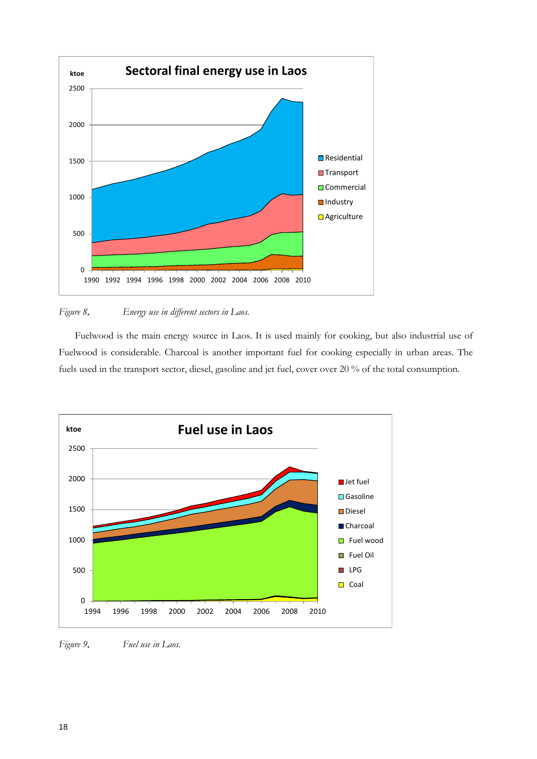*Figure 8. Energy use in different sectors in Laos.*

Fuelwood is the main energy source in Laos. It is used mainly for cooking, but also industrial use of Fuelwood is considerable. Charcoal is another important fuel for cooking especially in urban areas. The fuels used in the transport sector, diesel, gasoline and jet fuel, cover over 20 % of the total consumption.

*Figure 9. Fuel use in Laos.*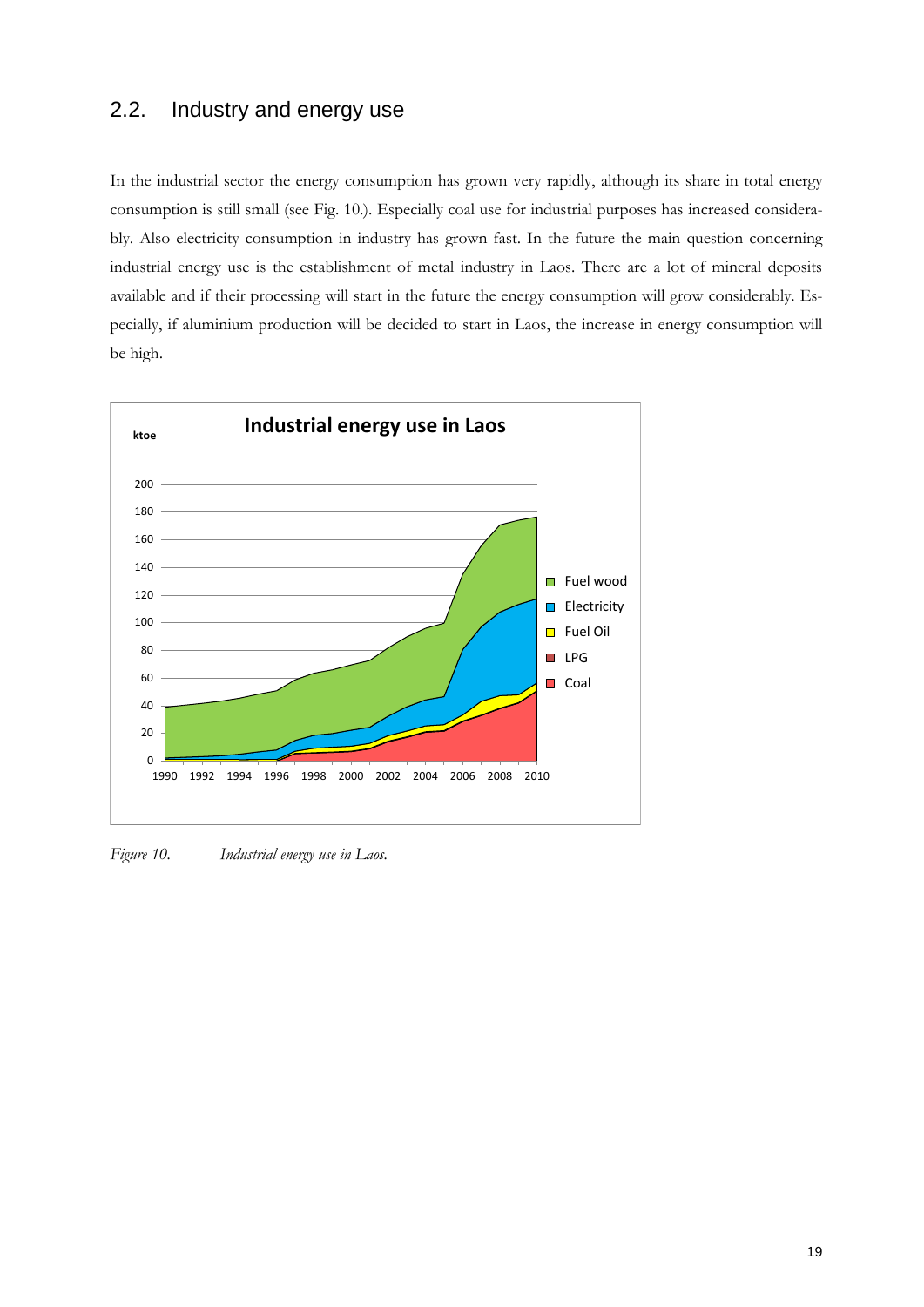## 2.2. Industry and energy use

In the industrial sector the energy consumption has grown very rapidly, although its share in total energy consumption is still small (see Fig. 10.). Especially coal use for industrial purposes has increased considerably. Also electricity consumption in industry has grown fast. In the future the main question concerning industrial energy use is the establishment of metal industry in Laos. There are a lot of mineral deposits available and if their processing will start in the future the energy consumption will grow considerably. Especially, if aluminium production will be decided to start in Laos, the increase in energy consumption will be high.

*Figure 10. Industrial energy use in Laos.*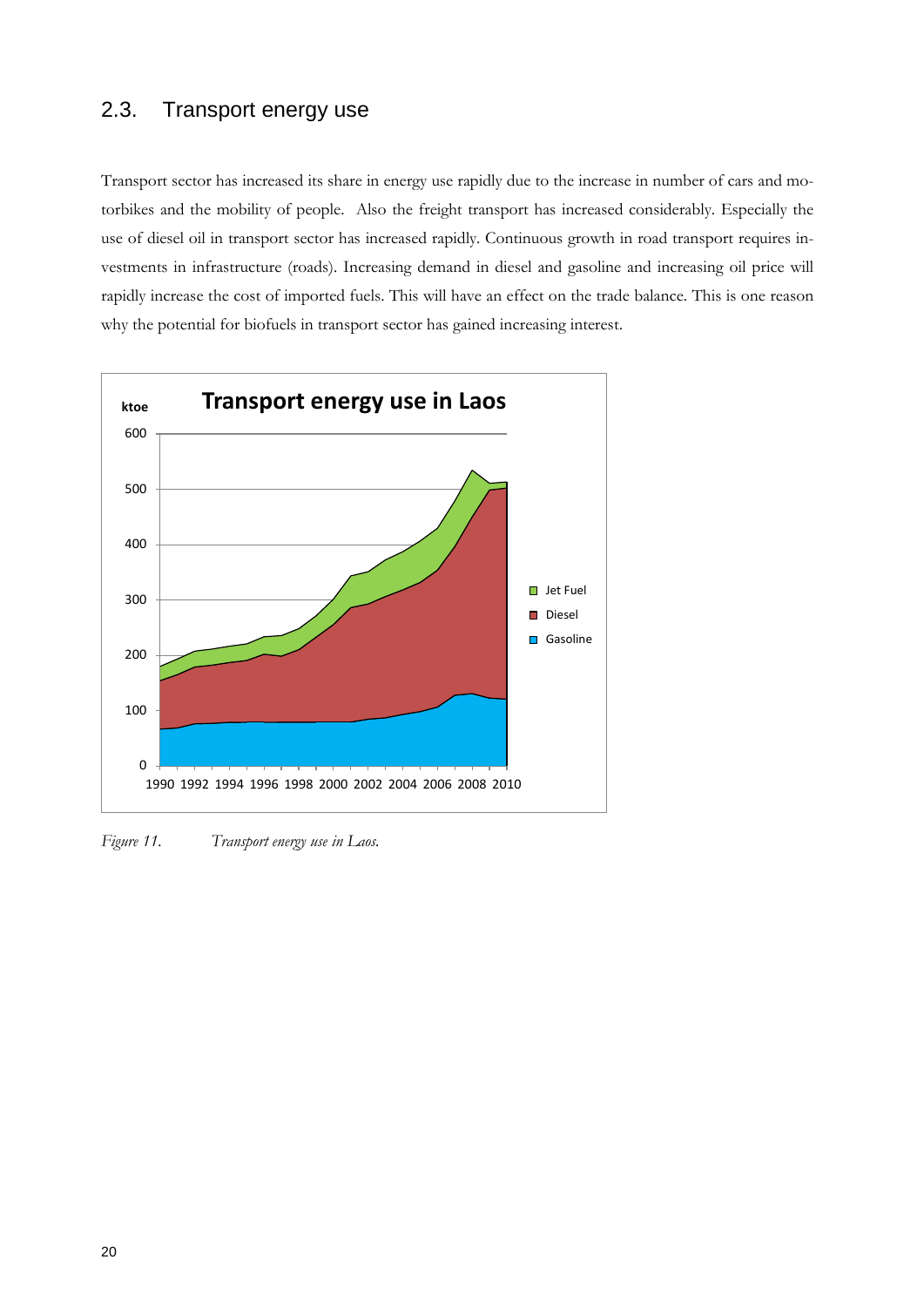## 2.3. Transport energy use

Transport sector has increased its share in energy use rapidly due to the increase in number of cars and motorbikes and the mobility of people. Also the freight transport has increased considerably. Especially the use of diesel oil in transport sector has increased rapidly. Continuous growth in road transport requires investments in infrastructure (roads). Increasing demand in diesel and gasoline and increasing oil price will rapidly increase the cost of imported fuels. This will have an effect on the trade balance. This is one reason why the potential for biofuels in transport sector has gained increasing interest.

*Figure 11. Transport energy use in Laos.*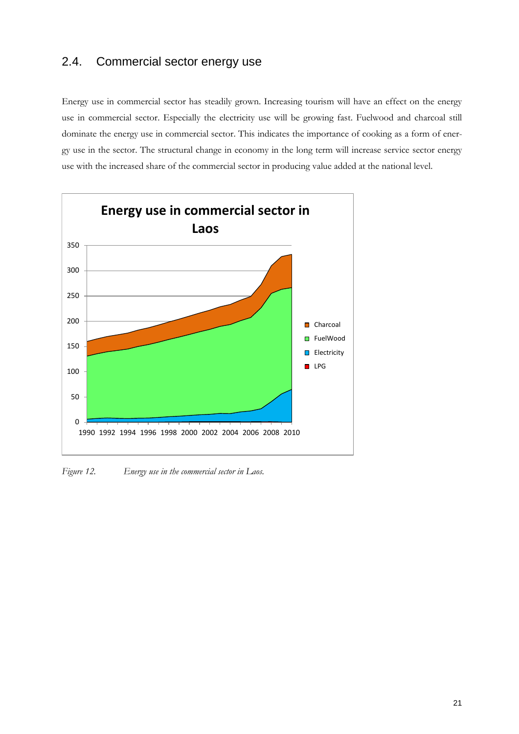## 2.4. Commercial sector energy use

Energy use in commercial sector has steadily grown. Increasing tourism will have an effect on the energy use in commercial sector. Especially the electricity use will be growing fast. Fuelwood and charcoal still dominate the energy use in commercial sector. This indicates the importance of cooking as a form of energy use in the sector. The structural change in economy in the long term will increase service sector energy use with the increased share of the commercial sector in producing value added at the national level.

*Figure 12. Energy use in the commercial sector in Laos.*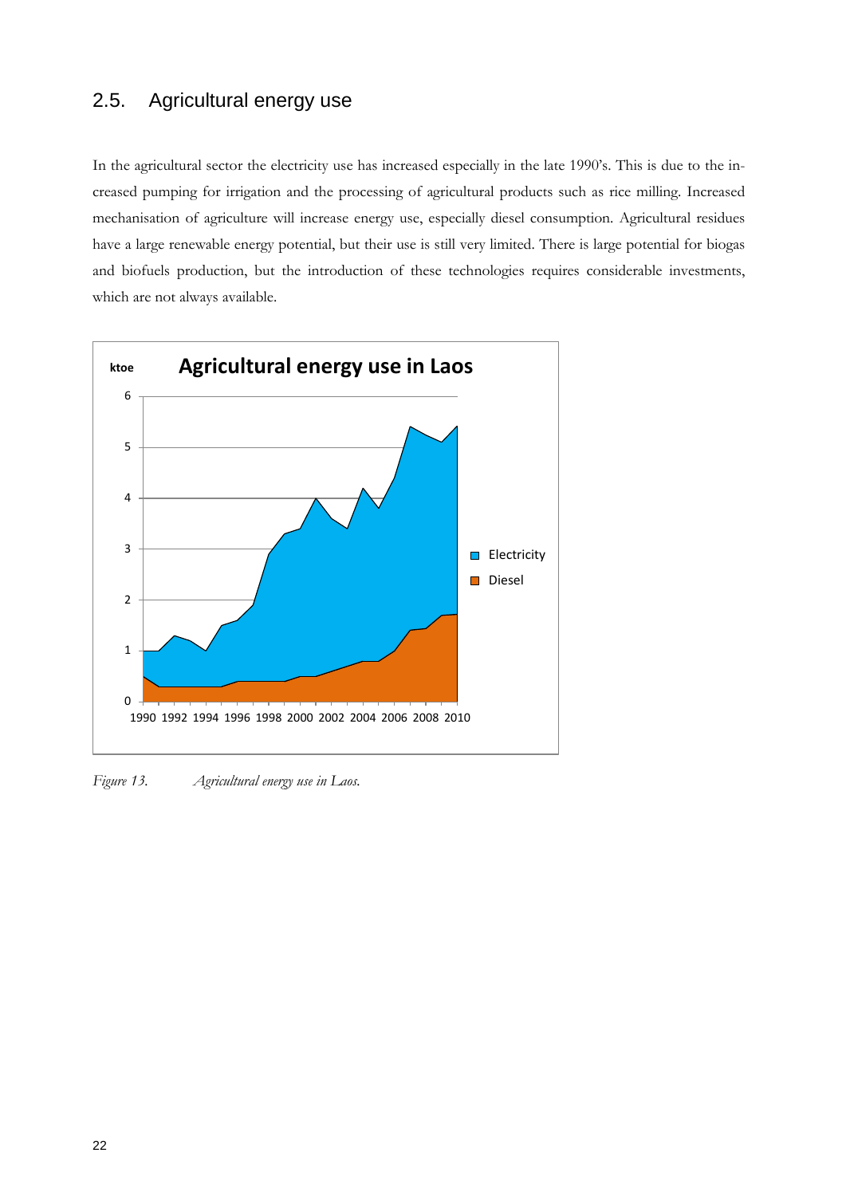## 2.5. Agricultural energy use

In the agricultural sector the electricity use has increased especially in the late 1990's. This is due to the increased pumping for irrigation and the processing of agricultural products such as rice milling. Increased mechanisation of agriculture will increase energy use, especially diesel consumption. Agricultural residues have a large renewable energy potential, but their use is still very limited. There is large potential for biogas and biofuels production, but the introduction of these technologies requires considerable investments, which are not always available.

*Figure 13. Agricultural energy use in Laos.*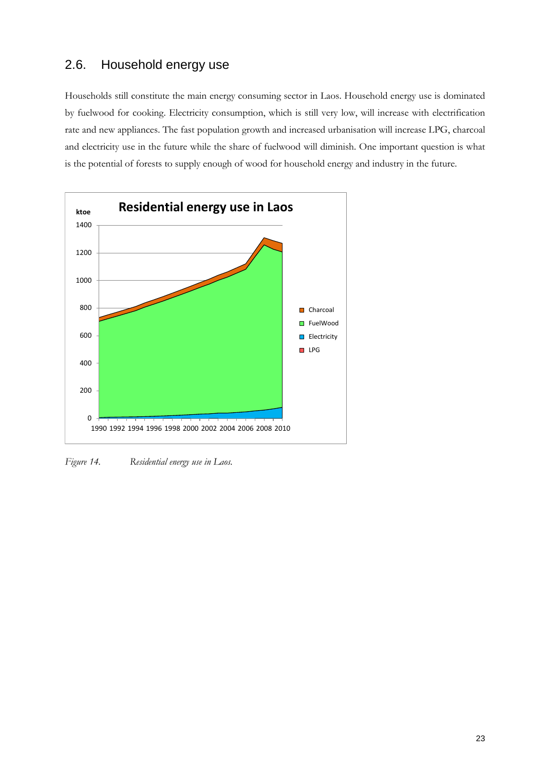## 2.6. Household energy use

Households still constitute the main energy consuming sector in Laos. Household energy use is dominated by fuelwood for cooking. Electricity consumption, which is still very low, will increase with electrification rate and new appliances. The fast population growth and increased urbanisation will increase LPG, charcoal and electricity use in the future while the share of fuelwood will diminish. One important question is what is the potential of forests to supply enough of wood for household energy and industry in the future.

*Figure 14. Residential energy use in Laos.*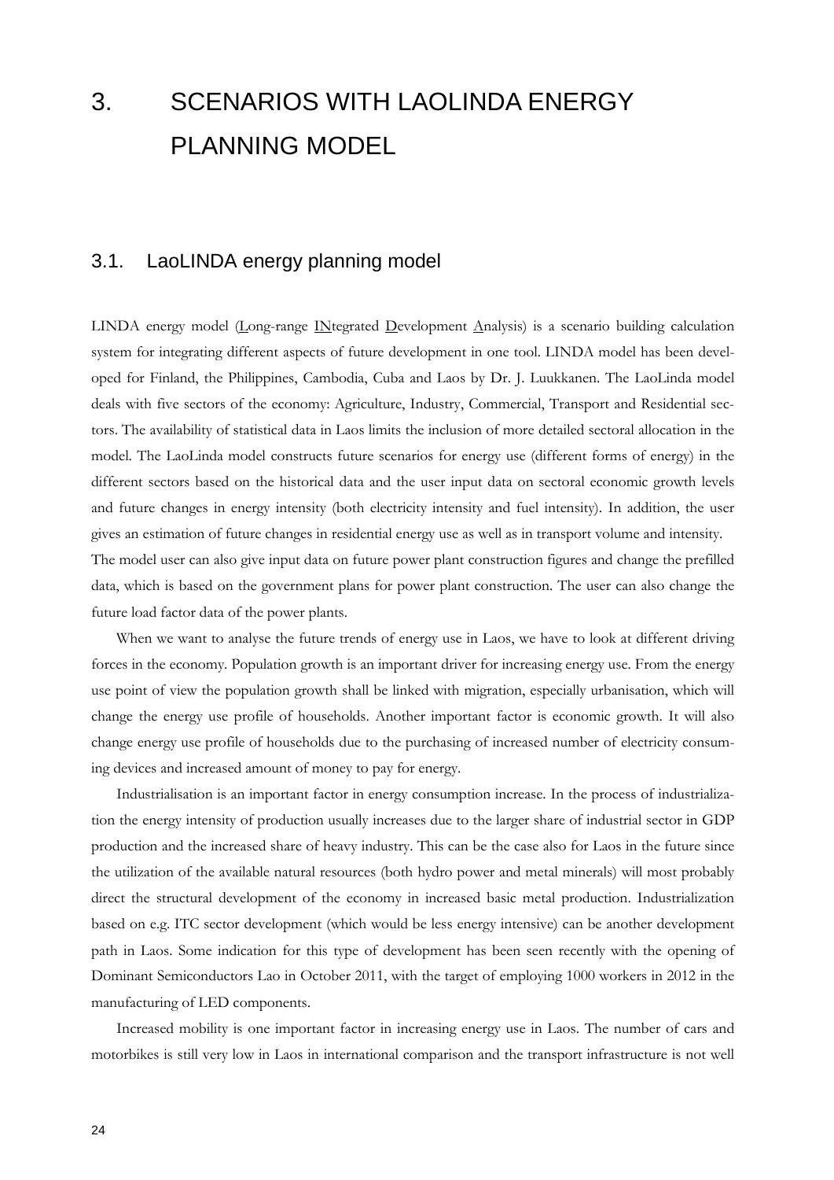# 3. SCENARIOS WITH LAOLINDA ENERGY PLANNING MODEL

## 3.1. LaoLINDA energy planning model

LINDA energy model (Long-range INtegrated Development Analysis) is a scenario building calculation system for integrating different aspects of future development in one tool. LINDA model has been developed for Finland, the Philippines, Cambodia, Cuba and Laos by Dr. J. Luukkanen. The LaoLinda model deals with five sectors of the economy: Agriculture, Industry, Commercial, Transport and Residential sectors. The availability of statistical data in Laos limits the inclusion of more detailed sectoral allocation in the model. The LaoLinda model constructs future scenarios for energy use (different forms of energy) in the different sectors based on the historical data and the user input data on sectoral economic growth levels and future changes in energy intensity (both electricity intensity and fuel intensity). In addition, the user gives an estimation of future changes in residential energy use as well as in transport volume and intensity. The model user can also give input data on future power plant construction figures and change the prefilled data, which is based on the government plans for power plant construction. The user can also change the future load factor data of the power plants.

When we want to analyse the future trends of energy use in Laos, we have to look at different driving forces in the economy. Population growth is an important driver for increasing energy use. From the energy use point of view the population growth shall be linked with migration, especially urbanisation, which will change the energy use profile of households. Another important factor is economic growth. It will also change energy use profile of households due to the purchasing of increased number of electricity consuming devices and increased amount of money to pay for energy.

Industrialisation is an important factor in energy consumption increase. In the process of industrialization the energy intensity of production usually increases due to the larger share of industrial sector in GDP production and the increased share of heavy industry. This can be the case also for Laos in the future since the utilization of the available natural resources (both hydro power and metal minerals) will most probably direct the structural development of the economy in increased basic metal production. Industrialization based on e.g. ITC sector development (which would be less energy intensive) can be another development path in Laos. Some indication for this type of development has been seen recently with the opening of Dominant Semiconductors Lao in October 2011, with the target of employing 1000 workers in 2012 in the manufacturing of LED components.

Increased mobility is one important factor in increasing energy use in Laos. The number of cars and motorbikes is still very low in Laos in international comparison and the transport infrastructure is not well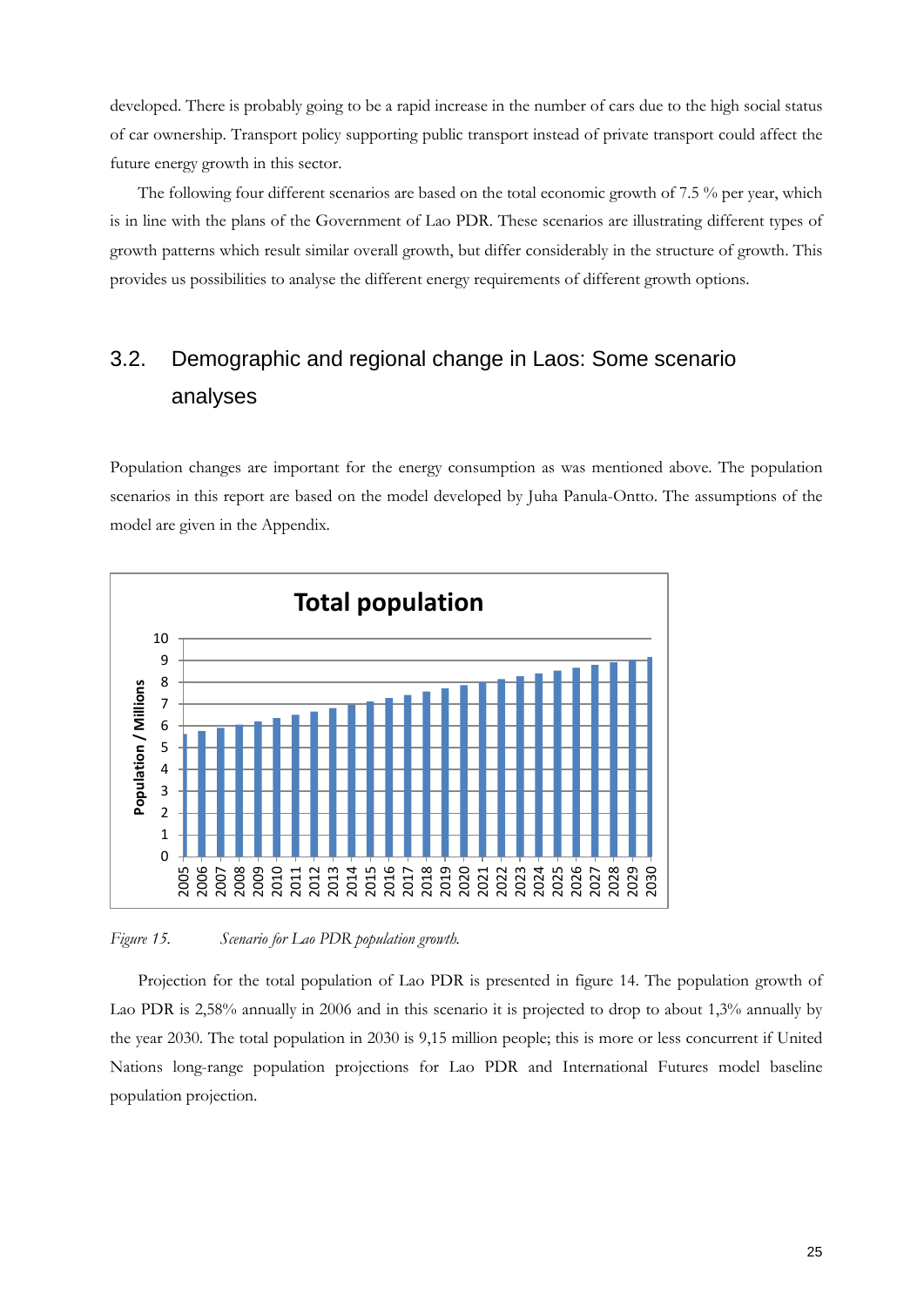developed. There is probably going to be a rapid increase in the number of cars due to the high social status of car ownership. Transport policy supporting public transport instead of private transport could affect the future energy growth in this sector.

The following four different scenarios are based on the total economic growth of 7.5 % per year, which is in line with the plans of the Government of Lao PDR. These scenarios are illustrating different types of growth patterns which result similar overall growth, but differ considerably in the structure of growth. This provides us possibilities to analyse the different energy requirements of different growth options.

## 3.2. Demographic and regional change in Laos: Some scenario analyses

Population changes are important for the energy consumption as was mentioned above. The population scenarios in this report are based on the model developed by Juha Panula-Ontto. The assumptions of the model are given in the Appendix.

*Figure 15. Scenario for Lao PDR population growth.*

Projection for the total population of Lao PDR is presented in figure 14. The population growth of Lao PDR is 2,58% annually in 2006 and in this scenario it is projected to drop to about 1,3% annually by the year 2030. The total population in 2030 is 9,15 million people; this is more or less concurrent if United Nations long-range population projections for Lao PDR and International Futures model baseline population projection.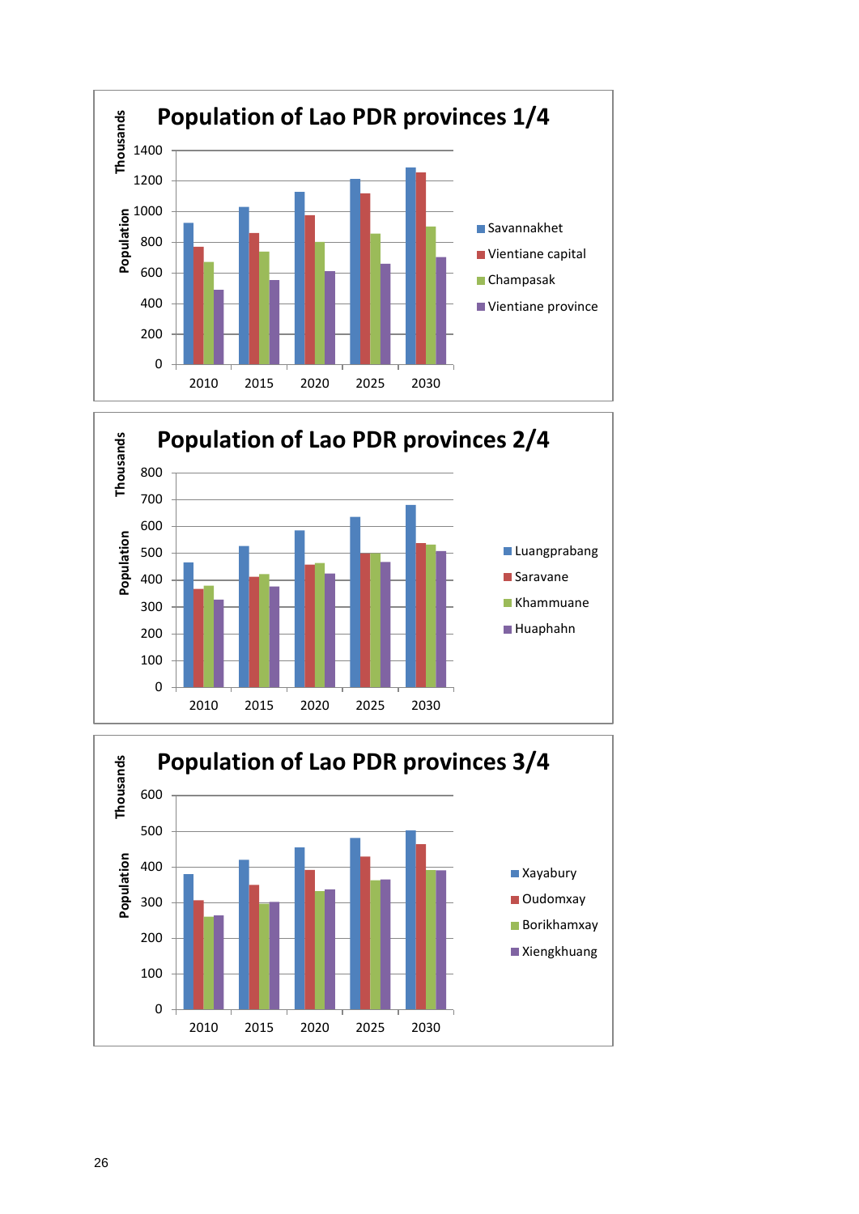## Population of Lao PDR provinces 1/4

Population (Thousands)

Legend: Savannakhet, Vientiane capital, Champasak, Vientiane province

Y-axis: 0, 200, 400, 600, 800, 1000, 1200, 1400

X-axis: 2010, 2015, 2020, 2025, 2030

## Population of Lao PDR provinces 2/4

Population (Thousands)

Legend: Luangprabang, Saravane, Khammuane, Huaphahn

Y-axis: 0, 100, 200, 300, 400, 500, 600, 700, 800

X-axis: 2010, 2015, 2020, 2025, 2030

## Population of Lao PDR provinces 3/4

Population (Thousands)

Legend: Xayabury, Oudomxay, Borikhamxay, Xiengkhuang

Y-axis: 0, 100, 200, 300, 400, 500, 600

X-axis: 2010, 2015, 2020, 2025, 2030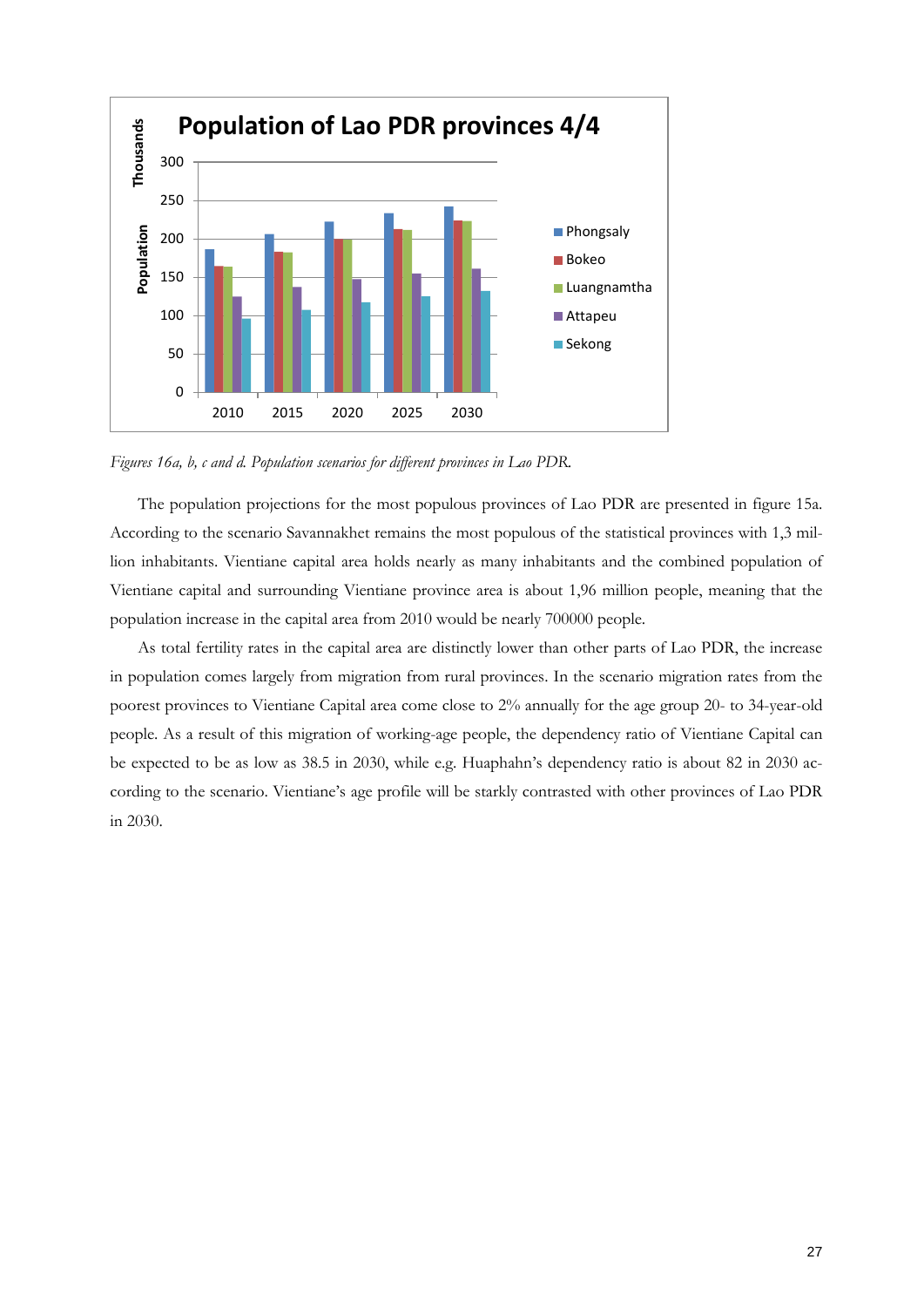*Figures 16a, b, c and d. Population scenarios for different provinces in Lao PDR.*

The population projections for the most populous provinces of Lao PDR are presented in figure 15a. According to the scenario Savannakhet remains the most populous of the statistical provinces with 1,3 million inhabitants. Vientiane capital area holds nearly as many inhabitants and the combined population of Vientiane capital and surrounding Vientiane province area is about 1,96 million people, meaning that the population increase in the capital area from 2010 would be nearly 700000 people.

As total fertility rates in the capital area are distinctly lower than other parts of Lao PDR, the increase in population comes largely from migration from rural provinces. In the scenario migration rates from the poorest provinces to Vientiane Capital area come close to 2% annually for the age group 20- to 34-year-old people. As a result of this migration of working-age people, the dependency ratio of Vientiane Capital can be expected to be as low as 38.5 in 2030, while e.g. Huaphahn's dependency ratio is about 82 in 2030 according to the scenario. Vientiane's age profile will be starkly contrasted with other provinces of Lao PDR in 2030.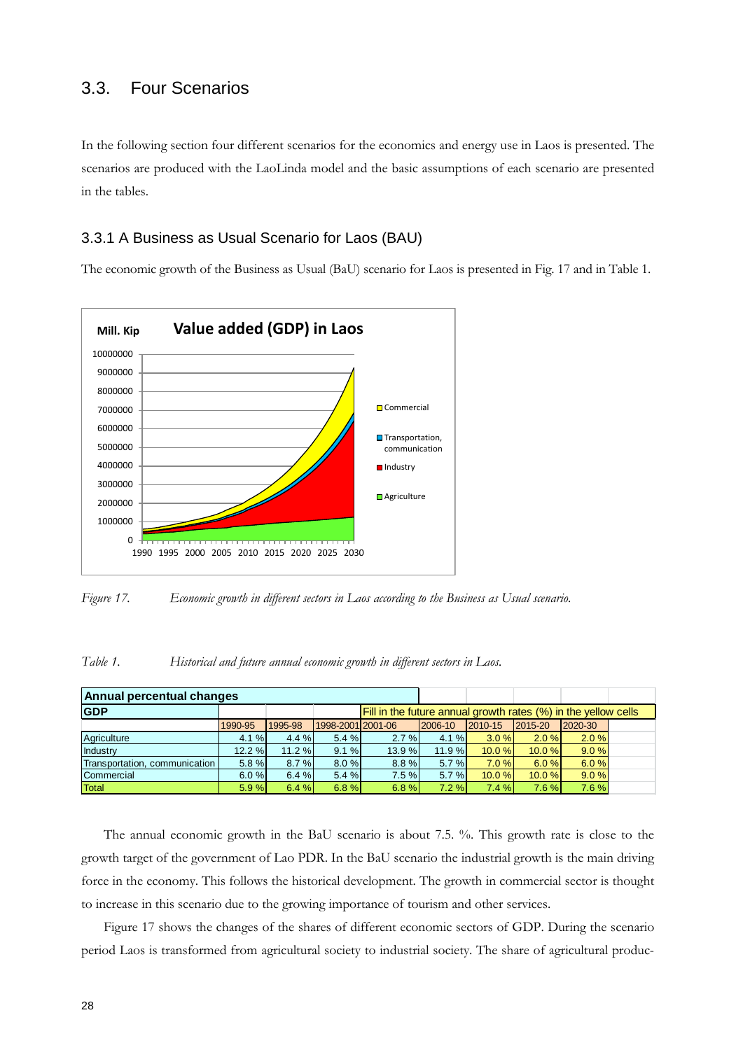## 3.3. Four Scenarios

In the following section four different scenarios for the economics and energy use in Laos is presented. The scenarios are produced with the LaoLinda model and the basic assumptions of each scenario are presented in the tables.

### 3.3.1 A Business as Usual Scenario for Laos (BAU)

The economic growth of the Business as Usual (BaU) scenario for Laos is presented in Fig. 17 and in Table 1.

*Figure 17. Economic growth in different sectors in Laos according to the Business as Usual scenario.*

*Table 1. Historical and future annual economic growth in different sectors in Laos.*

| Annual percentual changes | | | | | | | | |
|---|---|---|---|---|---|---|---|---|
| **GDP** | | | | Fill in the future annual growth rates (%) in the yellow cells | | | | |
| | 1990-95 | 1995-98 | 1998-2001 | 2001-06 | 2006-10 | 2010-15 | 2015-20 | 2020-30 |
| Agriculture | 4.1 % | 4.4 % | 5.4 % | 2.7 % | 4.1 % | 3.0 % | 2.0 % | 2.0 % |
| Industry | 12.2 % | 11.2 % | 9.1 % | 13.9 % | 11.9 % | 10.0 % | 10.0 % | 9.0 % |
| Transportation, communication | 5.8 % | 8.7 % | 8.0 % | 8.8 % | 5.7 % | 7.0 % | 6.0 % | 6.0 % |
| Commercial | 6.0 % | 6.4 % | 5.4 % | 7.5 % | 5.7 % | 10.0 % | 10.0 % | 9.0 % |
| Total | 5.9 % | 6.4 % | 6.8 % | 6.8 % | 7.2 % | 7.4 % | 7.6 % | 7.6 % |

The annual economic growth in the BaU scenario is about 7.5. %. This growth rate is close to the growth target of the government of Lao PDR. In the BaU scenario the industrial growth is the main driving force in the economy. This follows the historical development. The growth in commercial sector is thought to increase in this scenario due to the growing importance of tourism and other services.

Figure 17 shows the changes of the shares of different economic sectors of GDP. During the scenario period Laos is transformed from agricultural society to industrial society. The share of agricultural produc-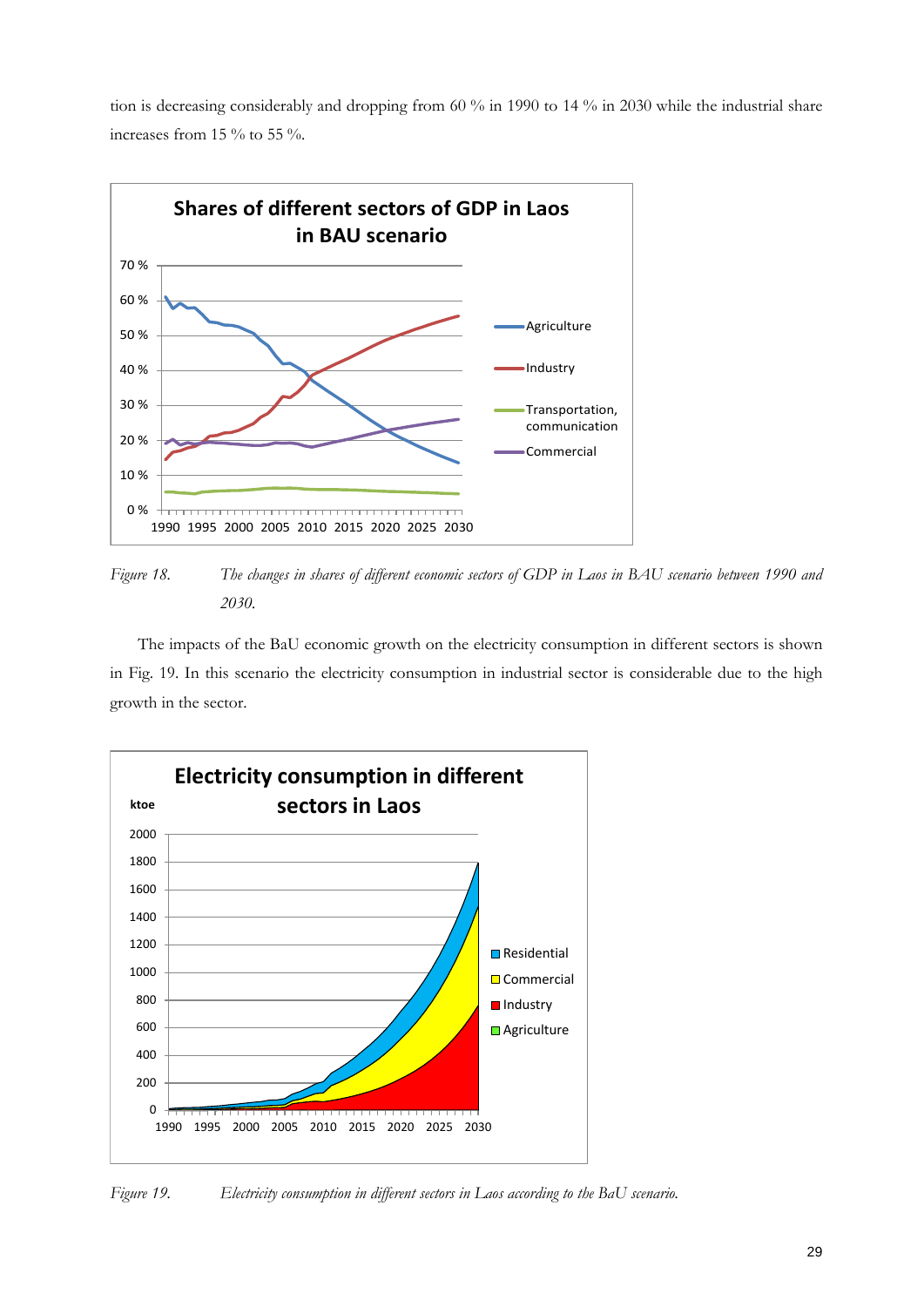tion is decreasing considerably and dropping from 60 % in 1990 to 14 % in 2030 while the industrial share increases from 15 % to 55 %.

*Figure 18.* *The changes in shares of different economic sectors of GDP in Laos in BAU scenario between 1990 and 2030.*

The impacts of the BaU economic growth on the electricity consumption in different sectors is shown in Fig. 19. In this scenario the electricity consumption in industrial sector is considerable due to the high growth in the sector.

*Figure 19.* *Electricity consumption in different sectors in Laos according to the BaU scenario.*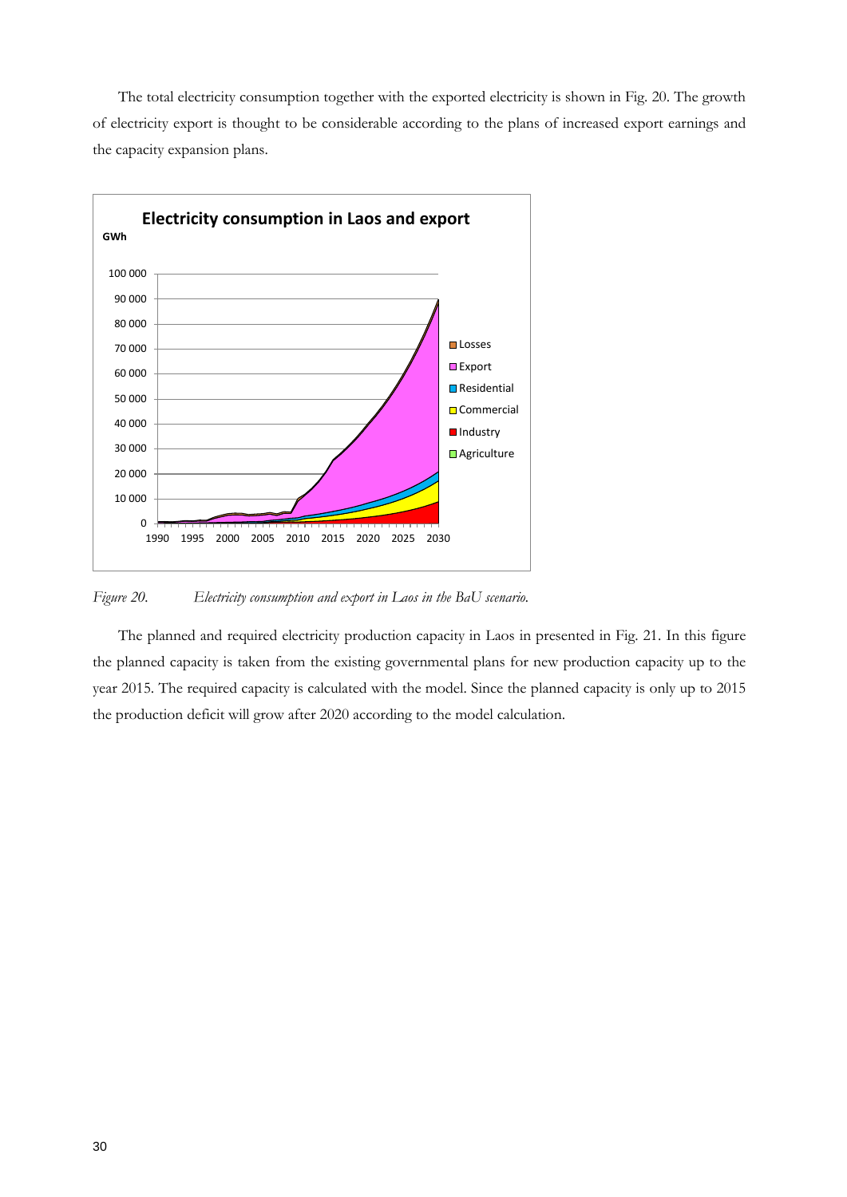The total electricity consumption together with the exported electricity is shown in Fig. 20. The growth of electricity export is thought to be considerable according to the plans of increased export earnings and the capacity expansion plans.

*Figure 20. Electricity consumption and export in Laos in the BaU scenario.*

The planned and required electricity production capacity in Laos in presented in Fig. 21. In this figure the planned capacity is taken from the existing governmental plans for new production capacity up to the year 2015. The required capacity is calculated with the model. Since the planned capacity is only up to 2015 the production deficit will grow after 2020 according to the model calculation.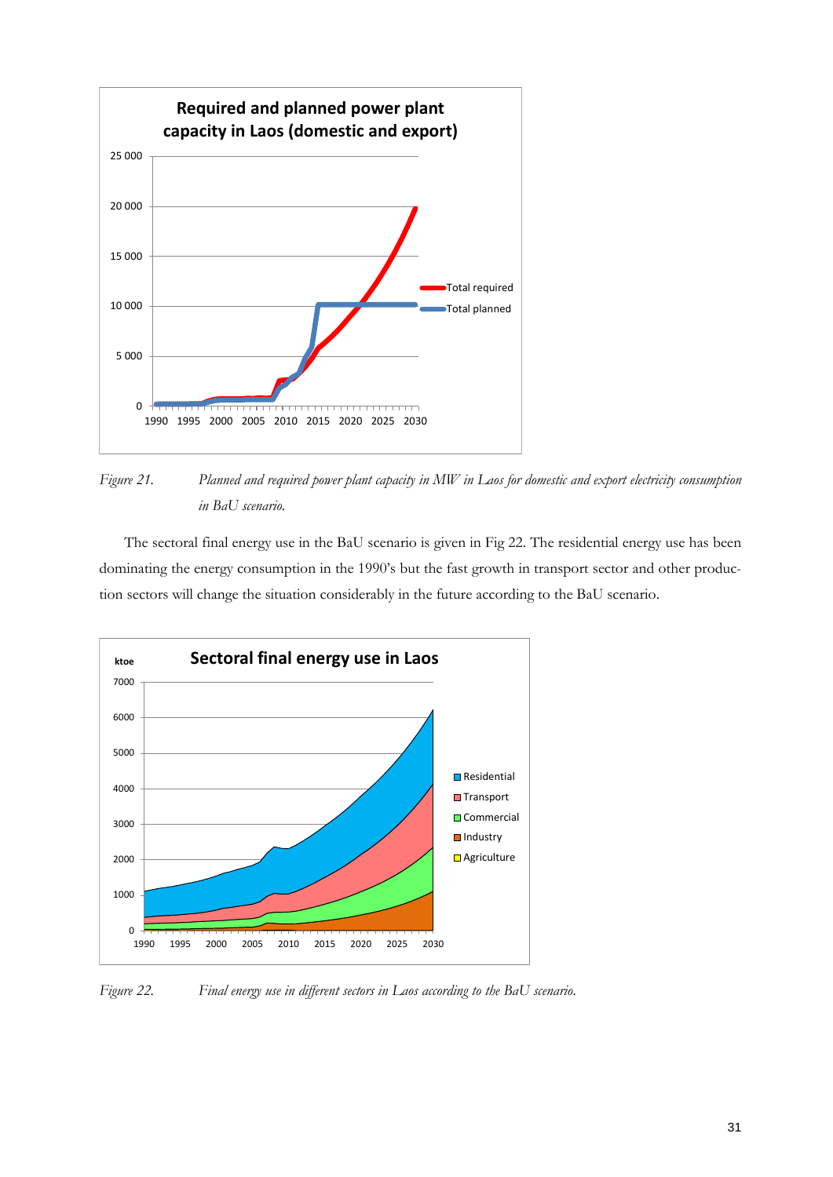*Figure 21. Planned and required power plant capacity in MW in Laos for domestic and export electricity consumption in BaU scenario.*

The sectoral final energy use in the BaU scenario is given in Fig 22. The residential energy use has been dominating the energy consumption in the 1990's but the fast growth in transport sector and other production sectors will change the situation considerably in the future according to the BaU scenario.

*Figure 22. Final energy use in different sectors in Laos according to the BaU scenario.*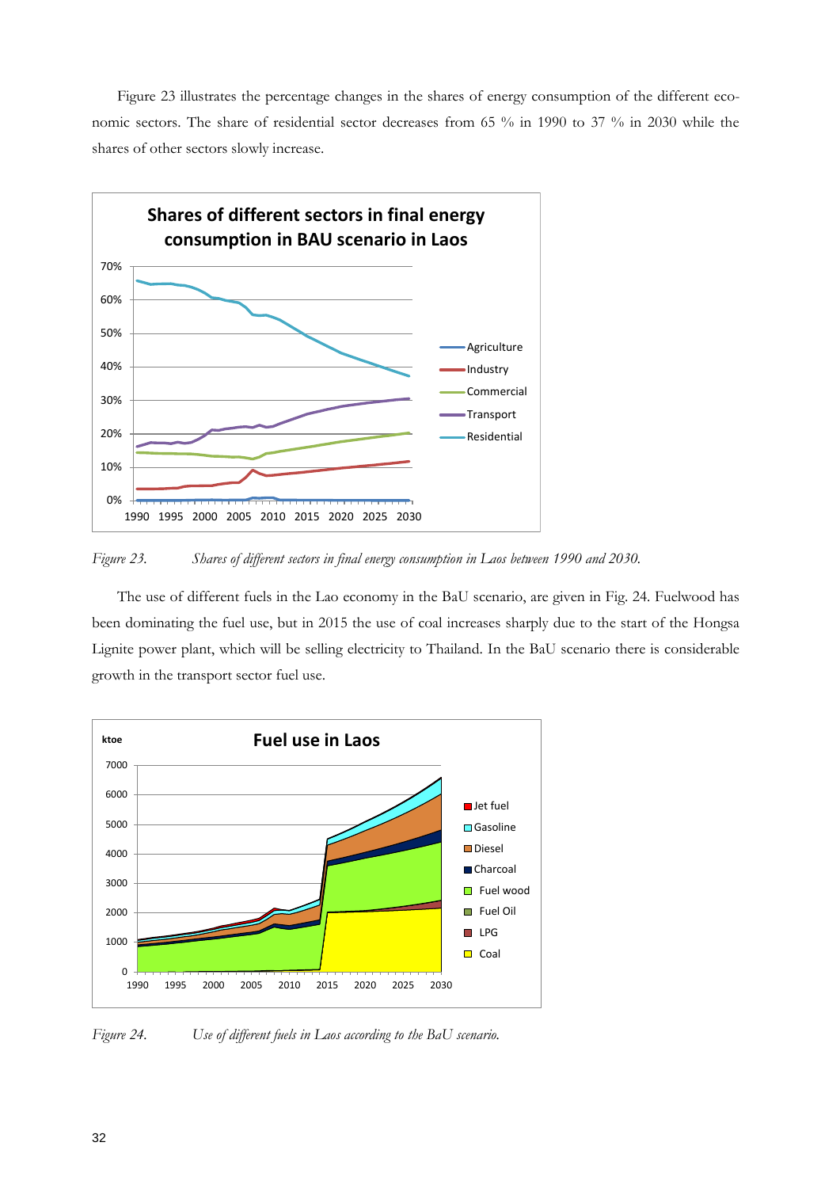Figure 23 illustrates the percentage changes in the shares of energy consumption of the different economic sectors. The share of residential sector decreases from 65 % in 1990 to 37 % in 2030 while the shares of other sectors slowly increase.

*Figure 23. Shares of different sectors in final energy consumption in Laos between 1990 and 2030.*

The use of different fuels in the Lao economy in the BaU scenario, are given in Fig. 24. Fuelwood has been dominating the fuel use, but in 2015 the use of coal increases sharply due to the start of the Hongsa Lignite power plant, which will be selling electricity to Thailand. In the BaU scenario there is considerable growth in the transport sector fuel use.

*Figure 24. Use of different fuels in Laos according to the BaU scenario.*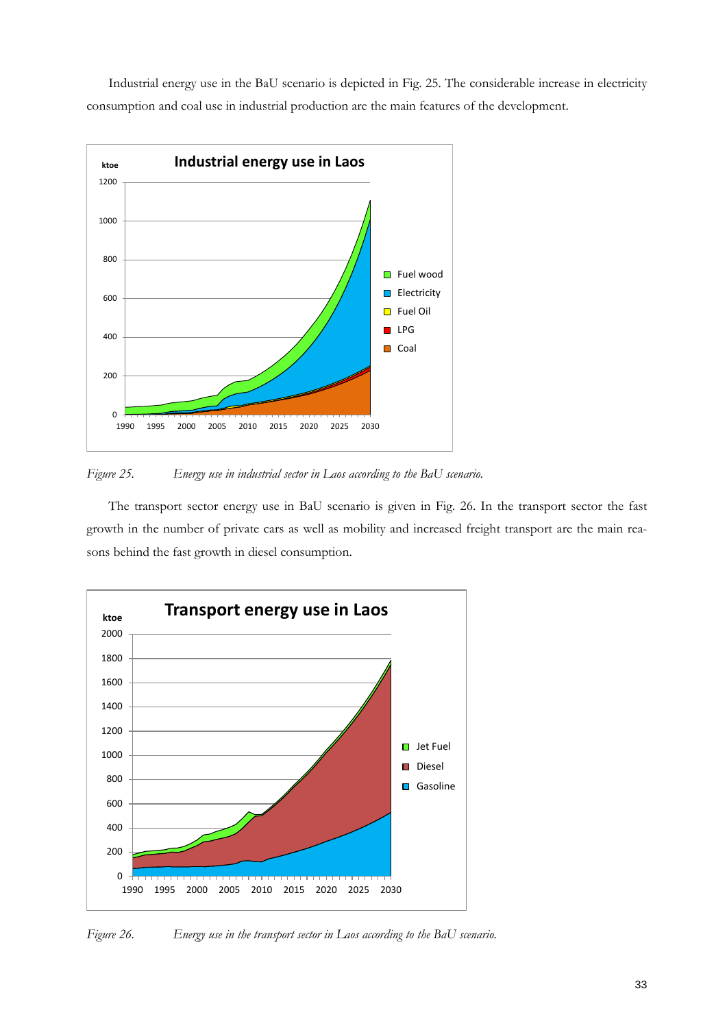Industrial energy use in the BaU scenario is depicted in Fig. 25. The considerable increase in electricity consumption and coal use in industrial production are the main features of the development.

*Figure 25.* *Energy use in industrial sector in Laos according to the BaU scenario.*

The transport sector energy use in BaU scenario is given in Fig. 26. In the transport sector the fast growth in the number of private cars as well as mobility and increased freight transport are the main reasons behind the fast growth in diesel consumption.

*Figure 26.* *Energy use in the transport sector in Laos according to the BaU scenario.*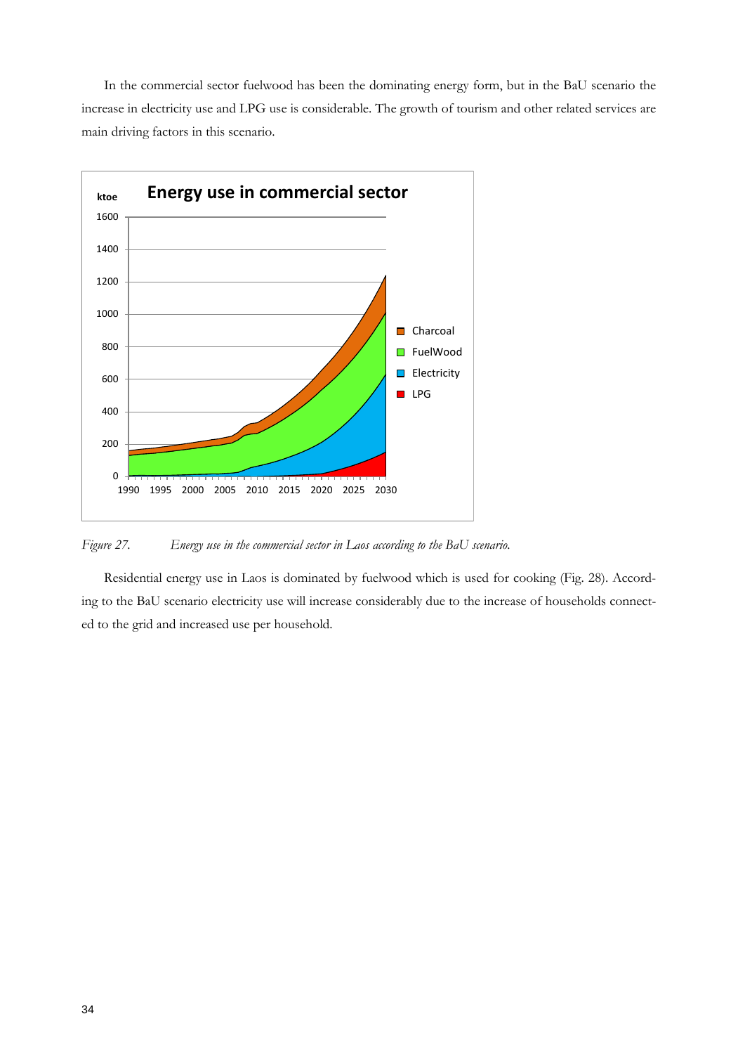In the commercial sector fuelwood has been the dominating energy form, but in the BaU scenario the increase in electricity use and LPG use is considerable. The growth of tourism and other related services are main driving factors in this scenario.

*Figure 27. Energy use in the commercial sector in Laos according to the BaU scenario.*

Residential energy use in Laos is dominated by fuelwood which is used for cooking (Fig. 28). According to the BaU scenario electricity use will increase considerably due to the increase of households connected to the grid and increased use per household.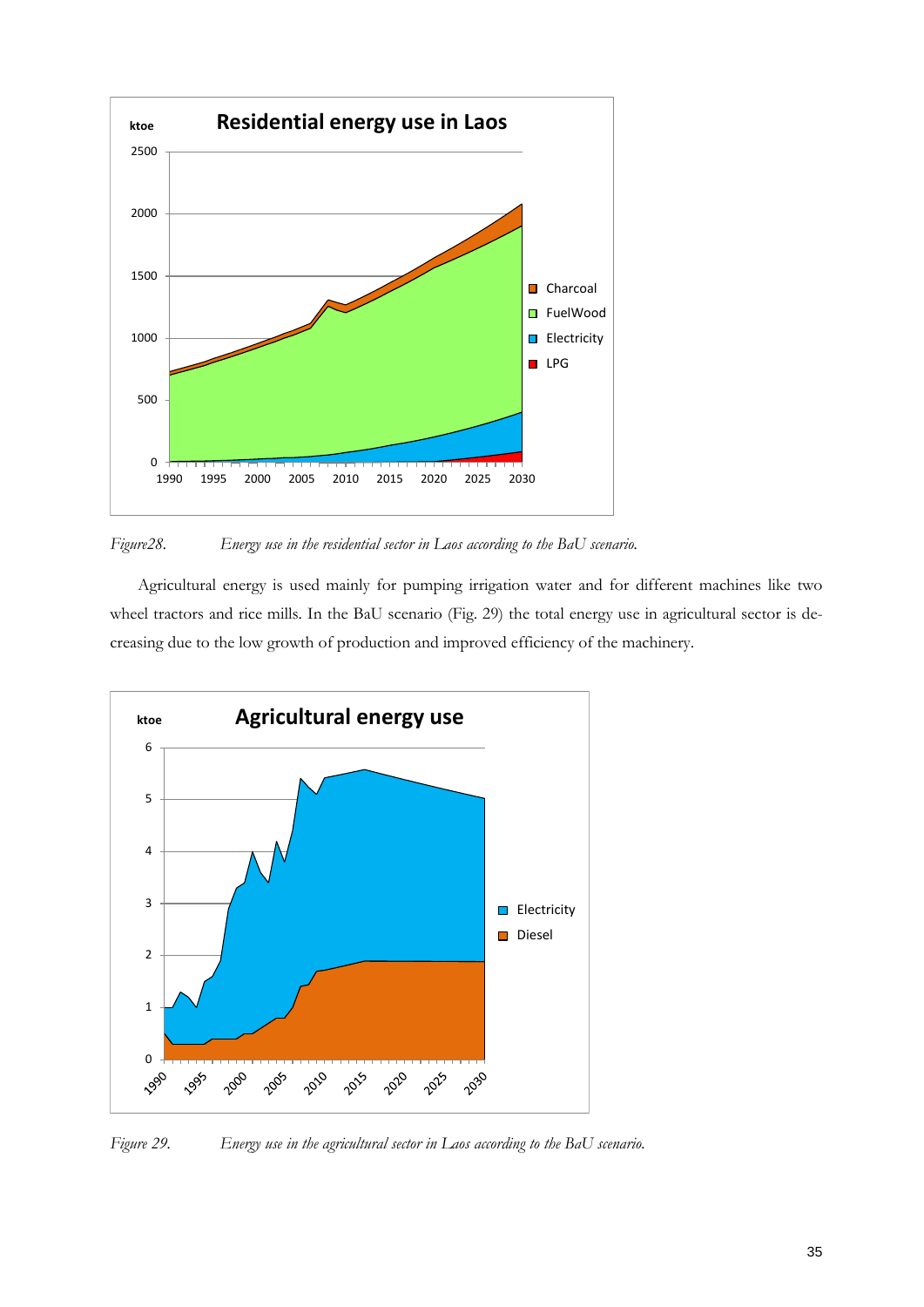*Figure28. Energy use in the residential sector in Laos according to the BaU scenario.*

Agricultural energy is used mainly for pumping irrigation water and for different machines like two wheel tractors and rice mills. In the BaU scenario (Fig. 29) the total energy use in agricultural sector is decreasing due to the low growth of production and improved efficiency of the machinery.

*Figure 29. Energy use in the agricultural sector in Laos according to the BaU scenario.*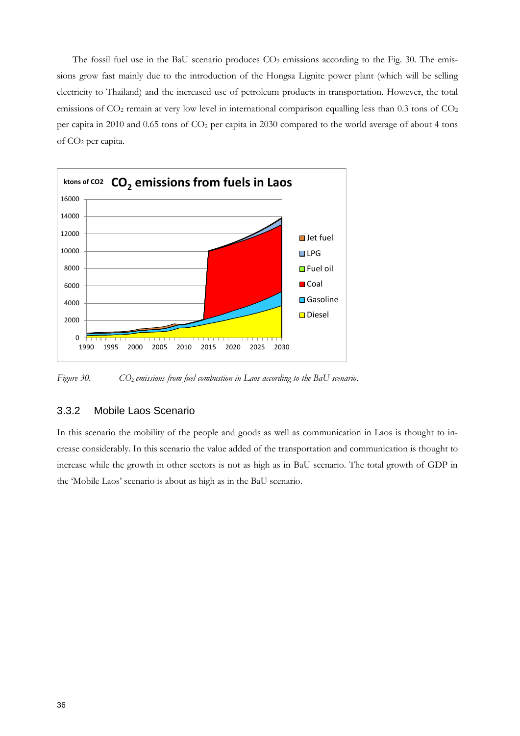The fossil fuel use in the BaU scenario produces $CO_2$ emissions according to the Fig. 30. The emissions grow fast mainly due to the introduction of the Hongsa Lignite power plant (which will be selling electricity to Thailand) and the increased use of petroleum products in transportation. However, the total emissions of $CO_2$ remain at very low level in international comparison equalling less than 0.3 tons of $CO_2$ per capita in 2010 and 0.65 tons of $CO_2$ per capita in 2030 compared to the world average of about 4 tons of $CO_2$ per capita.

*Figure 30. $CO_2$ emissions from fuel combustion in Laos according to the BaU scenario.*

### 3.3.2 Mobile Laos Scenario

In this scenario the mobility of the people and goods as well as communication in Laos is thought to increase considerably. In this scenario the value added of the transportation and communication is thought to increase while the growth in other sectors is not as high as in BaU scenario. The total growth of GDP in the 'Mobile Laos' scenario is about as high as in the BaU scenario.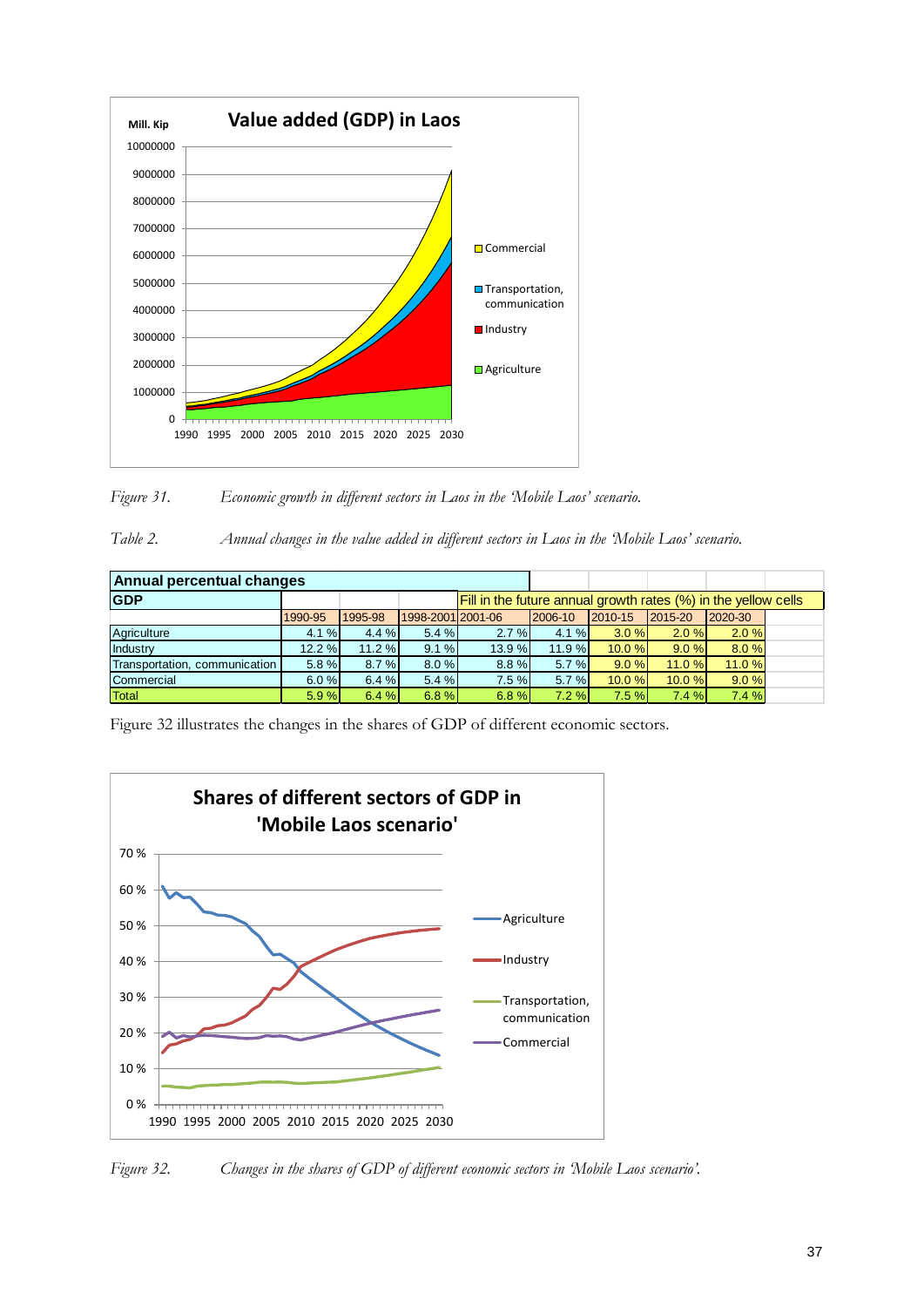*Figure 31. Economic growth in different sectors in Laos in the 'Mobile Laos' scenario.*

*Table 2. Annual changes in the value added in different sectors in Laos in the 'Mobile Laos' scenario.*

| **Annual percentual changes** | | | | | | | | |
|---|---|---|---|---|---|---|---|---|
| **GDP** | | | | Fill in the future annual growth rates (%) in the yellow cells | | | | |
| | 1990-95 | 1995-98 | 1998-2001 | 2001-06 | 2006-10 | 2010-15 | 2015-20 | 2020-30 |
| Agriculture | 4.1 % | 4.4 % | 5.4 % | 2.7 % | 4.1 % | 3.0 % | 2.0 % | 2.0 % |
| Industry | 12.2 % | 11.2 % | 9.1 % | 13.9 % | 11.9 % | 10.0 % | 9.0 % | 8.0 % |
| Transportation, communication | 5.8 % | 8.7 % | 8.0 % | 8.8 % | 5.7 % | 9.0 % | 11.0 % | 11.0 % |
| Commercial | 6.0 % | 6.4 % | 5.4 % | 7.5 % | 5.7 % | 10.0 % | 10.0 % | 9.0 % |
| Total | 5.9 % | 6.4 % | 6.8 % | 6.8 % | 7.2 % | 7.5 % | 7.4 % | 7.4 % |

Figure 32 illustrates the changes in the shares of GDP of different economic sectors.

*Figure 32. Changes in the shares of GDP of different economic sectors in 'Mobile Laos scenario'.*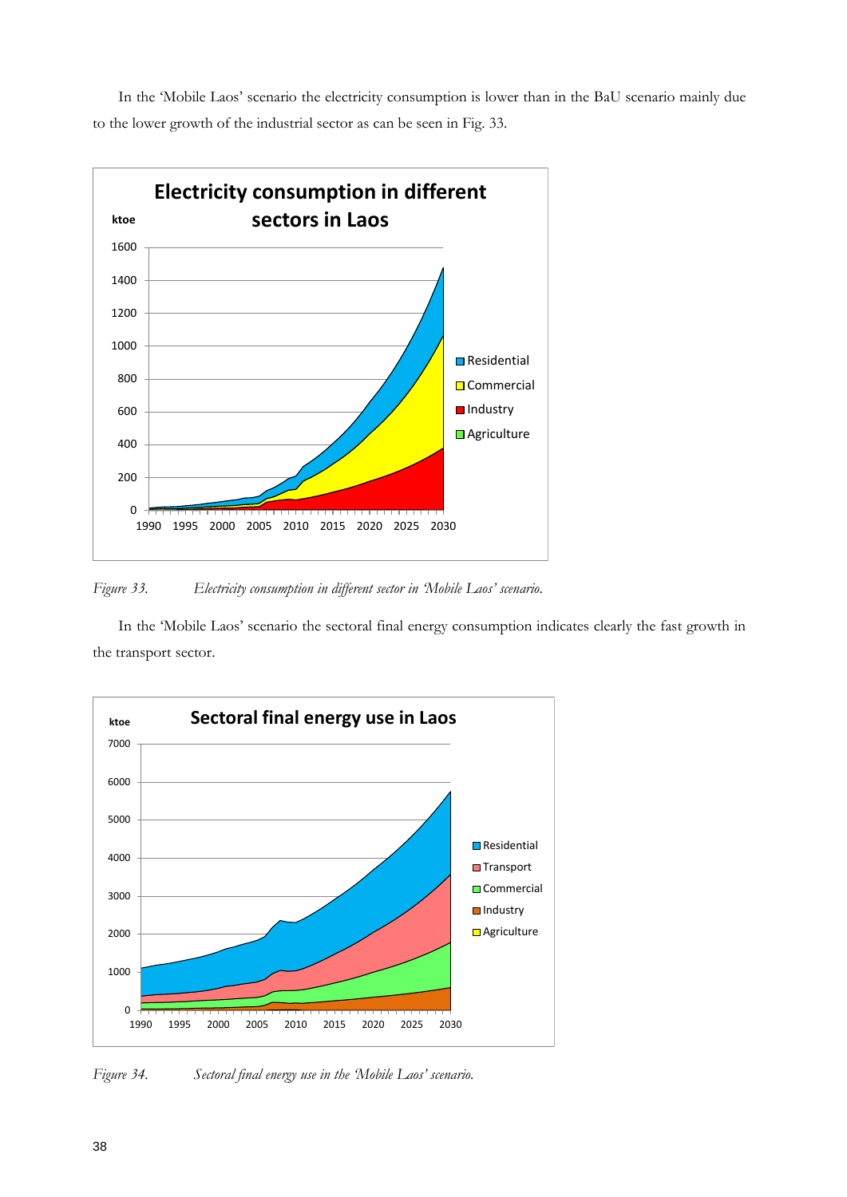In the 'Mobile Laos' scenario the electricity consumption is lower than in the BaU scenario mainly due to the lower growth of the industrial sector as can be seen in Fig. 33.

*Figure 33. Electricity consumption in different sector in 'Mobile Laos' scenario.*

In the 'Mobile Laos' scenario the sectoral final energy consumption indicates clearly the fast growth in the transport sector.

*Figure 34. Sectoral final energy use in the 'Mobile Laos' scenario.*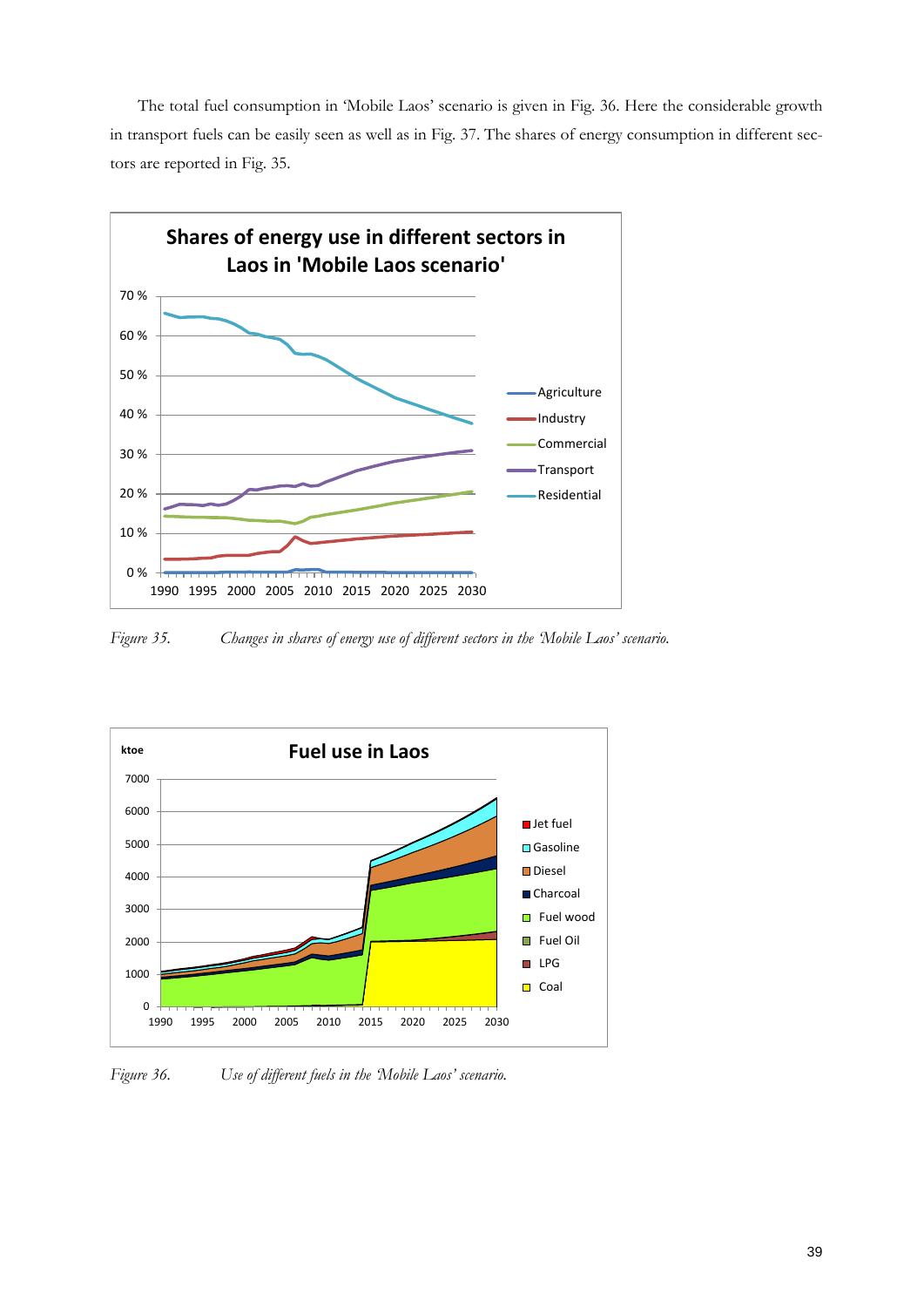The total fuel consumption in 'Mobile Laos' scenario is given in Fig. 36. Here the considerable growth in transport fuels can be easily seen as well as in Fig. 37. The shares of energy consumption in different sectors are reported in Fig. 35.

*Figure 35. Changes in shares of energy use of different sectors in the 'Mobile Laos' scenario.*

*Figure 36. Use of different fuels in the 'Mobile Laos' scenario.*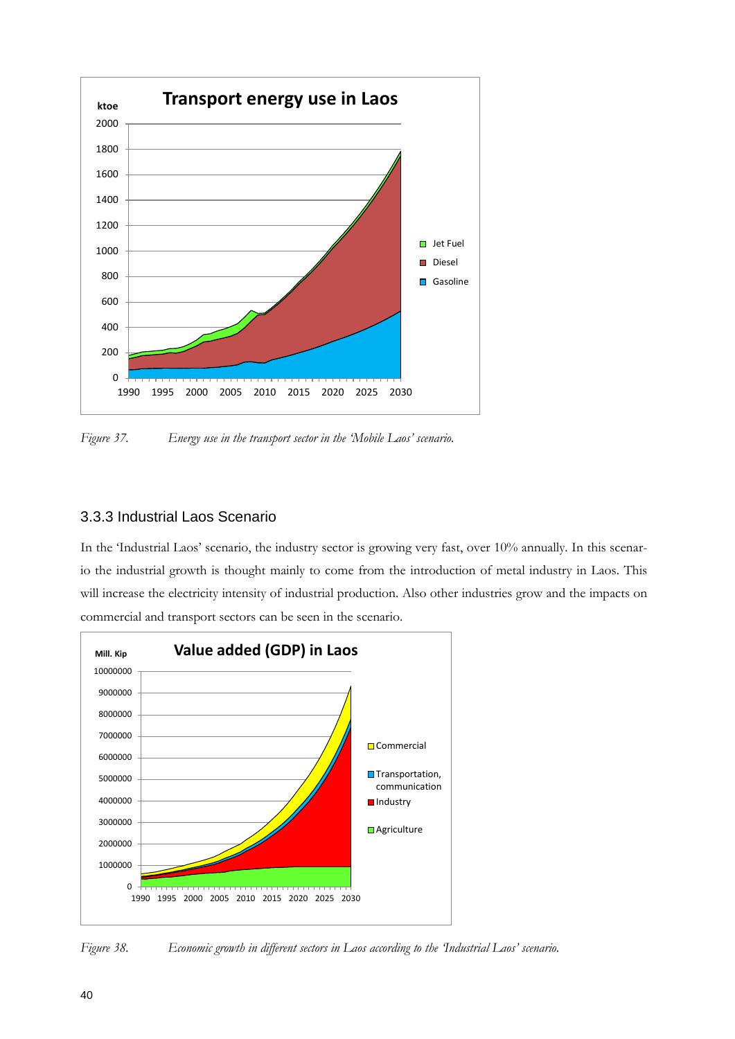Figure 37. Energy use in the transport sector in the 'Mobile Laos' scenario.

### 3.3.3 Industrial Laos Scenario

In the 'Industrial Laos' scenario, the industry sector is growing very fast, over 10% annually. In this scenario the industrial growth is thought mainly to come from the introduction of metal industry in Laos. This will increase the electricity intensity of industrial production. Also other industries grow and the impacts on commercial and transport sectors can be seen in the scenario.

Figure 38. Economic growth in different sectors in Laos according to the 'Industrial Laos' scenario.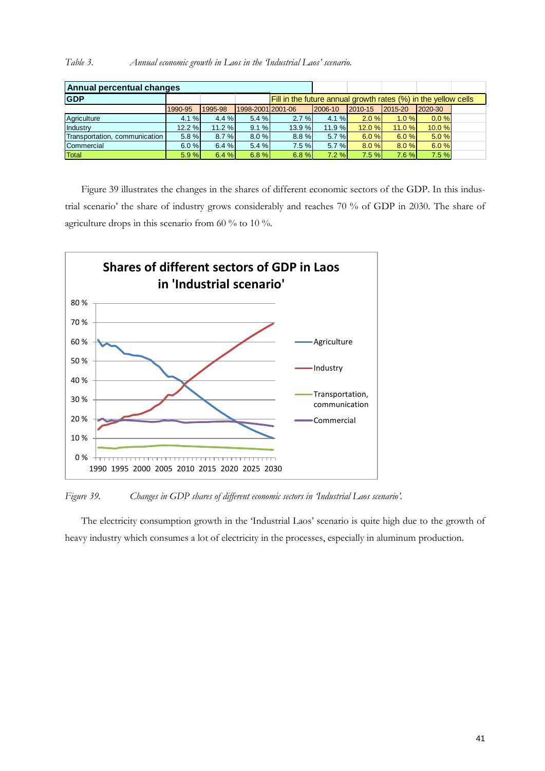*Table 3. Annual economic growth in Laos in the 'Industrial Laos' scenario.*

| Annual percentual changes | | | | | | | | |
|---|---|---|---|---|---|---|---|---|
| GDP | | | | Fill in the future annual growth rates (%) in the yellow cells | | | | |
| | 1990-95 | 1995-98 | 1998-2001 | 2001-06 | 2006-10 | 2010-15 | 2015-20 | 2020-30 |
| Agriculture | 4.1 % | 4.4 % | 5.4 % | 2.7 % | 4.1 % | 2.0 % | 1.0 % | 0.0 % |
| Industry | 12.2 % | 11.2 % | 9.1 % | 13.9 % | 11.9 % | 12.0 % | 11.0 % | 10.0 % |
| Transportation, communication | 5.8 % | 8.7 % | 8.0 % | 8.8 % | 5.7 % | 6.0 % | 6.0 % | 5.0 % |
| Commercial | 6.0 % | 6.4 % | 5.4 % | 7.5 % | 5.7 % | 8.0 % | 8.0 % | 6.0 % |
| Total | 5.9 % | 6.4 % | 6.8 % | 6.8 % | 7.2 % | 7.5 % | 7.6 % | 7.5 % |

Figure 39 illustrates the changes in the shares of different economic sectors of the GDP. In this industrial scenario' the share of industry grows considerably and reaches 70 % of GDP in 2030. The share of agriculture drops in this scenario from 60 % to 10 %.

*Figure 39. Changes in GDP shares of different economic sectors in 'Industrial Laos scenario'.*

The electricity consumption growth in the 'Industrial Laos' scenario is quite high due to the growth of heavy industry which consumes a lot of electricity in the processes, especially in aluminum production.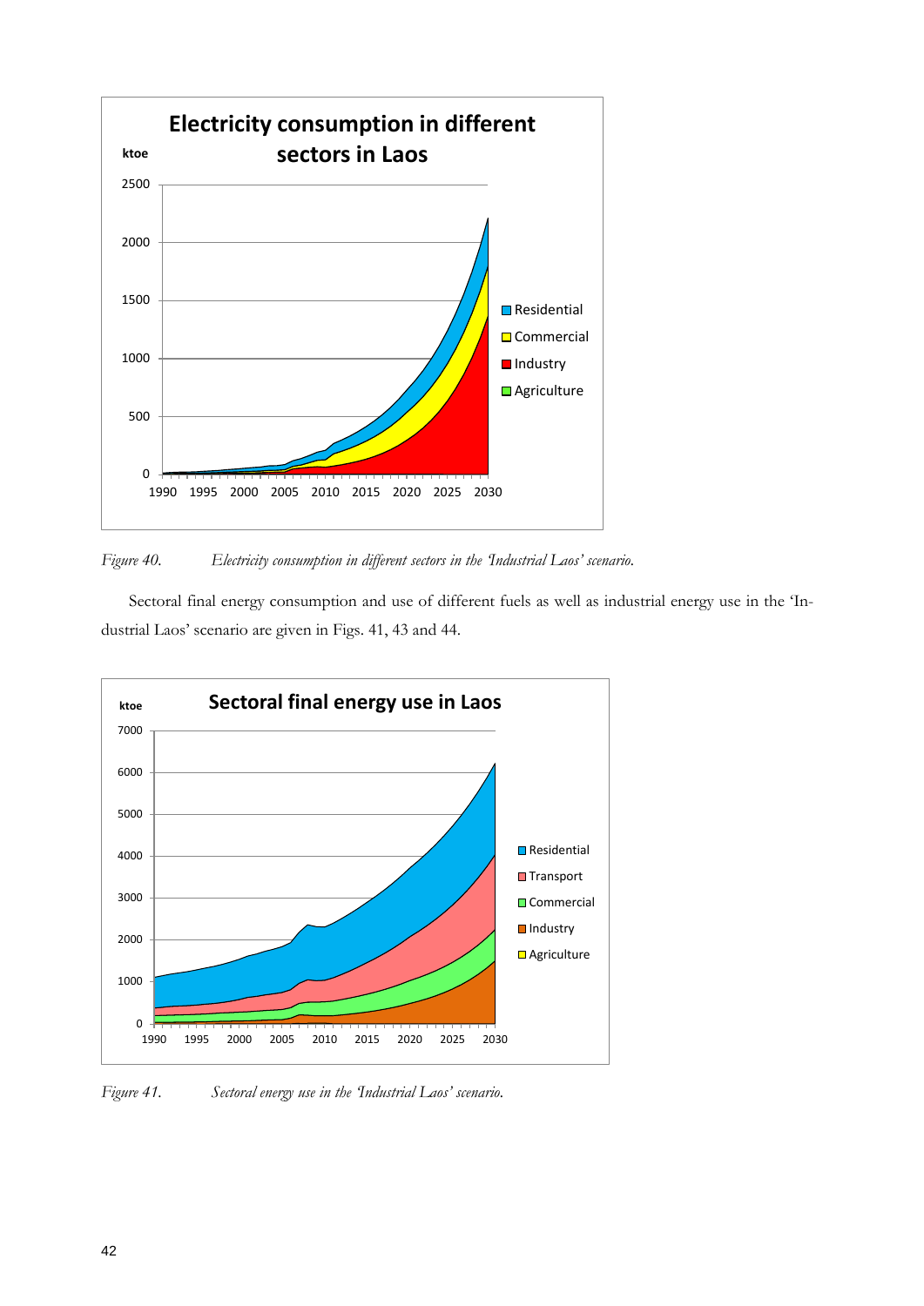Figure 40. *Electricity consumption in different sectors in the 'Industrial Laos' scenario.*

Sectoral final energy consumption and use of different fuels as well as industrial energy use in the 'Industrial Laos' scenario are given in Figs. 41, 43 and 44.

Figure 41. *Sectoral energy use in the 'Industrial Laos' scenario.*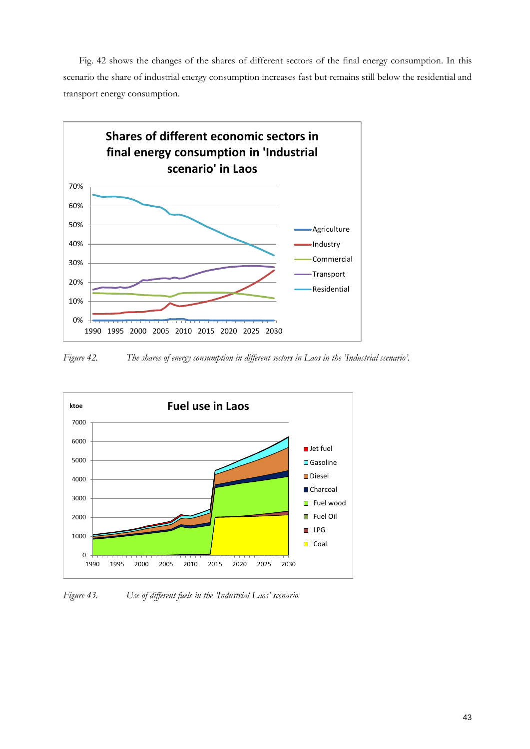Fig. 42 shows the changes of the shares of different sectors of the final energy consumption. In this scenario the share of industrial energy consumption increases fast but remains still below the residential and transport energy consumption.

*Figure 42.* *The shares of energy consumption in different sectors in Laos in the 'Industrial scenario'.*

*Figure 43.* *Use of different fuels in the 'Industrial Laos' scenario.*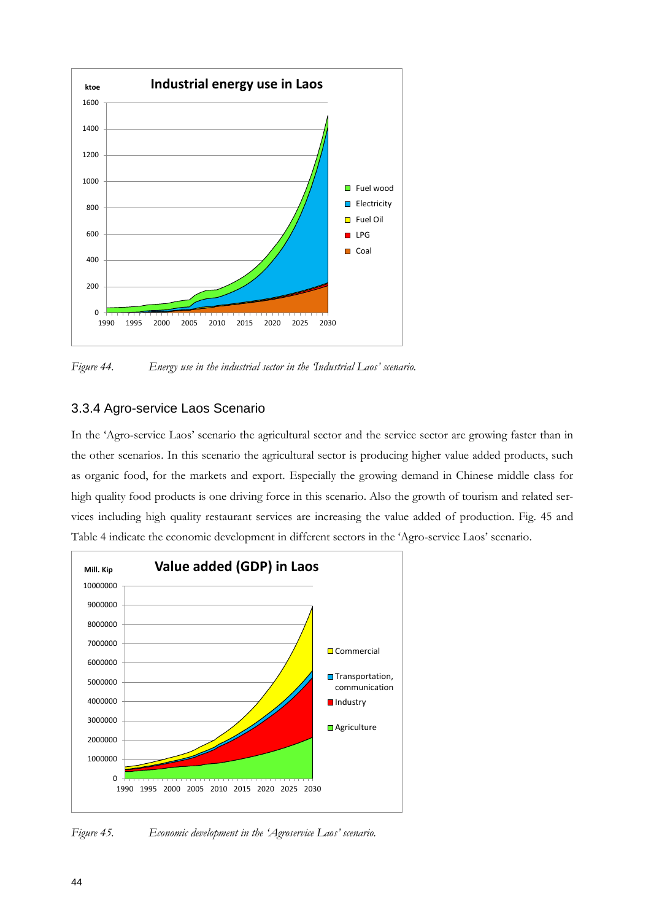*Figure 44. Energy use in the industrial sector in the 'Industrial Laos' scenario.*

### 3.3.4 Agro-service Laos Scenario

In the 'Agro-service Laos' scenario the agricultural sector and the service sector are growing faster than in the other scenarios. In this scenario the agricultural sector is producing higher value added products, such as organic food, for the markets and export. Especially the growing demand in Chinese middle class for high quality food products is one driving force in this scenario. Also the growth of tourism and related services including high quality restaurant services are increasing the value added of production. Fig. 45 and Table 4 indicate the economic development in different sectors in the 'Agro-service Laos' scenario.

*Figure 45. Economic development in the 'Agroservice Laos' scenario.*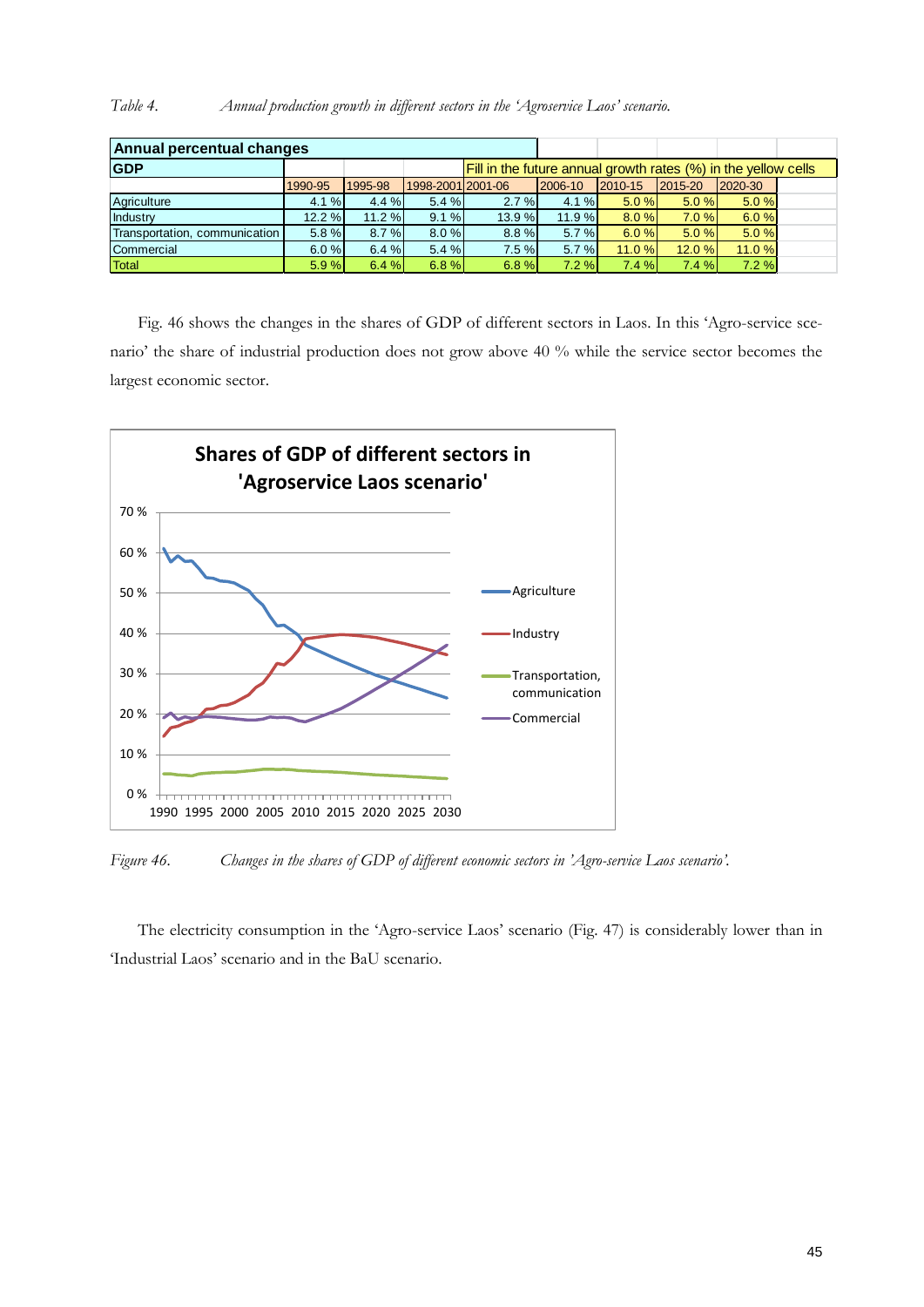*Table 4. Annual production growth in different sectors in the 'Agroservice Laos' scenario.*

| Annual percentual changes | | | | | | | | |
|---|---|---|---|---|---|---|---|---|
| **GDP** | | | | Fill in the future annual growth rates (%) in the yellow cells | | | | |
| | 1990-95 | 1995-98 | 1998-2001 | 2001-06 | 2006-10 | 2010-15 | 2015-20 | 2020-30 |
| Agriculture | 4.1 % | 4.4 % | 5.4 % | 2.7 % | 4.1 % | 5.0 % | 5.0 % | 5.0 % |
| Industry | 12.2 % | 11.2 % | 9.1 % | 13.9 % | 11.9 % | 8.0 % | 7.0 % | 6.0 % |
| Transportation, communication | 5.8 % | 8.7 % | 8.0 % | 8.8 % | 5.7 % | 6.0 % | 5.0 % | 5.0 % |
| Commercial | 6.0 % | 6.4 % | 5.4 % | 7.5 % | 5.7 % | 11.0 % | 12.0 % | 11.0 % |
| Total | 5.9 % | 6.4 % | 6.8 % | 6.8 % | 7.2 % | 7.4 % | 7.4 % | 7.2 % |

Fig. 46 shows the changes in the shares of GDP of different sectors in Laos. In this 'Agro-service scenario' the share of industrial production does not grow above 40 % while the service sector becomes the largest economic sector.

*Figure 46. Changes in the shares of GDP of different economic sectors in 'Agro-service Laos scenario'.*

The electricity consumption in the 'Agro-service Laos' scenario (Fig. 47) is considerably lower than in 'Industrial Laos' scenario and in the BaU scenario.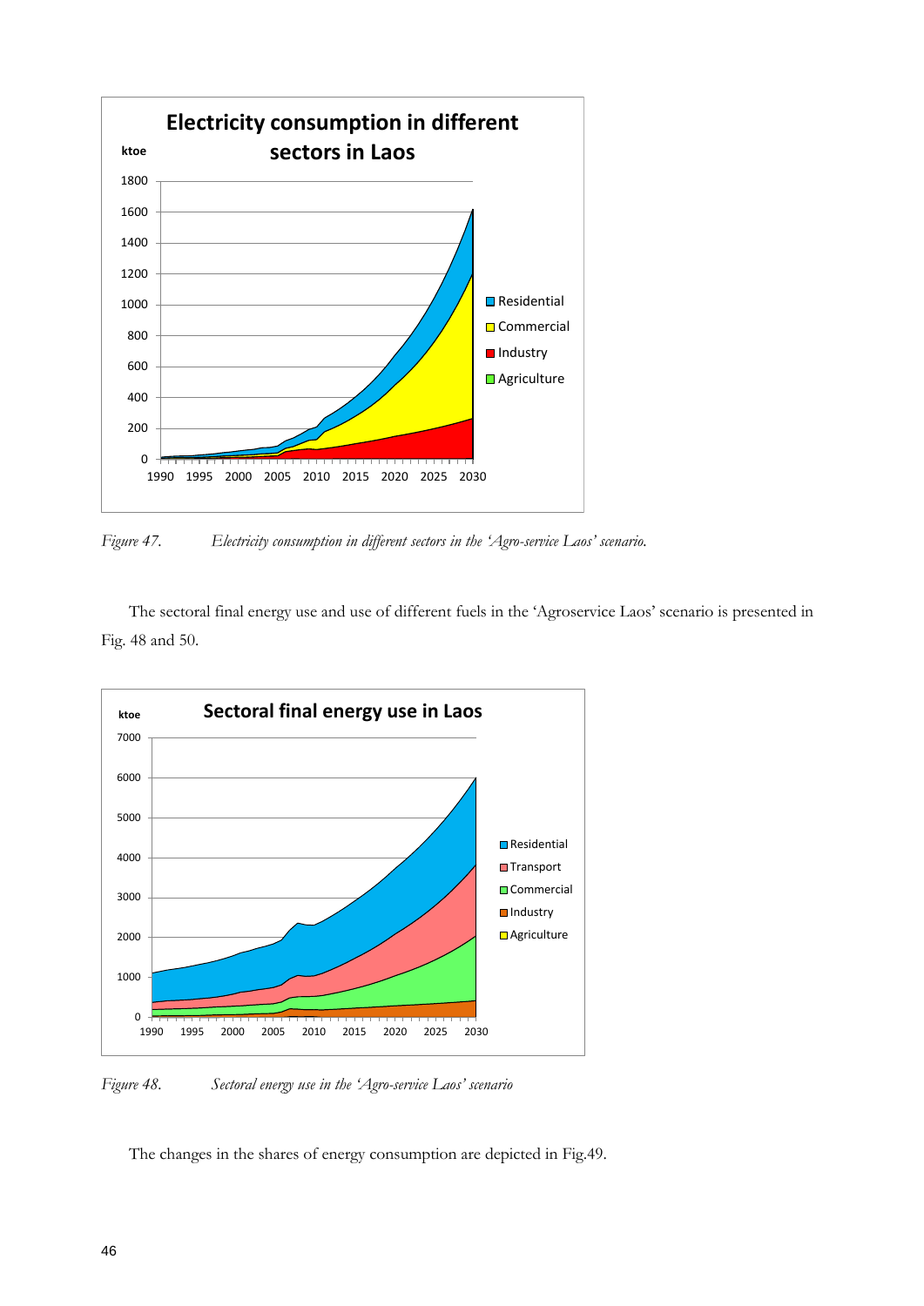*Figure 47. Electricity consumption in different sectors in the 'Agro-service Laos' scenario.*

The sectoral final energy use and use of different fuels in the 'Agroservice Laos' scenario is presented in Fig. 48 and 50.

*Figure 48. Sectoral energy use in the 'Agro-service Laos' scenario*

The changes in the shares of energy consumption are depicted in Fig.49.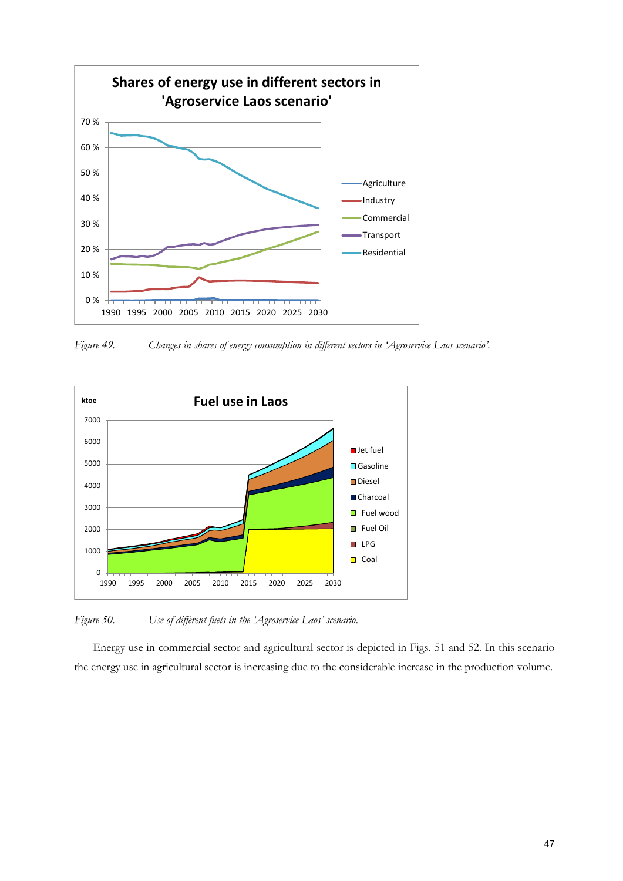Figure 49. Changes in shares of energy consumption in different sectors in 'Agroservice Laos scenario'.

Figure 50. Use of different fuels in the 'Agroservice Laos' scenario.

Energy use in commercial sector and agricultural sector is depicted in Figs. 51 and 52. In this scenario the energy use in agricultural sector is increasing due to the considerable increase in the production volume.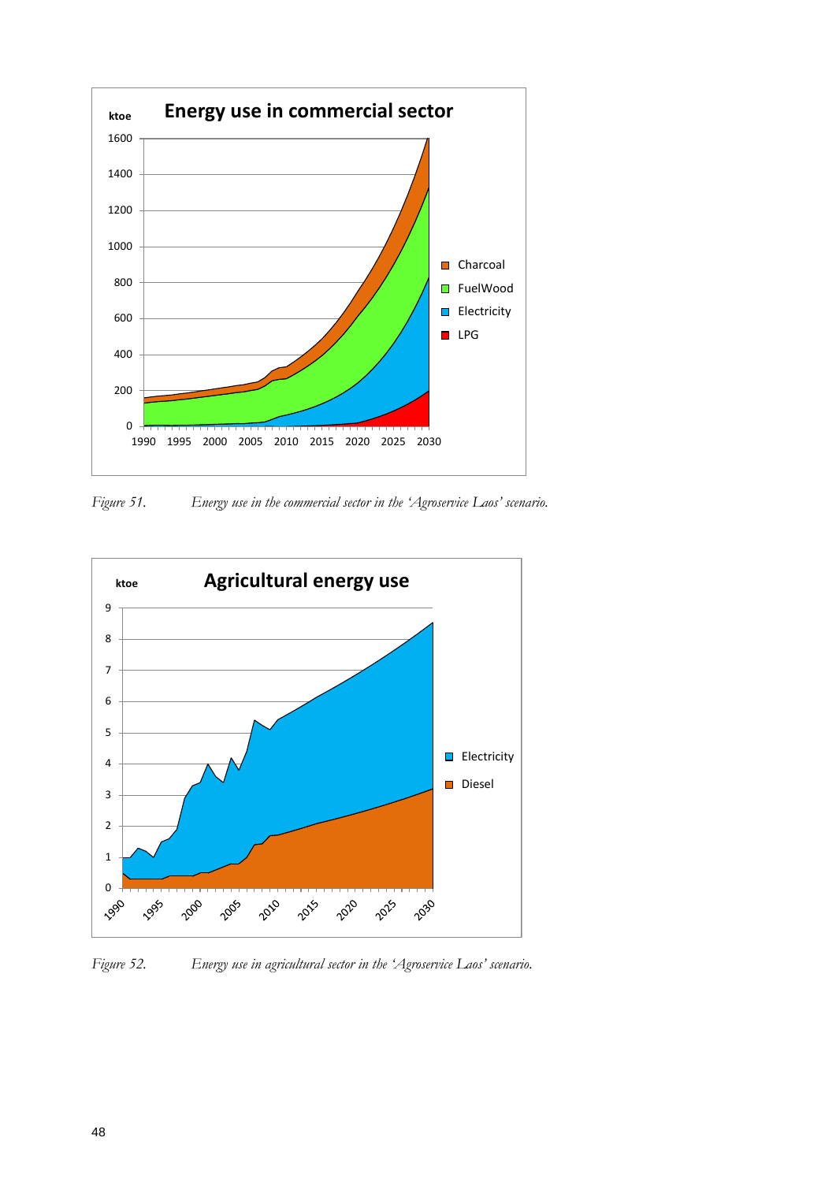Figure 51. Energy use in the commercial sector in the 'Agroservice Laos' scenario.

Figure 52. Energy use in agricultural sector in the 'Agroservice Laos' scenario.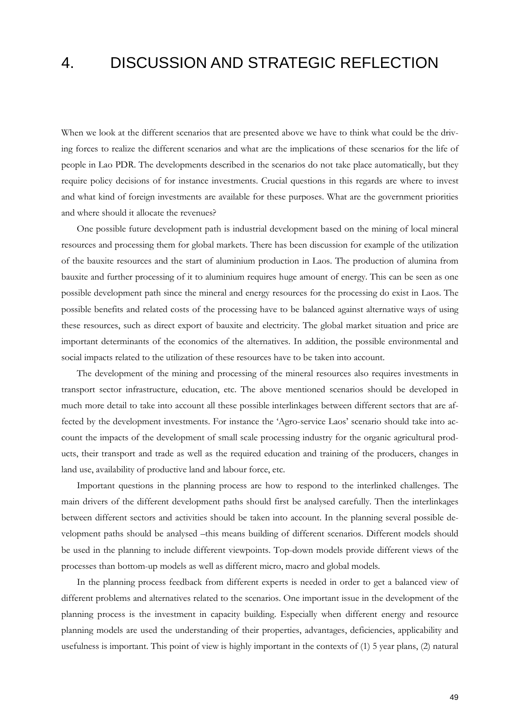# 4. DISCUSSION AND STRATEGIC REFLECTION

When we look at the different scenarios that are presented above we have to think what could be the driving forces to realize the different scenarios and what are the implications of these scenarios for the life of people in Lao PDR. The developments described in the scenarios do not take place automatically, but they require policy decisions of for instance investments. Crucial questions in this regards are where to invest and what kind of foreign investments are available for these purposes. What are the government priorities and where should it allocate the revenues?

One possible future development path is industrial development based on the mining of local mineral resources and processing them for global markets. There has been discussion for example of the utilization of the bauxite resources and the start of aluminium production in Laos. The production of alumina from bauxite and further processing of it to aluminium requires huge amount of energy. This can be seen as one possible development path since the mineral and energy resources for the processing do exist in Laos. The possible benefits and related costs of the processing have to be balanced against alternative ways of using these resources, such as direct export of bauxite and electricity. The global market situation and price are important determinants of the economics of the alternatives. In addition, the possible environmental and social impacts related to the utilization of these resources have to be taken into account.

The development of the mining and processing of the mineral resources also requires investments in transport sector infrastructure, education, etc. The above mentioned scenarios should be developed in much more detail to take into account all these possible interlinkages between different sectors that are affected by the development investments. For instance the 'Agro-service Laos' scenario should take into account the impacts of the development of small scale processing industry for the organic agricultural products, their transport and trade as well as the required education and training of the producers, changes in land use, availability of productive land and labour force, etc.

Important questions in the planning process are how to respond to the interlinked challenges. The main drivers of the different development paths should first be analysed carefully. Then the interlinkages between different sectors and activities should be taken into account. In the planning several possible development paths should be analysed –this means building of different scenarios. Different models should be used in the planning to include different viewpoints. Top-down models provide different views of the processes than bottom-up models as well as different micro, macro and global models.

In the planning process feedback from different experts is needed in order to get a balanced view of different problems and alternatives related to the scenarios. One important issue in the development of the planning process is the investment in capacity building. Especially when different energy and resource planning models are used the understanding of their properties, advantages, deficiencies, applicability and usefulness is important. This point of view is highly important in the contexts of (1) 5 year plans, (2) natural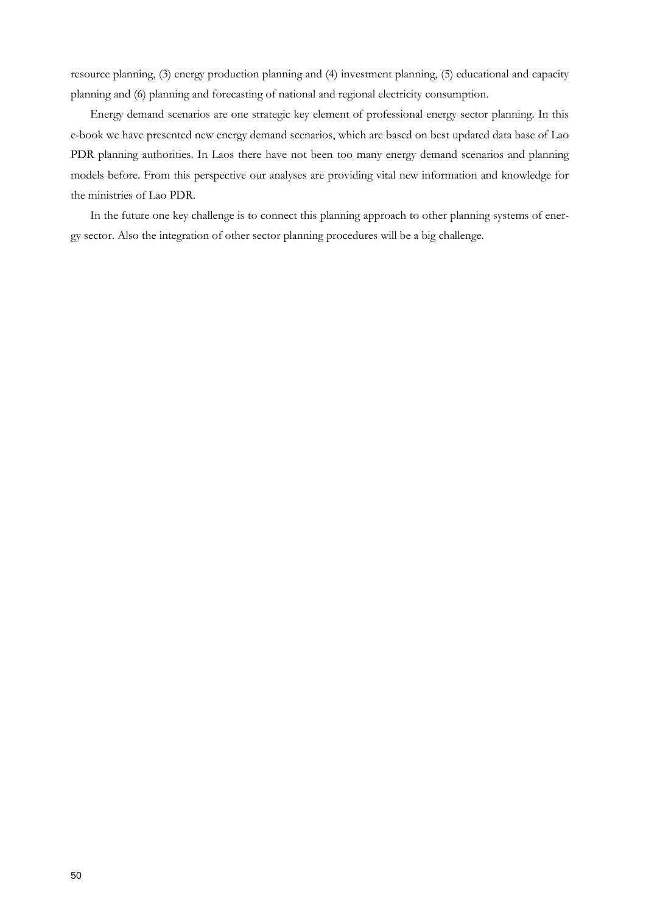resource planning, (3) energy production planning and (4) investment planning, (5) educational and capacity planning and (6) planning and forecasting of national and regional electricity consumption.

Energy demand scenarios are one strategic key element of professional energy sector planning. In this e-book we have presented new energy demand scenarios, which are based on best updated data base of Lao PDR planning authorities. In Laos there have not been too many energy demand scenarios and planning models before. From this perspective our analyses are providing vital new information and knowledge for the ministries of Lao PDR.

In the future one key challenge is to connect this planning approach to other planning systems of energy sector. Also the integration of other sector planning procedures will be a big challenge.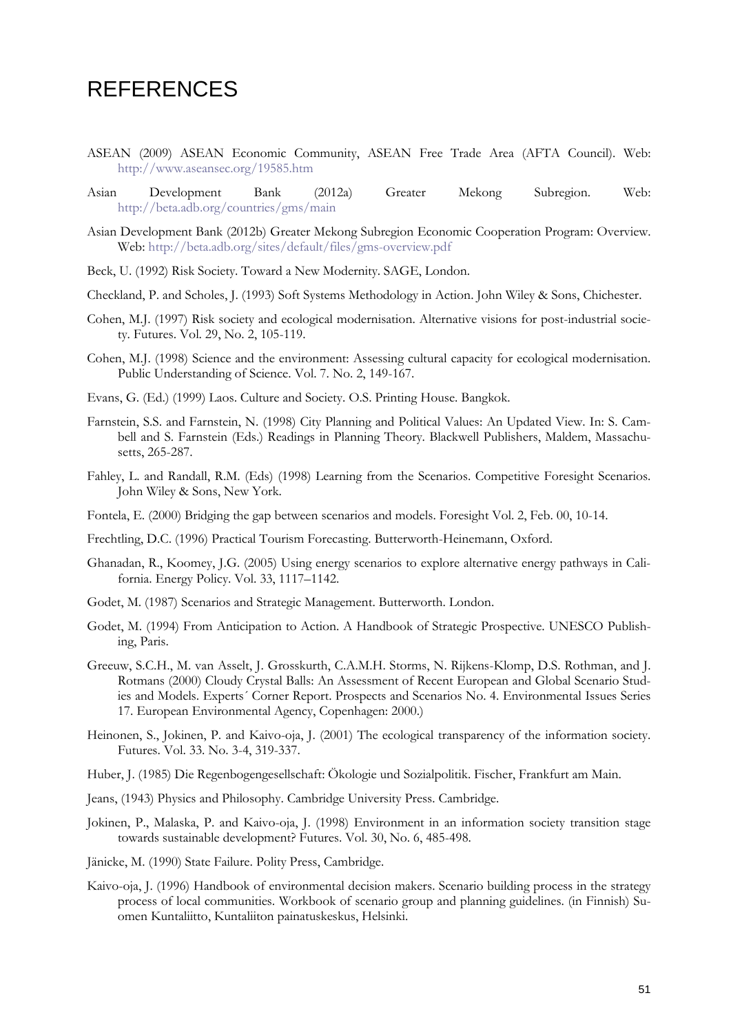# REFERENCES

ASEAN (2009) ASEAN Economic Community, ASEAN Free Trade Area (AFTA Council). Web: http://www.aseansec.org/19585.htm

Asian Development Bank (2012a) Greater Mekong Subregion. Web: http://beta.adb.org/countries/gms/main

Asian Development Bank (2012b) Greater Mekong Subregion Economic Cooperation Program: Overview. Web: http://beta.adb.org/sites/default/files/gms-overview.pdf

Beck, U. (1992) Risk Society. Toward a New Modernity. SAGE, London.

Checkland, P. and Scholes, J. (1993) Soft Systems Methodology in Action. John Wiley & Sons, Chichester.

Cohen, M.J. (1997) Risk society and ecological modernisation. Alternative visions for post-industrial society. Futures. Vol. 29, No. 2, 105-119.

Cohen, M.J. (1998) Science and the environment: Assessing cultural capacity for ecological modernisation. Public Understanding of Science. Vol. 7. No. 2, 149-167.

Evans, G. (Ed.) (1999) Laos. Culture and Society. O.S. Printing House. Bangkok.

Farnstein, S.S. and Farnstein, N. (1998) City Planning and Political Values: An Updated View. In: S. Cambell and S. Farnstein (Eds.) Readings in Planning Theory. Blackwell Publishers, Maldem, Massachusetts, 265-287.

Fahley, L. and Randall, R.M. (Eds) (1998) Learning from the Scenarios. Competitive Foresight Scenarios. John Wiley & Sons, New York.

Fontela, E. (2000) Bridging the gap between scenarios and models. Foresight Vol. 2, Feb. 00, 10-14.

Frechtling, D.C. (1996) Practical Tourism Forecasting. Butterworth-Heinemann, Oxford.

Ghanadan, R., Koomey, J.G. (2005) Using energy scenarios to explore alternative energy pathways in California. Energy Policy. Vol. 33, 1117–1142.

Godet, M. (1987) Scenarios and Strategic Management. Butterworth. London.

Godet, M. (1994) From Anticipation to Action. A Handbook of Strategic Prospective. UNESCO Publishing, Paris.

Greeuw, S.C.H., M. van Asselt, J. Grosskurth, C.A.M.H. Storms, N. Rijkens-Klomp, D.S. Rothman, and J. Rotmans (2000) Cloudy Crystal Balls: An Assessment of Recent European and Global Scenario Studies and Models. Experts´ Corner Report. Prospects and Scenarios No. 4. Environmental Issues Series 17. European Environmental Agency, Copenhagen: 2000.)

Heinonen, S., Jokinen, P. and Kaivo-oja, J. (2001) The ecological transparency of the information society. Futures. Vol. 33. No. 3-4, 319-337.

Huber, J. (1985) Die Regenbogengesellschaft: Ökologie und Sozialpolitik. Fischer, Frankfurt am Main.

Jeans, (1943) Physics and Philosophy. Cambridge University Press. Cambridge.

Jokinen, P., Malaska, P. and Kaivo-oja, J. (1998) Environment in an information society transition stage towards sustainable development? Futures. Vol. 30, No. 6, 485-498.

Jänicke, M. (1990) State Failure. Polity Press, Cambridge.

Kaivo-oja, J. (1996) Handbook of environmental decision makers. Scenario building process in the strategy process of local communities. Workbook of scenario group and planning guidelines. (in Finnish) Suomen Kuntaliitto, Kuntaliiton painatuskeskus, Helsinki.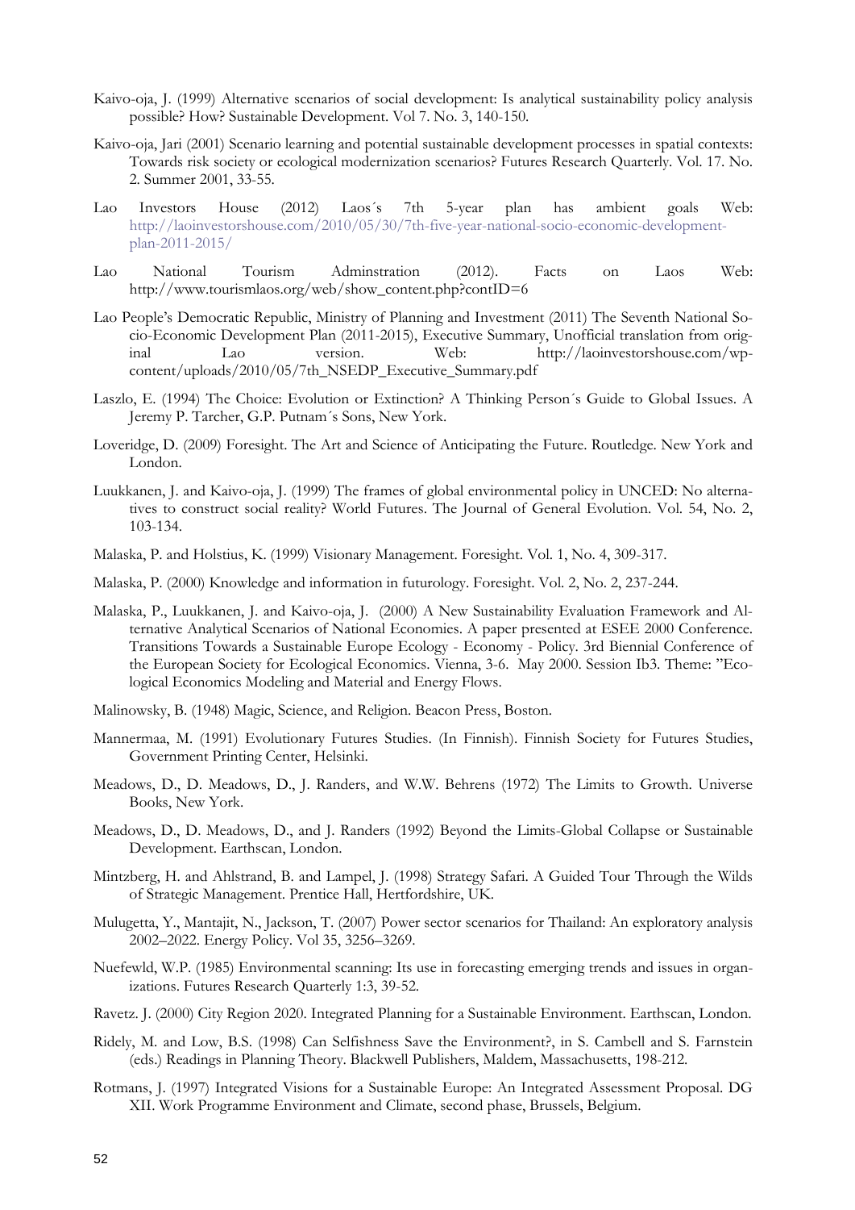Kaivo-oja, J. (1999) Alternative scenarios of social development: Is analytical sustainability policy analysis possible? How? Sustainable Development. Vol 7. No. 3, 140-150.

Kaivo-oja, Jari (2001) Scenario learning and potential sustainable development processes in spatial contexts: Towards risk society or ecological modernization scenarios? Futures Research Quarterly. Vol. 17. No. 2. Summer 2001, 33-55.

Lao Investors House (2012) Laos´s 7th 5-year plan has ambient goals Web: http://laoinvestorshouse.com/2010/05/30/7th-five-year-national-socio-economic-development-plan-2011-2015/

Lao National Tourism Adminstration (2012). Facts on Laos Web: http://www.tourismlaos.org/web/show_content.php?contID=6

Lao People's Democratic Republic, Ministry of Planning and Investment (2011) The Seventh National Socio-Economic Development Plan (2011-2015), Executive Summary, Unofficial translation from original Lao version. Web: http://laoinvestorshouse.com/wp-content/uploads/2010/05/7th_NSEDP_Executive_Summary.pdf

Laszlo, E. (1994) The Choice: Evolution or Extinction? A Thinking Person´s Guide to Global Issues. A Jeremy P. Tarcher, G.P. Putnam´s Sons, New York.

Loveridge, D. (2009) Foresight. The Art and Science of Anticipating the Future. Routledge. New York and London.

Luukkanen, J. and Kaivo-oja, J. (1999) The frames of global environmental policy in UNCED: No alternatives to construct social reality? World Futures. The Journal of General Evolution. Vol. 54, No. 2, 103-134.

Malaska, P. and Holstius, K. (1999) Visionary Management. Foresight. Vol. 1, No. 4, 309-317.

Malaska, P. (2000) Knowledge and information in futurology. Foresight. Vol. 2, No. 2, 237-244.

Malaska, P., Luukkanen, J. and Kaivo-oja, J. (2000) A New Sustainability Evaluation Framework and Alternative Analytical Scenarios of National Economies. A paper presented at ESEE 2000 Conference. Transitions Towards a Sustainable Europe Ecology - Economy - Policy. 3rd Biennial Conference of the European Society for Ecological Economics. Vienna, 3-6. May 2000. Session Ib3. Theme: "Ecological Economics Modeling and Material and Energy Flows.

Malinowsky, B. (1948) Magic, Science, and Religion. Beacon Press, Boston.

Mannermaa, M. (1991) Evolutionary Futures Studies. (In Finnish). Finnish Society for Futures Studies, Government Printing Center, Helsinki.

Meadows, D., D. Meadows, D., J. Randers, and W.W. Behrens (1972) The Limits to Growth. Universe Books, New York.

Meadows, D., D. Meadows, D., and J. Randers (1992) Beyond the Limits-Global Collapse or Sustainable Development. Earthscan, London.

Mintzberg, H. and Ahlstrand, B. and Lampel, J. (1998) Strategy Safari. A Guided Tour Through the Wilds of Strategic Management. Prentice Hall, Hertfordshire, UK.

Mulugetta, Y., Mantajit, N., Jackson, T. (2007) Power sector scenarios for Thailand: An exploratory analysis 2002–2022. Energy Policy. Vol 35, 3256–3269.

Nuefewld, W.P. (1985) Environmental scanning: Its use in forecasting emerging trends and issues in organizations. Futures Research Quarterly 1:3, 39-52.

Ravetz. J. (2000) City Region 2020. Integrated Planning for a Sustainable Environment. Earthscan, London.

Ridely, M. and Low, B.S. (1998) Can Selfishness Save the Environment?, in S. Cambell and S. Farnstein (eds.) Readings in Planning Theory. Blackwell Publishers, Maldem, Massachusetts, 198-212.

Rotmans, J. (1997) Integrated Visions for a Sustainable Europe: An Integrated Assessment Proposal. DG XII. Work Programme Environment and Climate, second phase, Brussels, Belgium.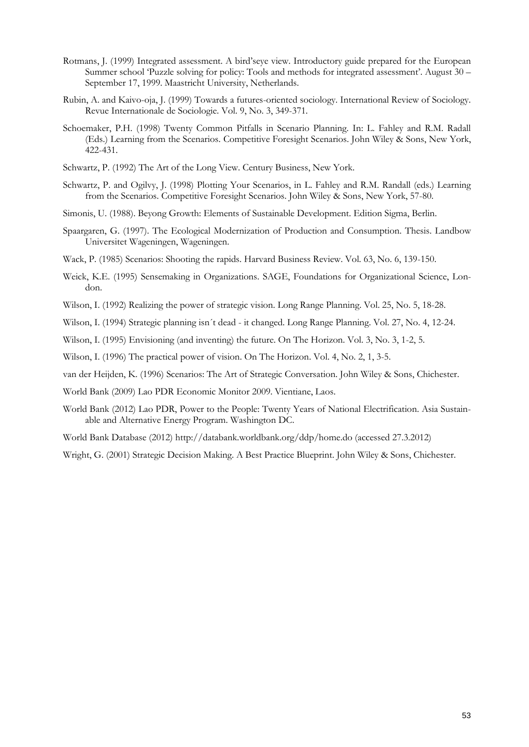Rotmans, J. (1999) Integrated assessment. A bird'seye view. Introductory guide prepared for the European Summer school 'Puzzle solving for policy: Tools and methods for integrated assessment'. August 30 – September 17, 1999. Maastricht University, Netherlands.

Rubin, A. and Kaivo-oja, J. (1999) Towards a futures-oriented sociology. International Review of Sociology. Revue Internationale de Sociologie. Vol. 9, No. 3, 349-371.

Schoemaker, P.H. (1998) Twenty Common Pitfalls in Scenario Planning. In: L. Fahley and R.M. Radall (Eds.) Learning from the Scenarios. Competitive Foresight Scenarios. John Wiley & Sons, New York, 422-431.

Schwartz, P. (1992) The Art of the Long View. Century Business, New York.

Schwartz, P. and Ogilvy, J. (1998) Plotting Your Scenarios, in L. Fahley and R.M. Randall (eds.) Learning from the Scenarios. Competitive Foresight Scenarios. John Wiley & Sons, New York, 57-80.

Simonis, U. (1988). Beyong Growth: Elements of Sustainable Development. Edition Sigma, Berlin.

Spaargaren, G. (1997). The Ecological Modernization of Production and Consumption. Thesis. Landbow Universitet Wageningen, Wageningen.

Wack, P. (1985) Scenarios: Shooting the rapids. Harvard Business Review. Vol. 63, No. 6, 139-150.

Weick, K.E. (1995) Sensemaking in Organizations. SAGE, Foundations for Organizational Science, London.

Wilson, I. (1992) Realizing the power of strategic vision. Long Range Planning. Vol. 25, No. 5, 18-28.

Wilson, I. (1994) Strategic planning isn´t dead - it changed. Long Range Planning. Vol. 27, No. 4, 12-24.

Wilson, I. (1995) Envisioning (and inventing) the future. On The Horizon. Vol. 3, No. 3, 1-2, 5.

Wilson, I. (1996) The practical power of vision. On The Horizon. Vol. 4, No. 2, 1, 3-5.

van der Heijden, K. (1996) Scenarios: The Art of Strategic Conversation. John Wiley & Sons, Chichester.

World Bank (2009) Lao PDR Economic Monitor 2009. Vientiane, Laos.

World Bank (2012) Lao PDR, Power to the People: Twenty Years of National Electrification. Asia Sustainable and Alternative Energy Program. Washington DC.

World Bank Database (2012) http://databank.worldbank.org/ddp/home.do (accessed 27.3.2012)

Wright, G. (2001) Strategic Decision Making. A Best Practice Blueprint. John Wiley & Sons, Chichester.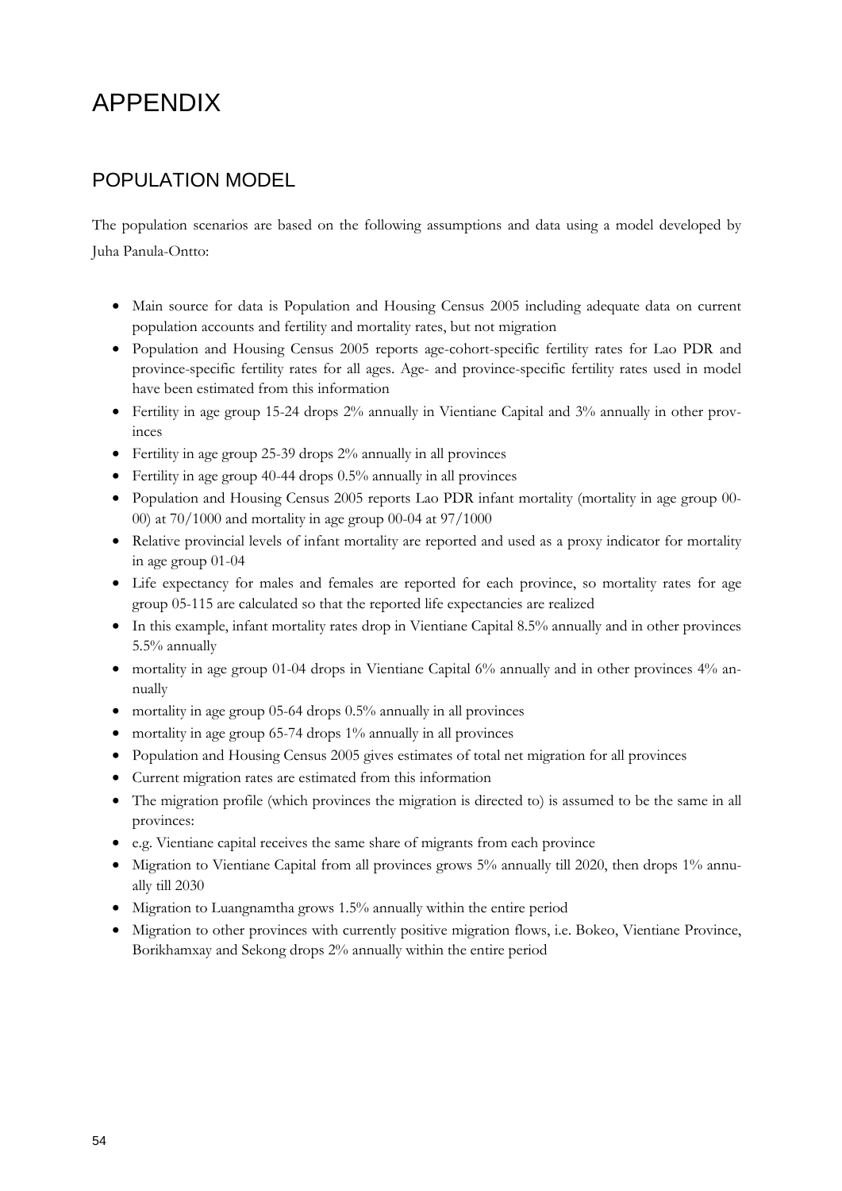# APPENDIX

## POPULATION MODEL

The population scenarios are based on the following assumptions and data using a model developed by Juha Panula-Ontto:

- Main source for data is Population and Housing Census 2005 including adequate data on current population accounts and fertility and mortality rates, but not migration
- Population and Housing Census 2005 reports age-cohort-specific fertility rates for Lao PDR and province-specific fertility rates for all ages. Age- and province-specific fertility rates used in model have been estimated from this information
- Fertility in age group 15-24 drops 2% annually in Vientiane Capital and 3% annually in other provinces
- Fertility in age group 25-39 drops 2% annually in all provinces
- Fertility in age group 40-44 drops 0.5% annually in all provinces
- Population and Housing Census 2005 reports Lao PDR infant mortality (mortality in age group 00-00) at 70/1000 and mortality in age group 00-04 at 97/1000
- Relative provincial levels of infant mortality are reported and used as a proxy indicator for mortality in age group 01-04
- Life expectancy for males and females are reported for each province, so mortality rates for age group 05-115 are calculated so that the reported life expectancies are realized
- In this example, infant mortality rates drop in Vientiane Capital 8.5% annually and in other provinces 5.5% annually
- mortality in age group 01-04 drops in Vientiane Capital 6% annually and in other provinces 4% annually
- mortality in age group 05-64 drops 0.5% annually in all provinces
- mortality in age group 65-74 drops 1% annually in all provinces
- Population and Housing Census 2005 gives estimates of total net migration for all provinces
- Current migration rates are estimated from this information
- The migration profile (which provinces the migration is directed to) is assumed to be the same in all provinces:
- e.g. Vientiane capital receives the same share of migrants from each province
- Migration to Vientiane Capital from all provinces grows 5% annually till 2020, then drops 1% annually till 2030
- Migration to Luangnamtha grows 1.5% annually within the entire period
- Migration to other provinces with currently positive migration flows, i.e. Bokeo, Vientiane Province, Borikhamxay and Sekong drops 2% annually within the entire period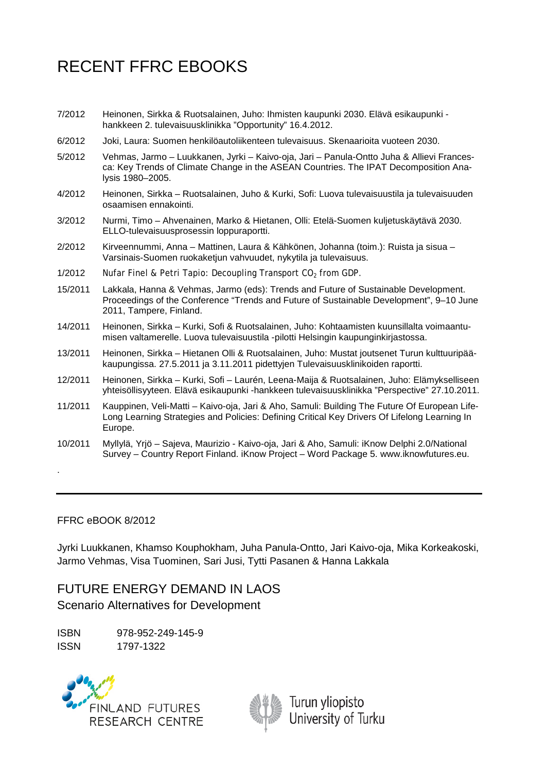# RECENT FFRC EBOOKS

| | |
|---|---|
| 7/2012 | Heinonen, Sirkka & Ruotsalainen, Juho: Ihmisten kaupunki 2030. Elävä esikaupunki -hankkeen 2. tulevaisuusklinikka "Opportunity" 16.4.2012. |
| 6/2012 | Joki, Laura: Suomen henkilöautoliikenteen tulevaisuus. Skenaarioita vuoteen 2030. |
| 5/2012 | Vehmas, Jarmo – Luukkanen, Jyrki – Kaivo-oja, Jari – Panula-Ontto Juha & Allievi Francesca: Key Trends of Climate Change in the ASEAN Countries. The IPAT Decomposition Analysis 1980–2005. |
| 4/2012 | Heinonen, Sirkka – Ruotsalainen, Juho & Kurki, Sofi: Luova tulevaisuustila ja tulevaisuuden osaamisen ennakointi. |
| 3/2012 | Nurmi, Timo – Ahvenainen, Marko & Hietanen, Olli: Etelä-Suomen kuljetuskäytävä 2030. ELLO-tulevaisuusprosessin loppuraportti. |
| 2/2012 | Kirveennummi, Anna – Mattinen, Laura & Kähkönen, Johanna (toim.): Ruista ja sisua – Varsinais-Suomen ruokaketjun vahvuudet, nykytila ja tulevaisuus. |
| 1/2012 | Nufar Finel & Petri Tapio: Decoupling Transport $CO_2$ from GDP. |
| 15/2011 | Lakkala, Hanna & Vehmas, Jarmo (eds): Trends and Future of Sustainable Development. Proceedings of the Conference "Trends and Future of Sustainable Development", 9–10 June 2011, Tampere, Finland. |
| 14/2011 | Heinonen, Sirkka – Kurki, Sofi & Ruotsalainen, Juho: Kohtaamisten kuunsillalta voimaantumisen valtamerelle. Luova tulevaisuustila -pilotti Helsingin kaupunginkirjastossa. |
| 13/2011 | Heinonen, Sirkka – Hietanen Olli & Ruotsalainen, Juho: Mustat joutsenet Turun kulttuuripääkaupungissa. 27.5.2011 ja 3.11.2011 pidettyjen Tulevaisuusklinikoiden raportti. |
| 12/2011 | Heinonen, Sirkka – Kurki, Sofi – Laurén, Leena-Maija & Ruotsalainen, Juho: Elämykselliseen yhteisöllisyyteen. Elävä esikaupunki -hankkeen tulevaisuusklinikka "Perspective" 27.10.2011. |
| 11/2011 | Kauppinen, Veli-Matti – Kaivo-oja, Jari & Aho, Samuli: Building The Future Of European Life-Long Learning Strategies and Policies: Defining Critical Key Drivers Of Lifelong Learning In Europe. |
| 10/2011 | Myllylä, Yrjö – Sajeva, Maurizio - Kaivo-oja, Jari & Aho, Samuli: iKnow Delphi 2.0/National Survey – Country Report Finland. iKnow Project – Word Package 5. www.iknowfutures.eu. |

.

---

FFRC eBOOK 8/2012

Jyrki Luukkanen, Khamso Kouphokham, Juha Panula-Ontto, Jari Kaivo-oja, Mika Korkeakoski, Jarmo Vehmas, Visa Tuominen, Sari Jusi, Tytti Pasanen & Hanna Lakkala

## FUTURE ENERGY DEMAND IN LAOS

Scenario Alternatives for Development

ISBN 978-952-249-145-9
ISSN 1797-1322

FINLAND FUTURES RESEARCH CENTRE

Turun yliopisto
University of Turku